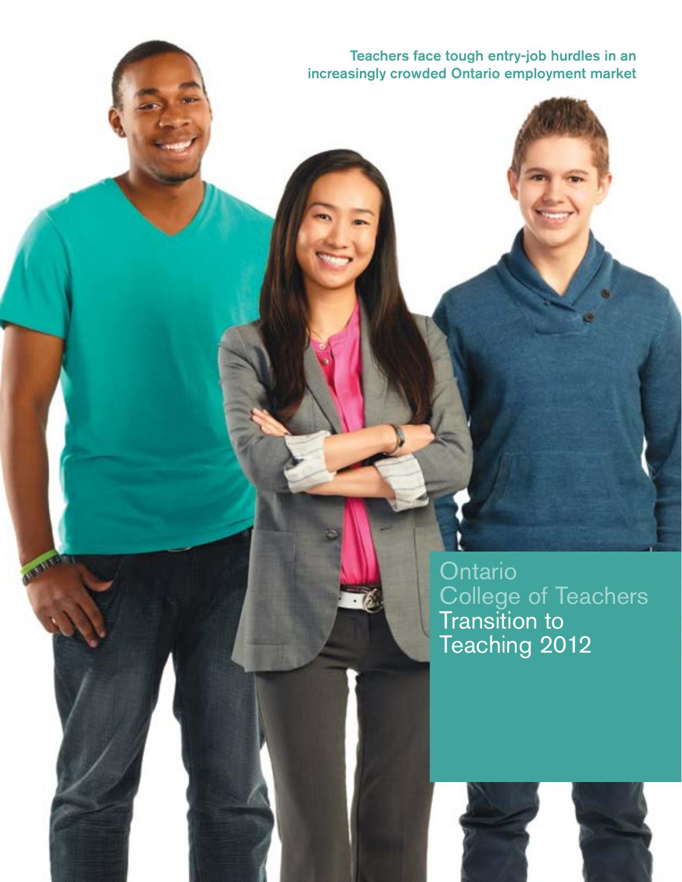Teachers face tough entry-job hurdles in an increasingly crowded Ontario employment market

Ontario
College of Teachers

# Transition to Teaching 2012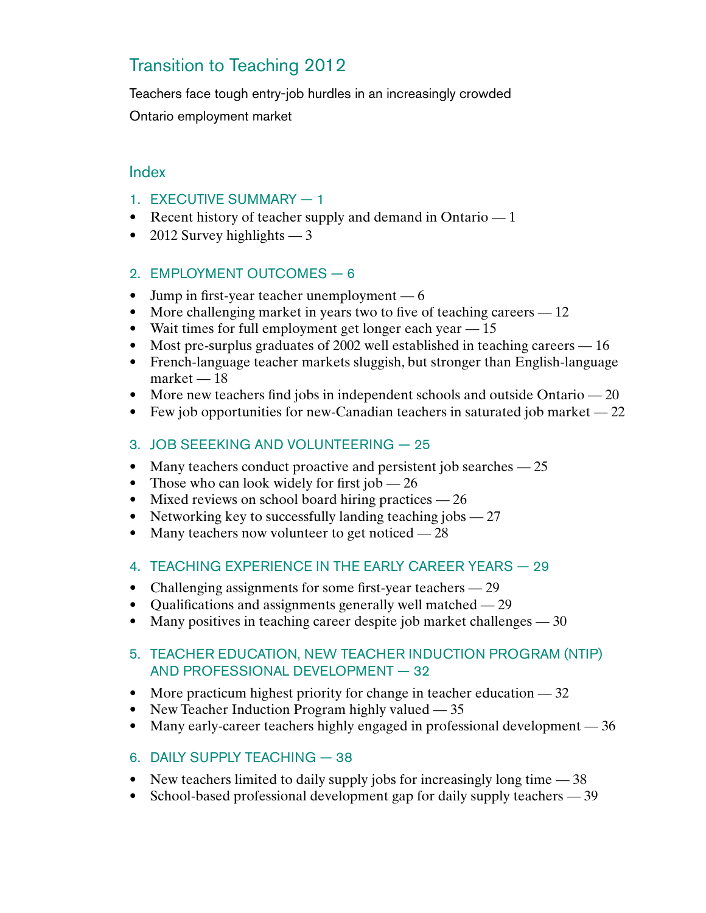# Transition to Teaching 2012

Teachers face tough entry-job hurdles in an increasingly crowded Ontario employment market

## Index

### 1. EXECUTIVE SUMMARY — 1

- Recent history of teacher supply and demand in Ontario — 1
- 2012 Survey highlights — 3

### 2. EMPLOYMENT OUTCOMES — 6

- Jump in first-year teacher unemployment — 6
- More challenging market in years two to five of teaching careers — 12
- Wait times for full employment get longer each year — 15
- Most pre-surplus graduates of 2002 well established in teaching careers — 16
- French-language teacher markets sluggish, but stronger than English-language market — 18
- More new teachers find jobs in independent schools and outside Ontario — 20
- Few job opportunities for new-Canadian teachers in saturated job market — 22

### 3. JOB SEEEKING AND VOLUNTEERING — 25

- Many teachers conduct proactive and persistent job searches — 25
- Those who can look widely for first job — 26
- Mixed reviews on school board hiring practices — 26
- Networking key to successfully landing teaching jobs — 27
- Many teachers now volunteer to get noticed — 28

### 4. TEACHING EXPERIENCE IN THE EARLY CAREER YEARS — 29

- Challenging assignments for some first-year teachers — 29
- Qualifications and assignments generally well matched — 29
- Many positives in teaching career despite job market challenges — 30

### 5. TEACHER EDUCATION, NEW TEACHER INDUCTION PROGRAM (NTIP) AND PROFESSIONAL DEVELOPMENT — 32

- More practicum highest priority for change in teacher education — 32
- New Teacher Induction Program highly valued — 35
- Many early-career teachers highly engaged in professional development — 36

### 6. DAILY SUPPLY TEACHING — 38

- New teachers limited to daily supply jobs for increasingly long time — 38
- School-based professional development gap for daily supply teachers — 39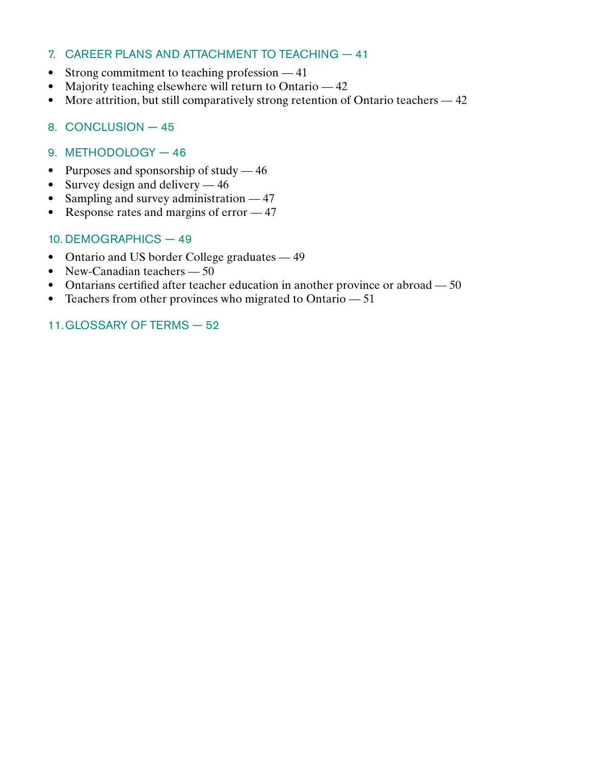## 7. CAREER PLANS AND ATTACHMENT TO TEACHING — 41

- Strong commitment to teaching profession — 41
- Majority teaching elsewhere will return to Ontario — 42
- More attrition, but still comparatively strong retention of Ontario teachers — 42

## 8. CONCLUSION — 45

## 9. METHODOLOGY — 46

- Purposes and sponsorship of study — 46
- Survey design and delivery — 46
- Sampling and survey administration — 47
- Response rates and margins of error — 47

## 10. DEMOGRAPHICS — 49

- Ontario and US border College graduates — 49
- New-Canadian teachers — 50
- Ontarians certified after teacher education in another province or abroad — 50
- Teachers from other provinces who migrated to Ontario — 51

## 11. GLOSSARY OF TERMS — 52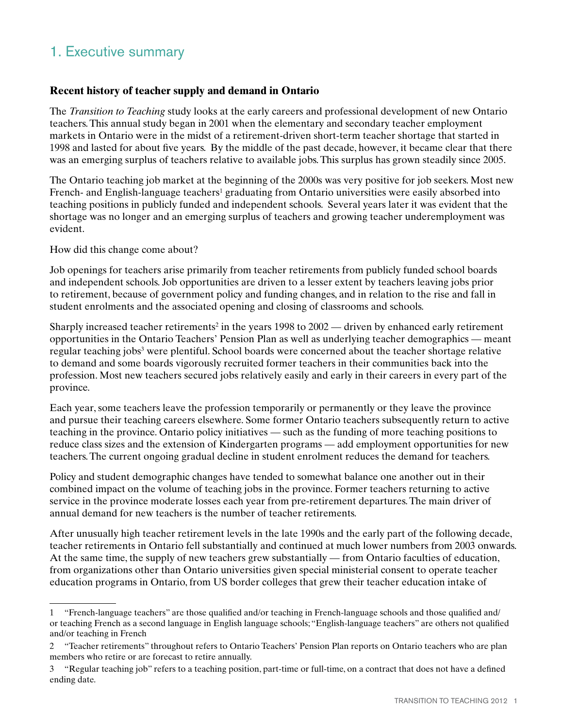# 1. Executive summary

### Recent history of teacher supply and demand in Ontario

The *Transition to Teaching* study looks at the early careers and professional development of new Ontario teachers. This annual study began in 2001 when the elementary and secondary teacher employment markets in Ontario were in the midst of a retirement-driven short-term teacher shortage that started in 1998 and lasted for about five years. By the middle of the past decade, however, it became clear that there was an emerging surplus of teachers relative to available jobs. This surplus has grown steadily since 2005.

The Ontario teaching job market at the beginning of the 2000s was very positive for job seekers. Most new French- and English-language teachers[1] graduating from Ontario universities were easily absorbed into teaching positions in publicly funded and independent schools. Several years later it was evident that the shortage was no longer and an emerging surplus of teachers and growing teacher underemployment was evident.

How did this change come about?

Job openings for teachers arise primarily from teacher retirements from publicly funded school boards and independent schools. Job opportunities are driven to a lesser extent by teachers leaving jobs prior to retirement, because of government policy and funding changes, and in relation to the rise and fall in student enrolments and the associated opening and closing of classrooms and schools.

Sharply increased teacher retirements[2] in the years 1998 to 2002 — driven by enhanced early retirement opportunities in the Ontario Teachers' Pension Plan as well as underlying teacher demographics — meant regular teaching jobs[3] were plentiful. School boards were concerned about the teacher shortage relative to demand and some boards vigorously recruited former teachers in their communities back into the profession. Most new teachers secured jobs relatively easily and early in their careers in every part of the province.

Each year, some teachers leave the profession temporarily or permanently or they leave the province and pursue their teaching careers elsewhere. Some former Ontario teachers subsequently return to active teaching in the province. Ontario policy initiatives — such as the funding of more teaching positions to reduce class sizes and the extension of Kindergarten programs — add employment opportunities for new teachers. The current ongoing gradual decline in student enrolment reduces the demand for teachers.

Policy and student demographic changes have tended to somewhat balance one another out in their combined impact on the volume of teaching jobs in the province. Former teachers returning to active service in the province moderate losses each year from pre-retirement departures. The main driver of annual demand for new teachers is the number of teacher retirements.

After unusually high teacher retirement levels in the late 1990s and the early part of the following decade, teacher retirements in Ontario fell substantially and continued at much lower numbers from 2003 onwards. At the same time, the supply of new teachers grew substantially — from Ontario faculties of education, from organizations other than Ontario universities given special ministerial consent to operate teacher education programs in Ontario, from US border colleges that grew their teacher education intake of

---

1 "French-language teachers" are those qualified and/or teaching in French-language schools and those qualified and/or teaching French as a second language in English language schools; "English-language teachers" are others not qualified and/or teaching in French

2 "Teacher retirements" throughout refers to Ontario Teachers' Pension Plan reports on Ontario teachers who are plan members who retire or are forecast to retire annually.

3 "Regular teaching job" refers to a teaching position, part-time or full-time, on a contract that does not have a defined ending date.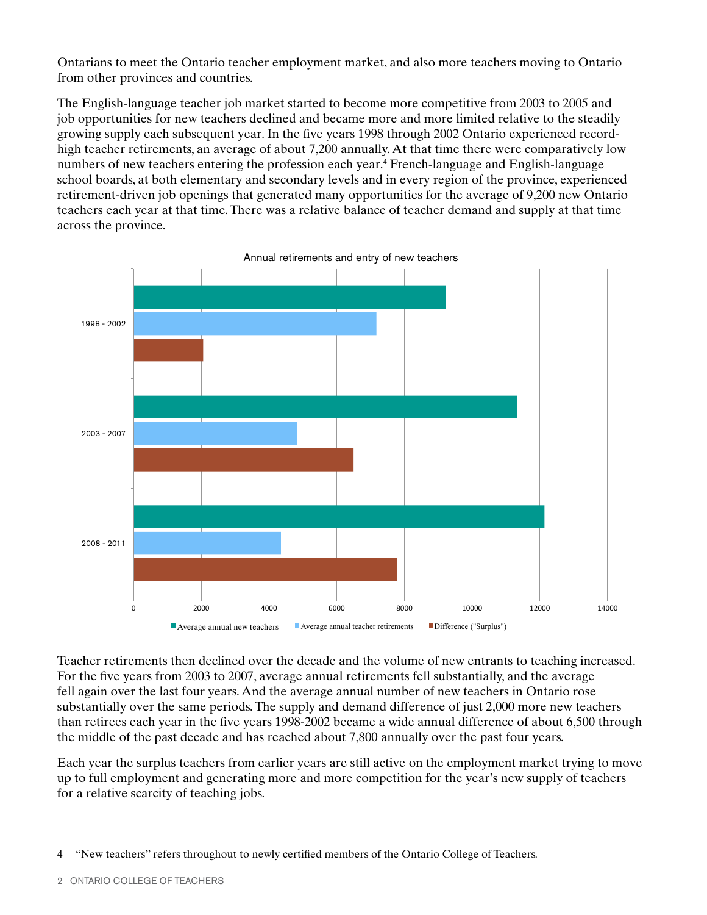Ontarians to meet the Ontario teacher employment market, and also more teachers moving to Ontario from other provinces and countries.

The English-language teacher job market started to become more competitive from 2003 to 2005 and job opportunities for new teachers declined and became more and more limited relative to the steadily growing supply each subsequent year. In the five years 1998 through 2002 Ontario experienced record-high teacher retirements, an average of about 7,200 annually. At that time there were comparatively low numbers of new teachers entering the profession each year.[4] French-language and English-language school boards, at both elementary and secondary levels and in every region of the province, experienced retirement-driven job openings that generated many opportunities for the average of 9,200 new Ontario teachers each year at that time. There was a relative balance of teacher demand and supply at that time across the province.

Annual retirements and entry of new teachers

Teacher retirements then declined over the decade and the volume of new entrants to teaching increased. For the five years from 2003 to 2007, average annual retirements fell substantially, and the average fell again over the last four years. And the average annual number of new teachers in Ontario rose substantially over the same periods. The supply and demand difference of just 2,000 more new teachers than retirees each year in the five years 1998-2002 became a wide annual difference of about 6,500 through the middle of the past decade and has reached about 7,800 annually over the past four years.

Each year the surplus teachers from earlier years are still active on the employment market trying to move up to full employment and generating more and more competition for the year's new supply of teachers for a relative scarcity of teaching jobs.

---

4 "New teachers" refers throughout to newly certified members of the Ontario College of Teachers.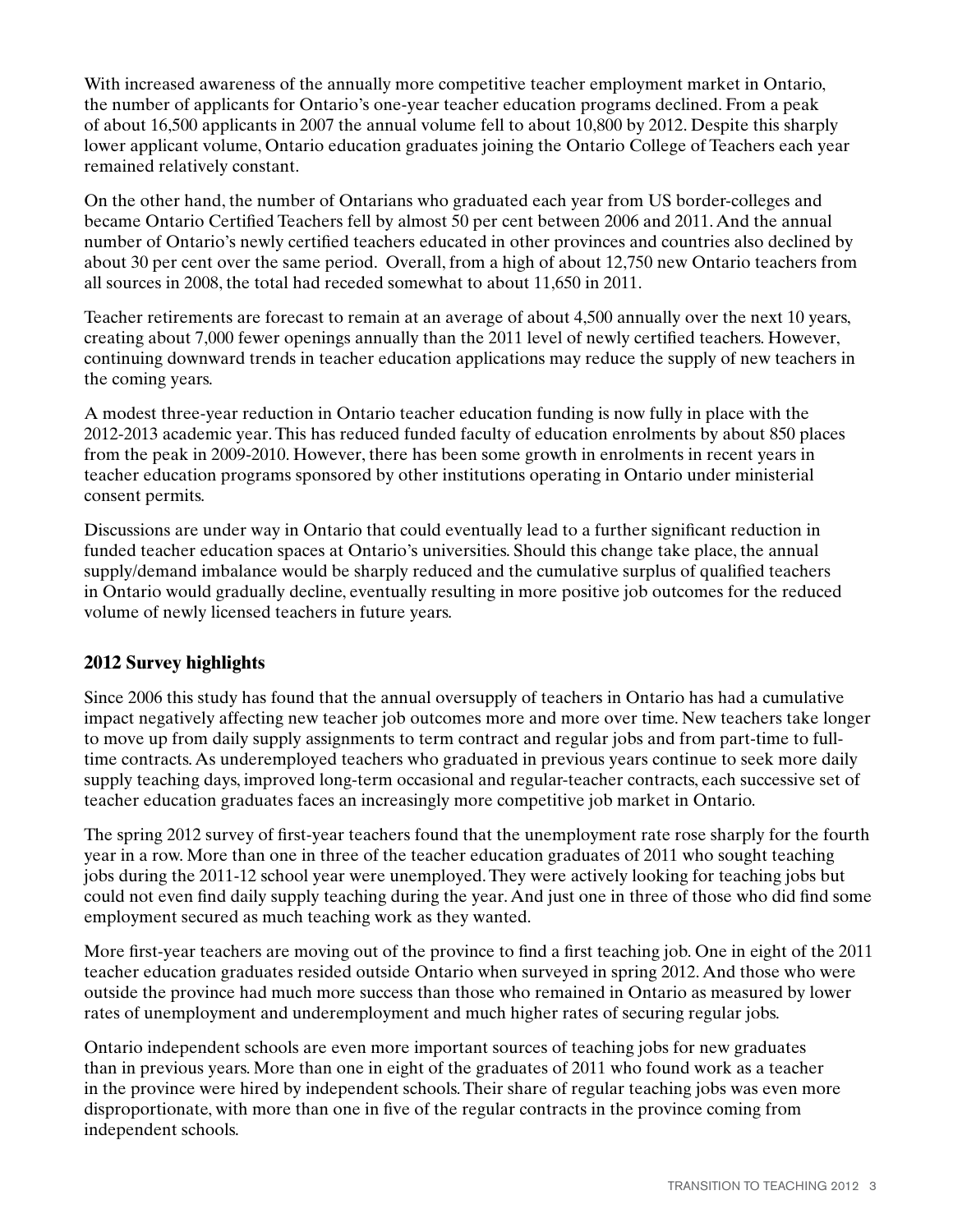With increased awareness of the annually more competitive teacher employment market in Ontario, the number of applicants for Ontario's one-year teacher education programs declined. From a peak of about 16,500 applicants in 2007 the annual volume fell to about 10,800 by 2012. Despite this sharply lower applicant volume, Ontario education graduates joining the Ontario College of Teachers each year remained relatively constant.

On the other hand, the number of Ontarians who graduated each year from US border-colleges and became Ontario Certified Teachers fell by almost 50 per cent between 2006 and 2011. And the annual number of Ontario's newly certified teachers educated in other provinces and countries also declined by about 30 per cent over the same period. Overall, from a high of about 12,750 new Ontario teachers from all sources in 2008, the total had receded somewhat to about 11,650 in 2011.

Teacher retirements are forecast to remain at an average of about 4,500 annually over the next 10 years, creating about 7,000 fewer openings annually than the 2011 level of newly certified teachers. However, continuing downward trends in teacher education applications may reduce the supply of new teachers in the coming years.

A modest three-year reduction in Ontario teacher education funding is now fully in place with the 2012-2013 academic year. This has reduced funded faculty of education enrolments by about 850 places from the peak in 2009-2010. However, there has been some growth in enrolments in recent years in teacher education programs sponsored by other institutions operating in Ontario under ministerial consent permits.

Discussions are under way in Ontario that could eventually lead to a further significant reduction in funded teacher education spaces at Ontario's universities. Should this change take place, the annual supply/demand imbalance would be sharply reduced and the cumulative surplus of qualified teachers in Ontario would gradually decline, eventually resulting in more positive job outcomes for the reduced volume of newly licensed teachers in future years.

## 2012 Survey highlights

Since 2006 this study has found that the annual oversupply of teachers in Ontario has had a cumulative impact negatively affecting new teacher job outcomes more and more over time. New teachers take longer to move up from daily supply assignments to term contract and regular jobs and from part-time to full-time contracts. As underemployed teachers who graduated in previous years continue to seek more daily supply teaching days, improved long-term occasional and regular-teacher contracts, each successive set of teacher education graduates faces an increasingly more competitive job market in Ontario.

The spring 2012 survey of first-year teachers found that the unemployment rate rose sharply for the fourth year in a row. More than one in three of the teacher education graduates of 2011 who sought teaching jobs during the 2011-12 school year were unemployed. They were actively looking for teaching jobs but could not even find daily supply teaching during the year. And just one in three of those who did find some employment secured as much teaching work as they wanted.

More first-year teachers are moving out of the province to find a first teaching job. One in eight of the 2011 teacher education graduates resided outside Ontario when surveyed in spring 2012. And those who were outside the province had much more success than those who remained in Ontario as measured by lower rates of unemployment and underemployment and much higher rates of securing regular jobs.

Ontario independent schools are even more important sources of teaching jobs for new graduates than in previous years. More than one in eight of the graduates of 2011 who found work as a teacher in the province were hired by independent schools. Their share of regular teaching jobs was even more disproportionate, with more than one in five of the regular contracts in the province coming from independent schools.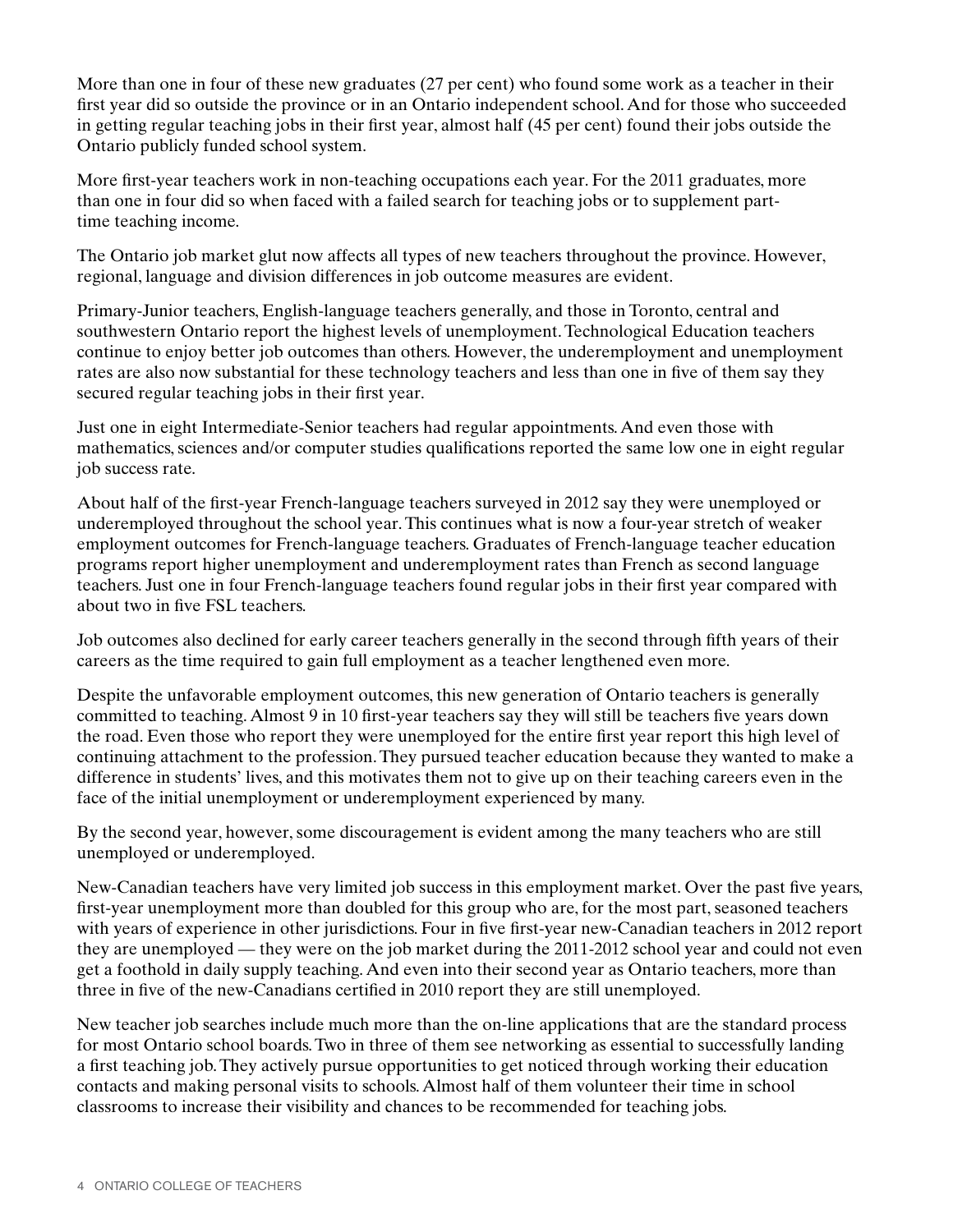More than one in four of these new graduates (27 per cent) who found some work as a teacher in their first year did so outside the province or in an Ontario independent school. And for those who succeeded in getting regular teaching jobs in their first year, almost half (45 per cent) found their jobs outside the Ontario publicly funded school system.

More first-year teachers work in non-teaching occupations each year. For the 2011 graduates, more than one in four did so when faced with a failed search for teaching jobs or to supplement part-time teaching income.

The Ontario job market glut now affects all types of new teachers throughout the province. However, regional, language and division differences in job outcome measures are evident.

Primary-Junior teachers, English-language teachers generally, and those in Toronto, central and southwestern Ontario report the highest levels of unemployment. Technological Education teachers continue to enjoy better job outcomes than others. However, the underemployment and unemployment rates are also now substantial for these technology teachers and less than one in five of them say they secured regular teaching jobs in their first year.

Just one in eight Intermediate-Senior teachers had regular appointments. And even those with mathematics, sciences and/or computer studies qualifications reported the same low one in eight regular job success rate.

About half of the first-year French-language teachers surveyed in 2012 say they were unemployed or underemployed throughout the school year. This continues what is now a four-year stretch of weaker employment outcomes for French-language teachers. Graduates of French-language teacher education programs report higher unemployment and underemployment rates than French as second language teachers. Just one in four French-language teachers found regular jobs in their first year compared with about two in five FSL teachers.

Job outcomes also declined for early career teachers generally in the second through fifth years of their careers as the time required to gain full employment as a teacher lengthened even more.

Despite the unfavorable employment outcomes, this new generation of Ontario teachers is generally committed to teaching. Almost 9 in 10 first-year teachers say they will still be teachers five years down the road. Even those who report they were unemployed for the entire first year report this high level of continuing attachment to the profession. They pursued teacher education because they wanted to make a difference in students' lives, and this motivates them not to give up on their teaching careers even in the face of the initial unemployment or underemployment experienced by many.

By the second year, however, some discouragement is evident among the many teachers who are still unemployed or underemployed.

New-Canadian teachers have very limited job success in this employment market. Over the past five years, first-year unemployment more than doubled for this group who are, for the most part, seasoned teachers with years of experience in other jurisdictions. Four in five first-year new-Canadian teachers in 2012 report they are unemployed — they were on the job market during the 2011-2012 school year and could not even get a foothold in daily supply teaching. And even into their second year as Ontario teachers, more than three in five of the new-Canadians certified in 2010 report they are still unemployed.

New teacher job searches include much more than the on-line applications that are the standard process for most Ontario school boards. Two in three of them see networking as essential to successfully landing a first teaching job. They actively pursue opportunities to get noticed through working their education contacts and making personal visits to schools. Almost half of them volunteer their time in school classrooms to increase their visibility and chances to be recommended for teaching jobs.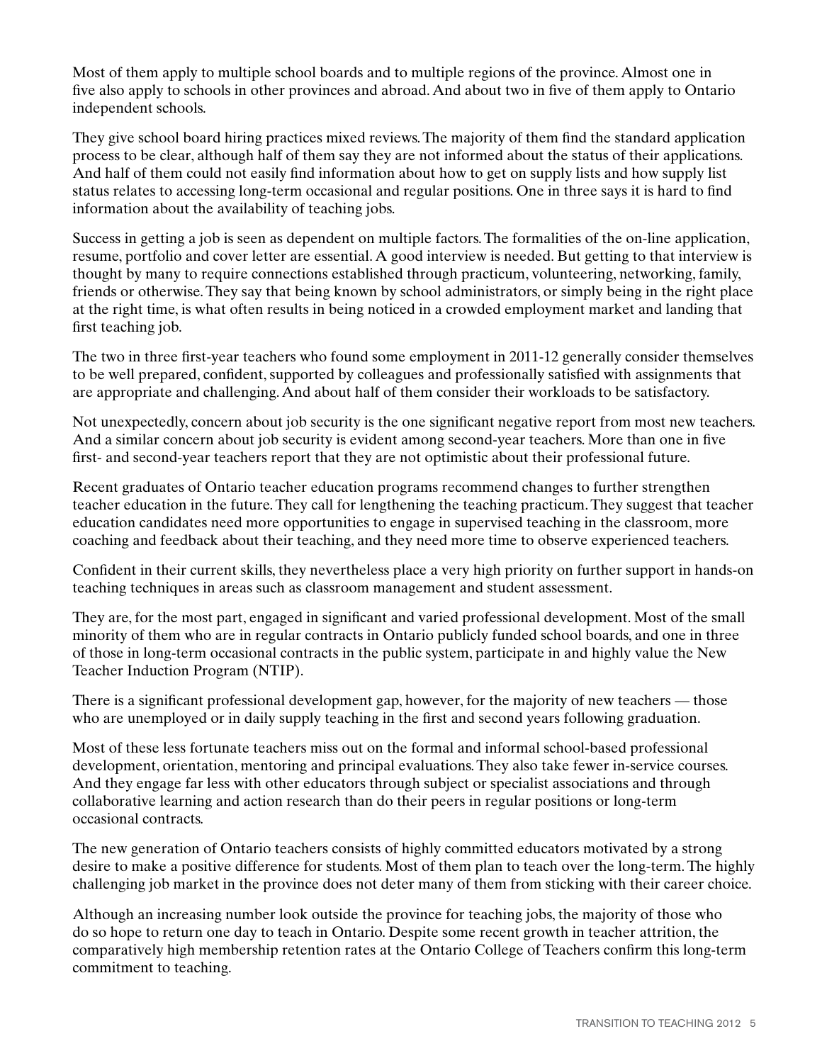Most of them apply to multiple school boards and to multiple regions of the province. Almost one in five also apply to schools in other provinces and abroad. And about two in five of them apply to Ontario independent schools.

They give school board hiring practices mixed reviews. The majority of them find the standard application process to be clear, although half of them say they are not informed about the status of their applications. And half of them could not easily find information about how to get on supply lists and how supply list status relates to accessing long-term occasional and regular positions. One in three says it is hard to find information about the availability of teaching jobs.

Success in getting a job is seen as dependent on multiple factors. The formalities of the on-line application, resume, portfolio and cover letter are essential. A good interview is needed. But getting to that interview is thought by many to require connections established through practicum, volunteering, networking, family, friends or otherwise. They say that being known by school administrators, or simply being in the right place at the right time, is what often results in being noticed in a crowded employment market and landing that first teaching job.

The two in three first-year teachers who found some employment in 2011-12 generally consider themselves to be well prepared, confident, supported by colleagues and professionally satisfied with assignments that are appropriate and challenging. And about half of them consider their workloads to be satisfactory.

Not unexpectedly, concern about job security is the one significant negative report from most new teachers. And a similar concern about job security is evident among second-year teachers. More than one in five first- and second-year teachers report that they are not optimistic about their professional future.

Recent graduates of Ontario teacher education programs recommend changes to further strengthen teacher education in the future. They call for lengthening the teaching practicum. They suggest that teacher education candidates need more opportunities to engage in supervised teaching in the classroom, more coaching and feedback about their teaching, and they need more time to observe experienced teachers.

Confident in their current skills, they nevertheless place a very high priority on further support in hands-on teaching techniques in areas such as classroom management and student assessment.

They are, for the most part, engaged in significant and varied professional development. Most of the small minority of them who are in regular contracts in Ontario publicly funded school boards, and one in three of those in long-term occasional contracts in the public system, participate in and highly value the New Teacher Induction Program (NTIP).

There is a significant professional development gap, however, for the majority of new teachers — those who are unemployed or in daily supply teaching in the first and second years following graduation.

Most of these less fortunate teachers miss out on the formal and informal school-based professional development, orientation, mentoring and principal evaluations. They also take fewer in-service courses. And they engage far less with other educators through subject or specialist associations and through collaborative learning and action research than do their peers in regular positions or long-term occasional contracts.

The new generation of Ontario teachers consists of highly committed educators motivated by a strong desire to make a positive difference for students. Most of them plan to teach over the long-term. The highly challenging job market in the province does not deter many of them from sticking with their career choice.

Although an increasing number look outside the province for teaching jobs, the majority of those who do so hope to return one day to teach in Ontario. Despite some recent growth in teacher attrition, the comparatively high membership retention rates at the Ontario College of Teachers confirm this long-term commitment to teaching.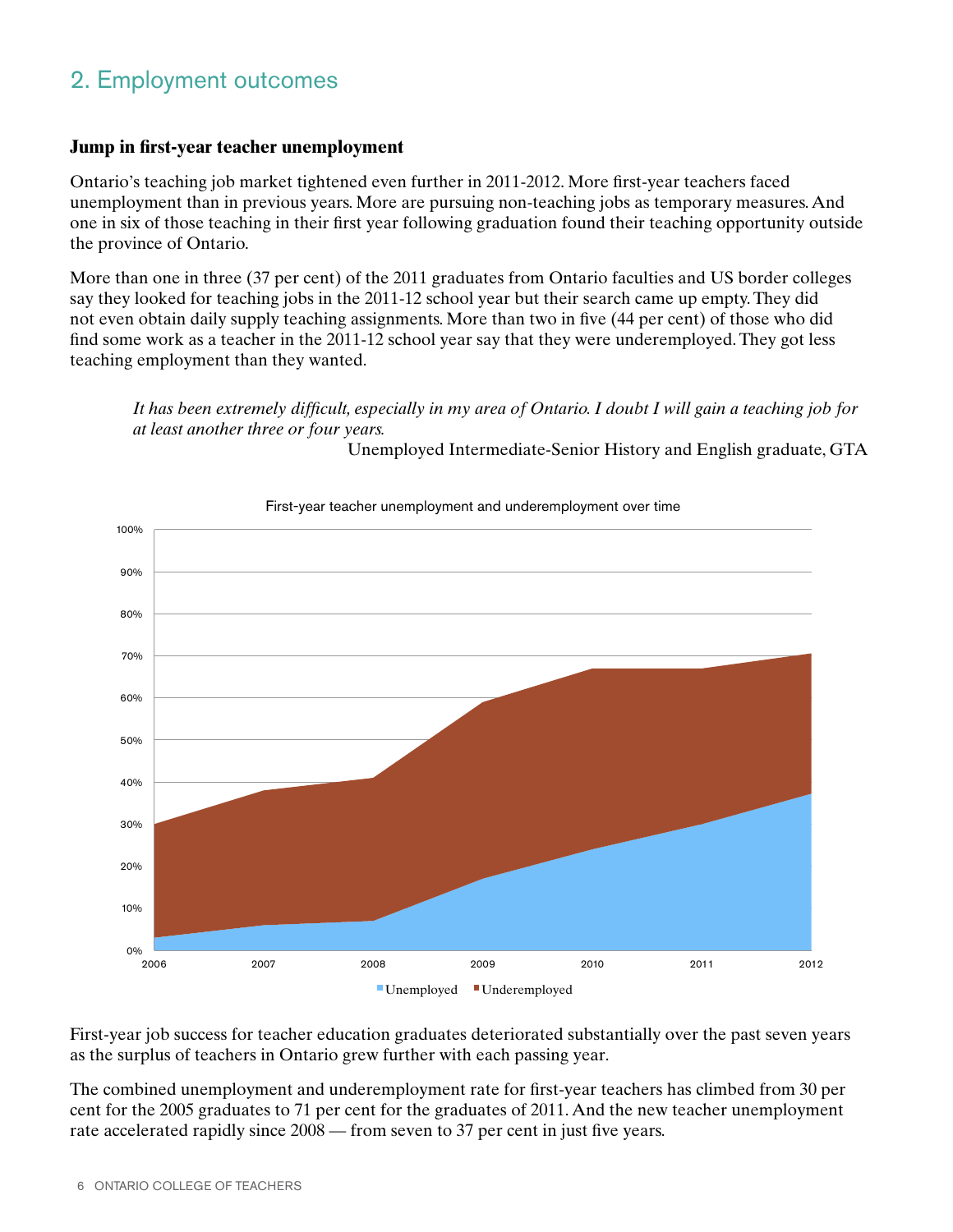## 2. Employment outcomes

### Jump in first-year teacher unemployment

Ontario's teaching job market tightened even further in 2011-2012. More first-year teachers faced unemployment than in previous years. More are pursuing non-teaching jobs as temporary measures. And one in six of those teaching in their first year following graduation found their teaching opportunity outside the province of Ontario.

More than one in three (37 per cent) of the 2011 graduates from Ontario faculties and US border colleges say they looked for teaching jobs in the 2011-12 school year but their search came up empty. They did not even obtain daily supply teaching assignments. More than two in five (44 per cent) of those who did find some work as a teacher in the 2011-12 school year say that they were underemployed. They got less teaching employment than they wanted.

> *It has been extremely difficult, especially in my area of Ontario. I doubt I will gain a teaching job for at least another three or four years.*
>
> Unemployed Intermediate-Senior History and English graduate, GTA

First-year teacher unemployment and underemployment over time

First-year job success for teacher education graduates deteriorated substantially over the past seven years as the surplus of teachers in Ontario grew further with each passing year.

The combined unemployment and underemployment rate for first-year teachers has climbed from 30 per cent for the 2005 graduates to 71 per cent for the graduates of 2011. And the new teacher unemployment rate accelerated rapidly since 2008 — from seven to 37 per cent in just five years.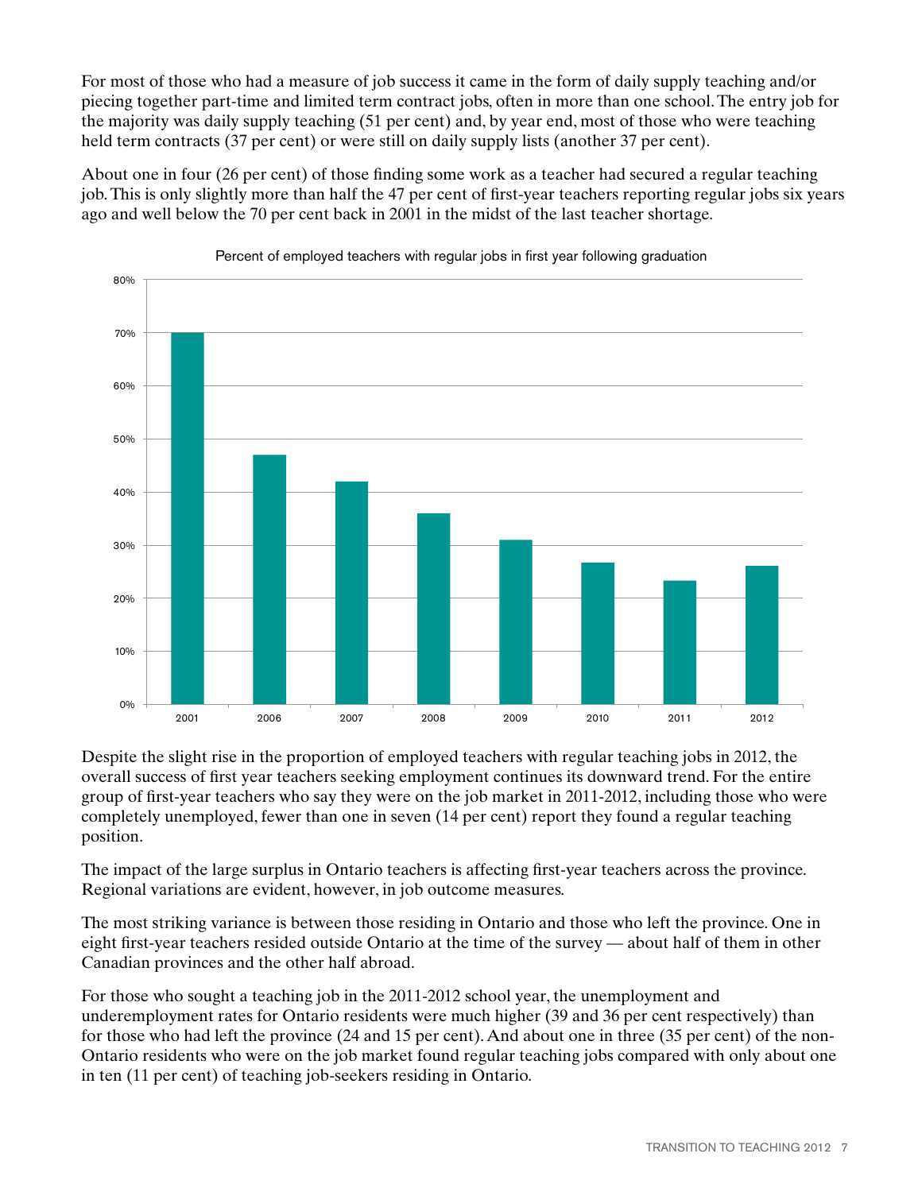For most of those who had a measure of job success it came in the form of daily supply teaching and/or piecing together part-time and limited term contract jobs, often in more than one school. The entry job for the majority was daily supply teaching (51 per cent) and, by year end, most of those who were teaching held term contracts (37 per cent) or were still on daily supply lists (another 37 per cent).

About one in four (26 per cent) of those finding some work as a teacher had secured a regular teaching job. This is only slightly more than half the 47 per cent of first-year teachers reporting regular jobs six years ago and well below the 70 per cent back in 2001 in the midst of the last teacher shortage.

Percent of employed teachers with regular jobs in first year following graduation

Despite the slight rise in the proportion of employed teachers with regular teaching jobs in 2012, the overall success of first year teachers seeking employment continues its downward trend. For the entire group of first-year teachers who say they were on the job market in 2011-2012, including those who were completely unemployed, fewer than one in seven (14 per cent) report they found a regular teaching position.

The impact of the large surplus in Ontario teachers is affecting first-year teachers across the province. Regional variations are evident, however, in job outcome measures.

The most striking variance is between those residing in Ontario and those who left the province. One in eight first-year teachers resided outside Ontario at the time of the survey — about half of them in other Canadian provinces and the other half abroad.

For those who sought a teaching job in the 2011-2012 school year, the unemployment and underemployment rates for Ontario residents were much higher (39 and 36 per cent respectively) than for those who had left the province (24 and 15 per cent). And about one in three (35 per cent) of the non-Ontario residents who were on the job market found regular teaching jobs compared with only about one in ten (11 per cent) of teaching job-seekers residing in Ontario.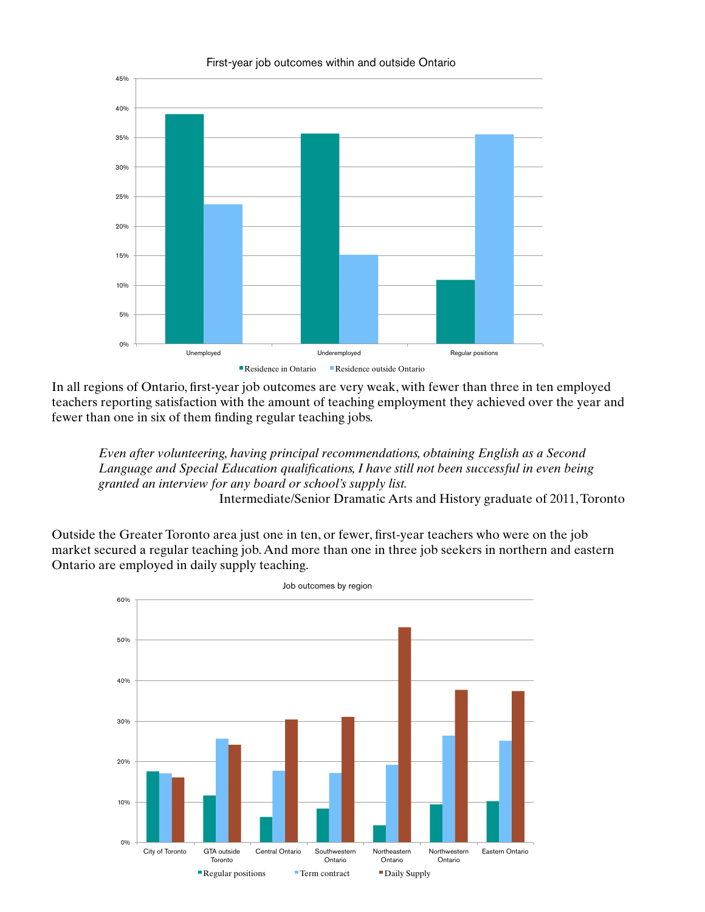First-year job outcomes within and outside Ontario

In all regions of Ontario, first-year job outcomes are very weak, with fewer than three in ten employed teachers reporting satisfaction with the amount of teaching employment they achieved over the year and fewer than one in six of them finding regular teaching jobs.

> *Even after volunteering, having principal recommendations, obtaining English as a Second Language and Special Education qualifications, I have still not been successful in even being granted an interview for any board or school's supply list.*
>
> Intermediate/Senior Dramatic Arts and History graduate of 2011, Toronto

Outside the Greater Toronto area just one in ten, or fewer, first-year teachers who were on the job market secured a regular teaching job. And more than one in three job seekers in northern and eastern Ontario are employed in daily supply teaching.

Job outcomes by region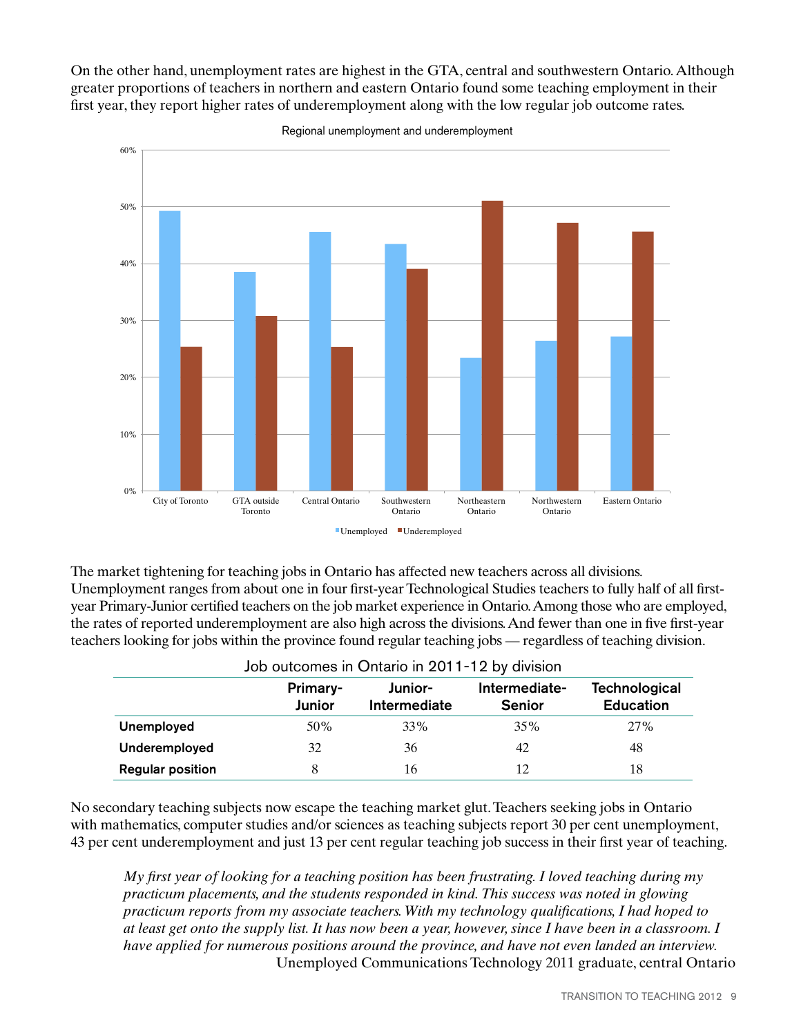On the other hand, unemployment rates are highest in the GTA, central and southwestern Ontario. Although greater proportions of teachers in northern and eastern Ontario found some teaching employment in their first year, they report higher rates of underemployment along with the low regular job outcome rates.

Regional unemployment and underemployment

The market tightening for teaching jobs in Ontario has affected new teachers across all divisions. Unemployment ranges from about one in four first-year Technological Studies teachers to fully half of all first-year Primary-Junior certified teachers on the job market experience in Ontario. Among those who are employed, the rates of reported underemployment are also high across the divisions. And fewer than one in five first-year teachers looking for jobs within the province found regular teaching jobs — regardless of teaching division.

Job outcomes in Ontario in 2011-12 by division

| | Primary-Junior | Junior-Intermediate | Intermediate-Senior | Technological Education |
|---|---|---|---|---|
| **Unemployed** | 50% | 33% | 35% | 27% |
| **Underemployed** | 32 | 36 | 42 | 48 |
| **Regular position** | 8 | 16 | 12 | 18 |

No secondary teaching subjects now escape the teaching market glut. Teachers seeking jobs in Ontario with mathematics, computer studies and/or sciences as teaching subjects report 30 per cent unemployment, 43 per cent underemployment and just 13 per cent regular teaching job success in their first year of teaching.

> *My first year of looking for a teaching position has been frustrating. I loved teaching during my practicum placements, and the students responded in kind. This success was noted in glowing practicum reports from my associate teachers. With my technology qualifications, I had hoped to at least get onto the supply list. It has now been a year, however, since I have been in a classroom. I have applied for numerous positions around the province, and have not even landed an interview.*
>
> Unemployed Communications Technology 2011 graduate, central Ontario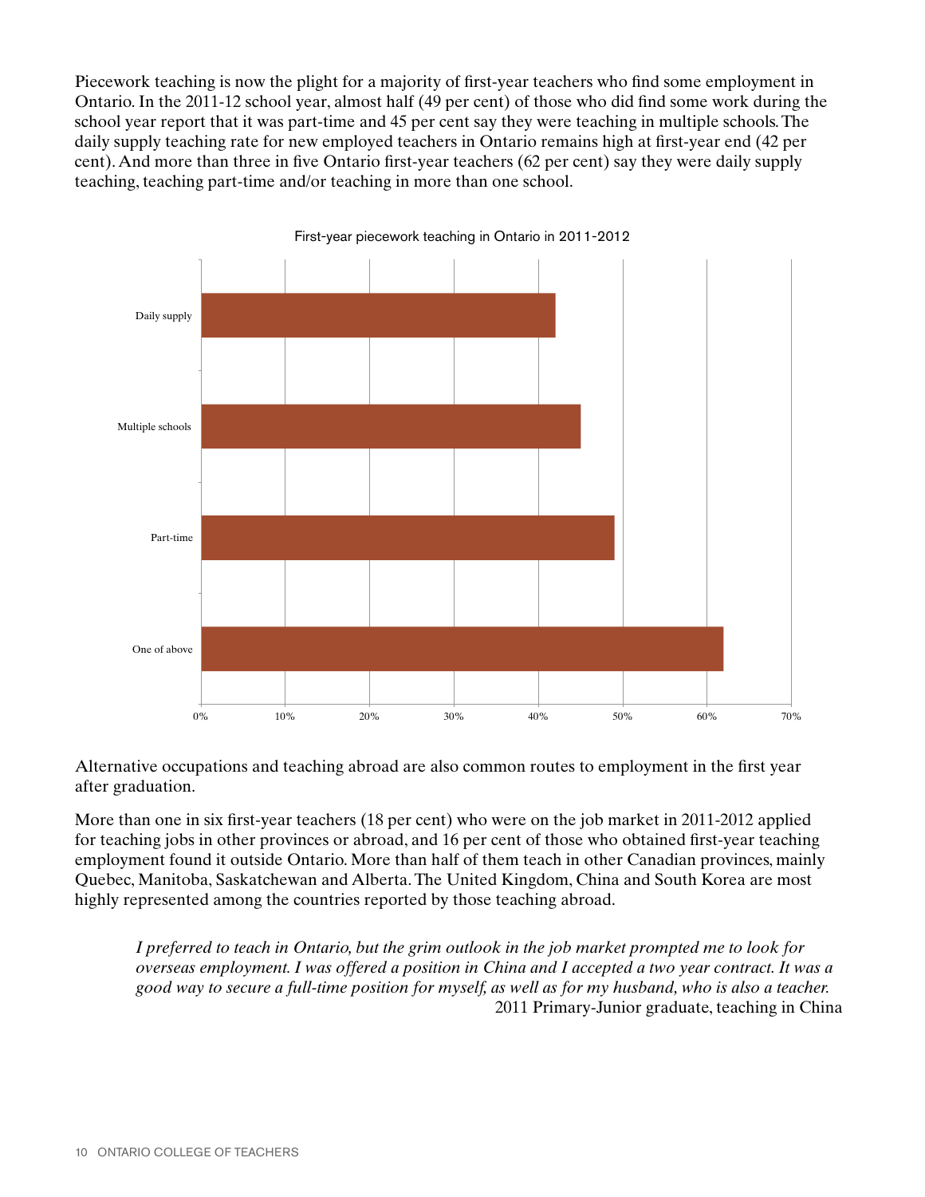Piecework teaching is now the plight for a majority of first-year teachers who find some employment in Ontario. In the 2011-12 school year, almost half (49 per cent) of those who did find some work during the school year report that it was part-time and 45 per cent say they were teaching in multiple schools. The daily supply teaching rate for new employed teachers in Ontario remains high at first-year end (42 per cent). And more than three in five Ontario first-year teachers (62 per cent) say they were daily supply teaching, teaching part-time and/or teaching in more than one school.

First-year piecework teaching in Ontario in 2011-2012

| Category | Per cent |
|---|---|
| Daily supply | 42% |
| Multiple schools | 45% |
| Part-time | 49% |
| One of above | 62% |

Alternative occupations and teaching abroad are also common routes to employment in the first year after graduation.

More than one in six first-year teachers (18 per cent) who were on the job market in 2011-2012 applied for teaching jobs in other provinces or abroad, and 16 per cent of those who obtained first-year teaching employment found it outside Ontario. More than half of them teach in other Canadian provinces, mainly Quebec, Manitoba, Saskatchewan and Alberta. The United Kingdom, China and South Korea are most highly represented among the countries reported by those teaching abroad.

> *I preferred to teach in Ontario, but the grim outlook in the job market prompted me to look for overseas employment. I was offered a position in China and I accepted a two year contract. It was a good way to secure a full-time position for myself, as well as for my husband, who is also a teacher.*
>
> 2011 Primary-Junior graduate, teaching in China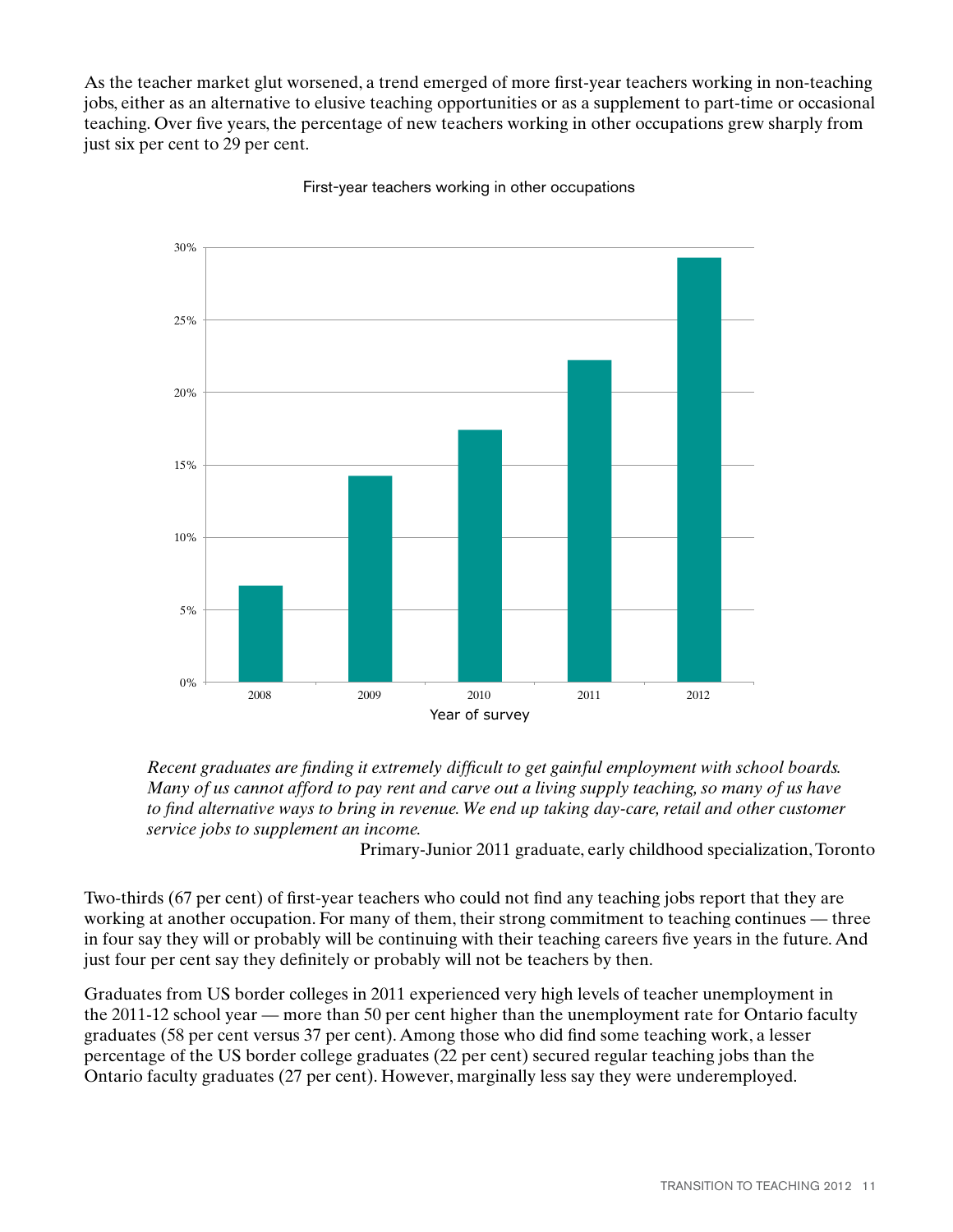As the teacher market glut worsened, a trend emerged of more first-year teachers working in non-teaching jobs, either as an alternative to elusive teaching opportunities or as a supplement to part-time or occasional teaching. Over five years, the percentage of new teachers working in other occupations grew sharply from just six per cent to 29 per cent.

First-year teachers working in other occupations

*Recent graduates are finding it extremely difficult to get gainful employment with school boards. Many of us cannot afford to pay rent and carve out a living supply teaching, so many of us have to find alternative ways to bring in revenue. We end up taking day-care, retail and other customer service jobs to supplement an income.*

Primary-Junior 2011 graduate, early childhood specialization, Toronto

Two-thirds (67 per cent) of first-year teachers who could not find any teaching jobs report that they are working at another occupation. For many of them, their strong commitment to teaching continues — three in four say they will or probably will be continuing with their teaching careers five years in the future. And just four per cent say they definitely or probably will not be teachers by then.

Graduates from US border colleges in 2011 experienced very high levels of teacher unemployment in the 2011-12 school year — more than 50 per cent higher than the unemployment rate for Ontario faculty graduates (58 per cent versus 37 per cent). Among those who did find some teaching work, a lesser percentage of the US border college graduates (22 per cent) secured regular teaching jobs than the Ontario faculty graduates (27 per cent). However, marginally less say they were underemployed.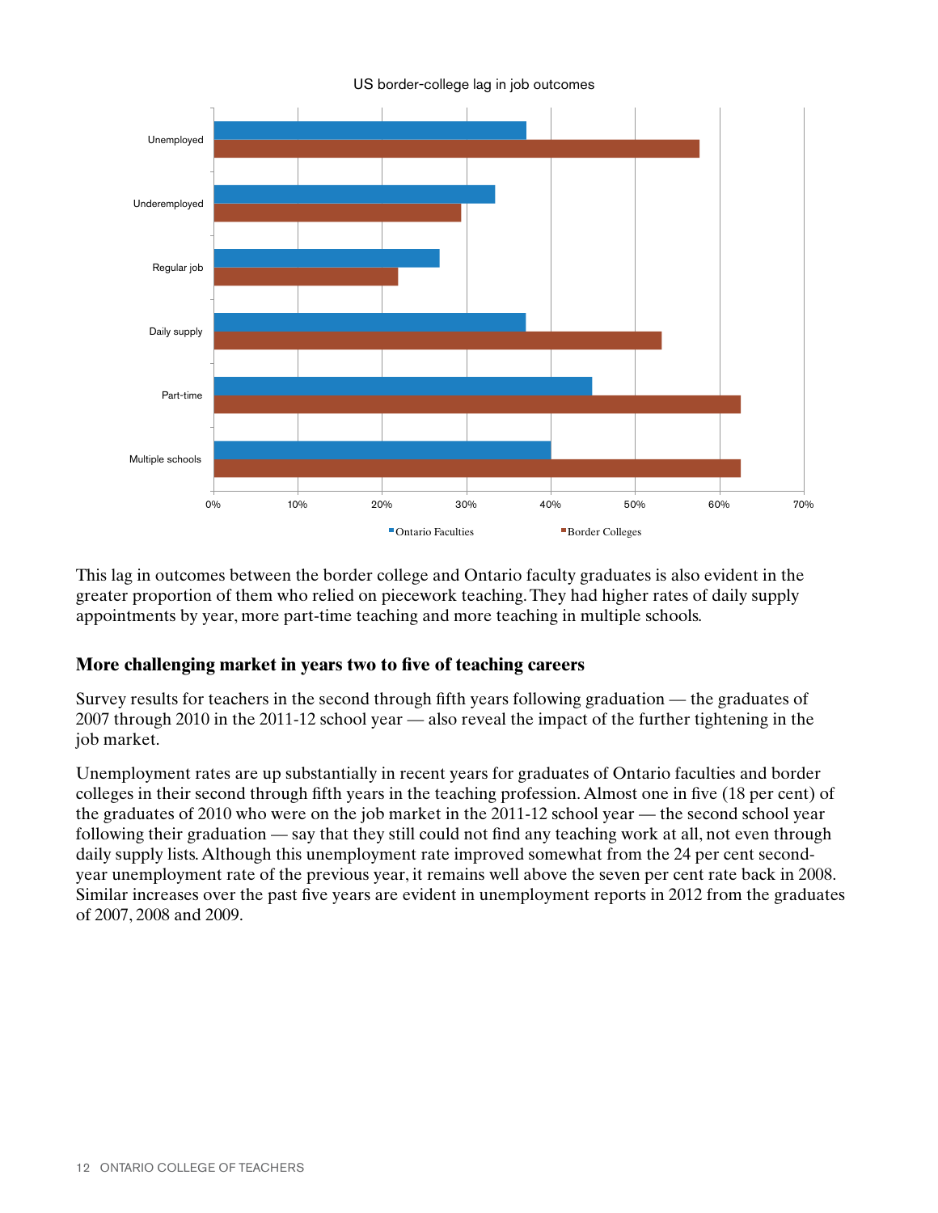US border-college lag in job outcomes

| | Ontario Faculties | Border Colleges |
|---|---|---|
| Unemployed | 37% | 58% |
| Underemployed | 33% | 29% |
| Regular job | 27% | 22% |
| Daily supply | 37% | 53% |
| Part-time | 45% | 63% |
| Multiple schools | 40% | 63% |

This lag in outcomes between the border college and Ontario faculty graduates is also evident in the greater proportion of them who relied on piecework teaching. They had higher rates of daily supply appointments by year, more part-time teaching and more teaching in multiple schools.

## More challenging market in years two to five of teaching careers

Survey results for teachers in the second through fifth years following graduation — the graduates of 2007 through 2010 in the 2011-12 school year — also reveal the impact of the further tightening in the job market.

Unemployment rates are up substantially in recent years for graduates of Ontario faculties and border colleges in their second through fifth years in the teaching profession. Almost one in five (18 per cent) of the graduates of 2010 who were on the job market in the 2011-12 school year — the second school year following their graduation — say that they still could not find any teaching work at all, not even through daily supply lists. Although this unemployment rate improved somewhat from the 24 per cent second-year unemployment rate of the previous year, it remains well above the seven per cent rate back in 2008. Similar increases over the past five years are evident in unemployment reports in 2012 from the graduates of 2007, 2008 and 2009.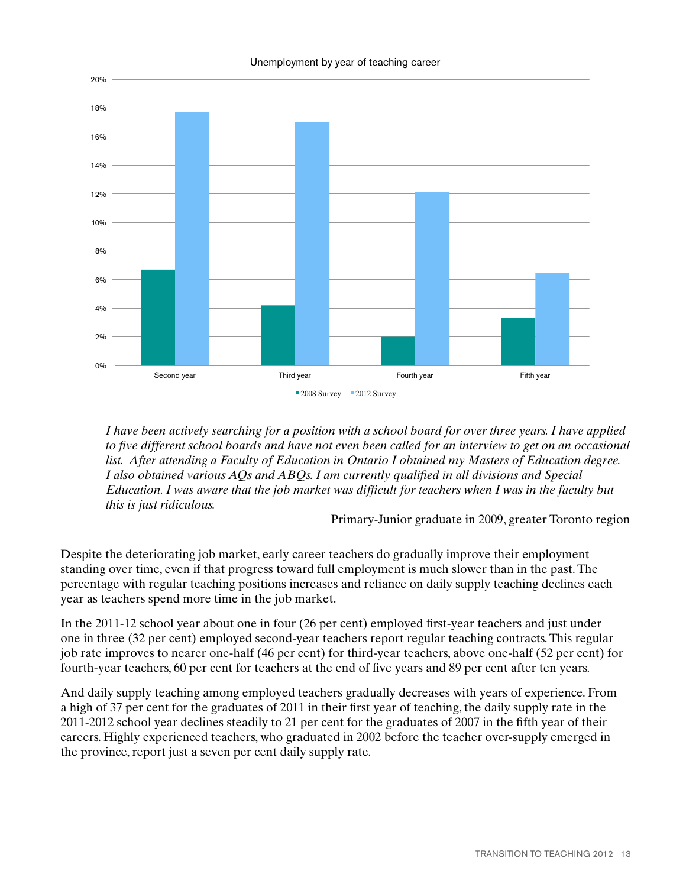Unemployment by year of teaching career

*I have been actively searching for a position with a school board for over three years. I have applied to five different school boards and have not even been called for an interview to get on an occasional list. After attending a Faculty of Education in Ontario I obtained my Masters of Education degree. I also obtained various AQs and ABQs. I am currently qualified in all divisions and Special Education. I was aware that the job market was difficult for teachers when I was in the faculty but this is just ridiculous.*

Primary-Junior graduate in 2009, greater Toronto region

Despite the deteriorating job market, early career teachers do gradually improve their employment standing over time, even if that progress toward full employment is much slower than in the past. The percentage with regular teaching positions increases and reliance on daily supply teaching declines each year as teachers spend more time in the job market.

In the 2011-12 school year about one in four (26 per cent) employed first-year teachers and just under one in three (32 per cent) employed second-year teachers report regular teaching contracts. This regular job rate improves to nearer one-half (46 per cent) for third-year teachers, above one-half (52 per cent) for fourth-year teachers, 60 per cent for teachers at the end of five years and 89 per cent after ten years.

And daily supply teaching among employed teachers gradually decreases with years of experience. From a high of 37 per cent for the graduates of 2011 in their first year of teaching, the daily supply rate in the 2011-2012 school year declines steadily to 21 per cent for the graduates of 2007 in the fifth year of their careers. Highly experienced teachers, who graduated in 2002 before the teacher over-supply emerged in the province, report just a seven per cent daily supply rate.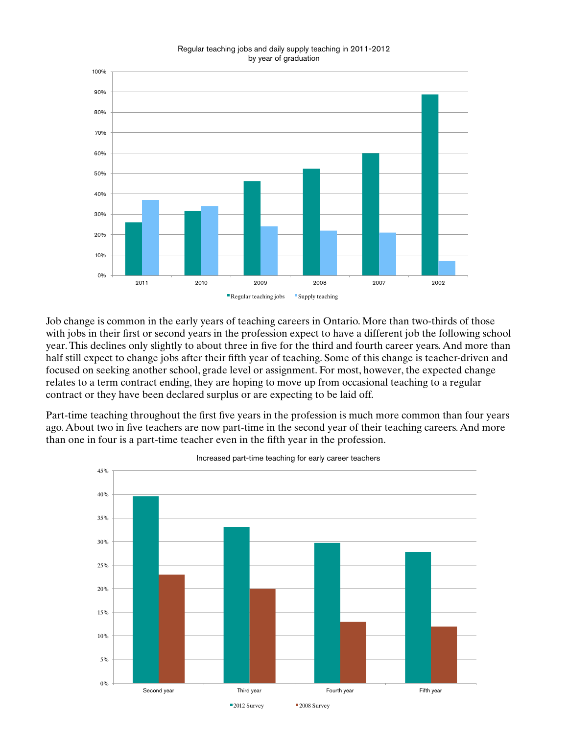Regular teaching jobs and daily supply teaching in 2011-2012
by year of graduation

Job change is common in the early years of teaching careers in Ontario. More than two-thirds of those with jobs in their first or second years in the profession expect to have a different job the following school year. This declines only slightly to about three in five for the third and fourth career years. And more than half still expect to change jobs after their fifth year of teaching. Some of this change is teacher-driven and focused on seeking another school, grade level or assignment. For most, however, the expected change relates to a term contract ending, they are hoping to move up from occasional teaching to a regular contract or they have been declared surplus or are expecting to be laid off.

Part-time teaching throughout the first five years in the profession is much more common than four years ago. About two in five teachers are now part-time in the second year of their teaching careers. And more than one in four is a part-time teacher even in the fifth year in the profession.

Increased part-time teaching for early career teachers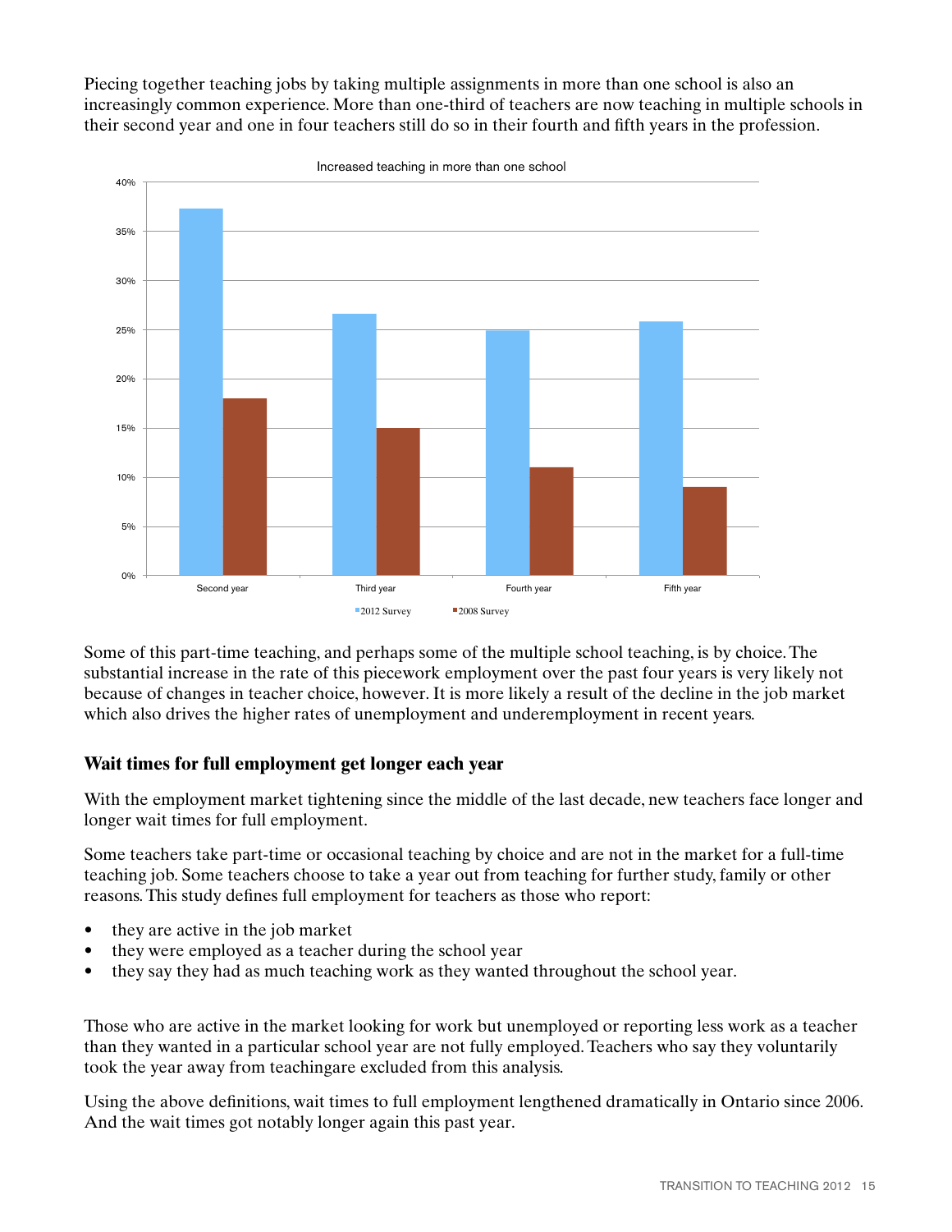Piecing together teaching jobs by taking multiple assignments in more than one school is also an increasingly common experience. More than one-third of teachers are now teaching in multiple schools in their second year and one in four teachers still do so in their fourth and fifth years in the profession.

Increased teaching in more than one school

Some of this part-time teaching, and perhaps some of the multiple school teaching, is by choice. The substantial increase in the rate of this piecework employment over the past four years is very likely not because of changes in teacher choice, however. It is more likely a result of the decline in the job market which also drives the higher rates of unemployment and underemployment in recent years.

### Wait times for full employment get longer each year

With the employment market tightening since the middle of the last decade, new teachers face longer and longer wait times for full employment.

Some teachers take part-time or occasional teaching by choice and are not in the market for a full-time teaching job. Some teachers choose to take a year out from teaching for further study, family or other reasons. This study defines full employment for teachers as those who report:

- they are active in the job market
- they were employed as a teacher during the school year
- they say they had as much teaching work as they wanted throughout the school year.

Those who are active in the market looking for work but unemployed or reporting less work as a teacher than they wanted in a particular school year are not fully employed. Teachers who say they voluntarily took the year away from teachingare excluded from this analysis.

Using the above definitions, wait times to full employment lengthened dramatically in Ontario since 2006. And the wait times got notably longer again this past year.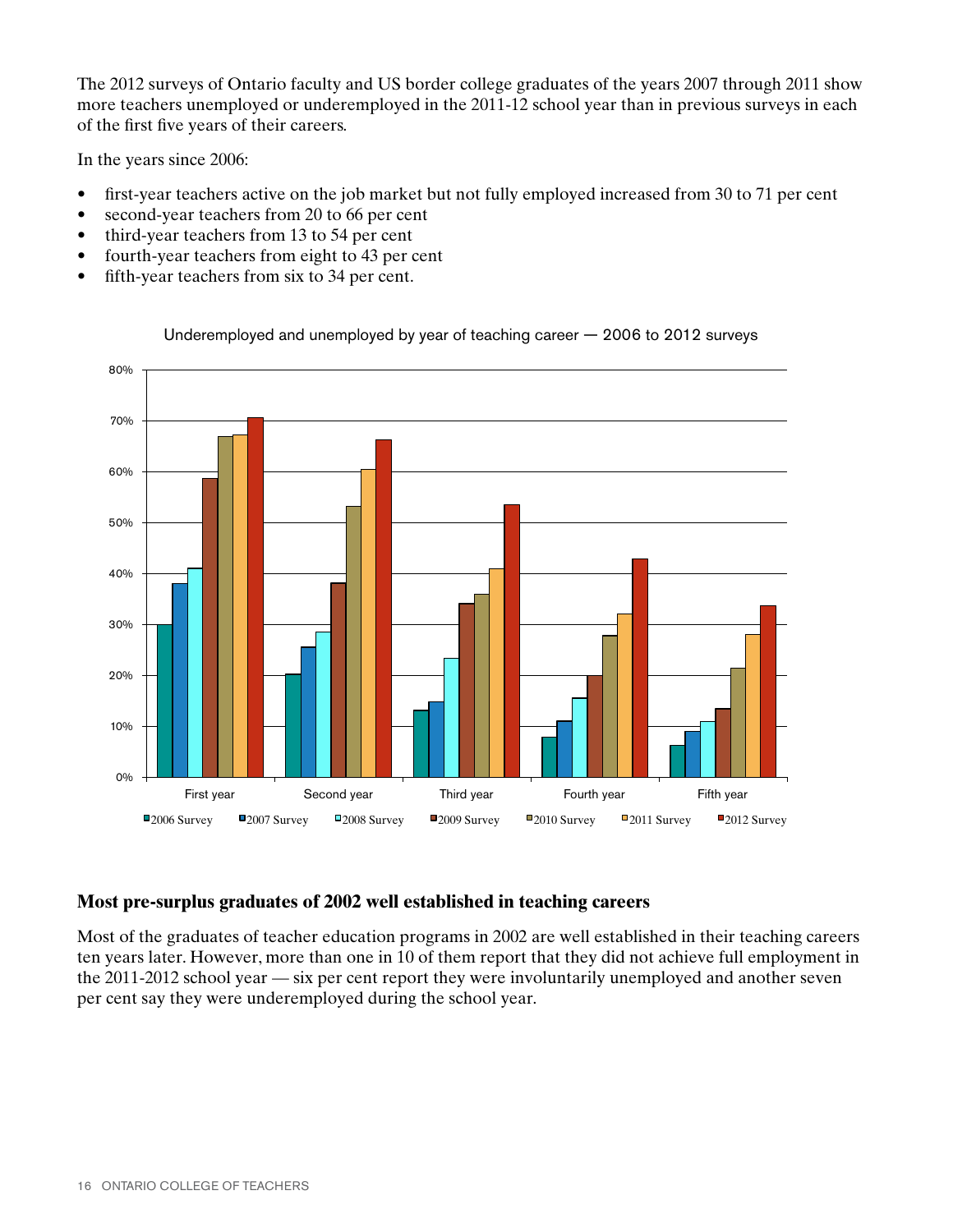The 2012 surveys of Ontario faculty and US border college graduates of the years 2007 through 2011 show more teachers unemployed or underemployed in the 2011-12 school year than in previous surveys in each of the first five years of their careers.

In the years since 2006:

- first-year teachers active on the job market but not fully employed increased from 30 to 71 per cent
- second-year teachers from 20 to 66 per cent
- third-year teachers from 13 to 54 per cent
- fourth-year teachers from eight to 43 per cent
- fifth-year teachers from six to 34 per cent.

Underemployed and unemployed by year of teaching career — 2006 to 2012 surveys

## Most pre-surplus graduates of 2002 well established in teaching careers

Most of the graduates of teacher education programs in 2002 are well established in their teaching careers ten years later. However, more than one in 10 of them report that they did not achieve full employment in the 2011-2012 school year — six per cent report they were involuntarily unemployed and another seven per cent say they were underemployed during the school year.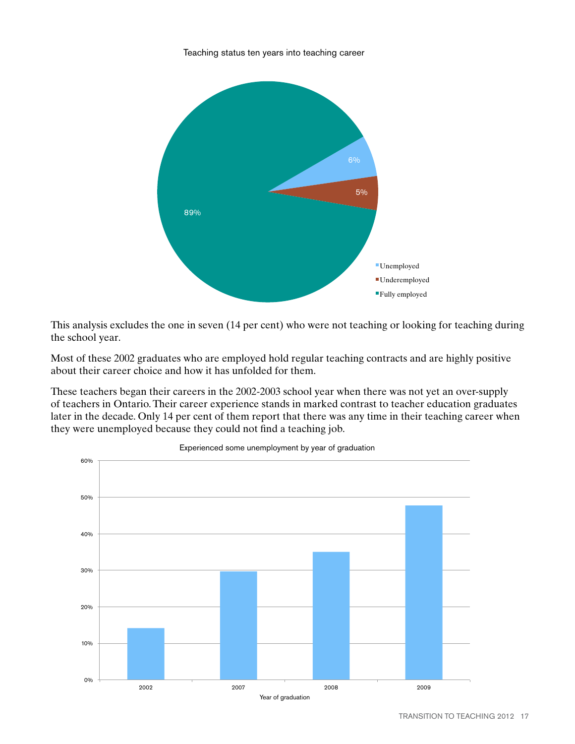Teaching status ten years into teaching career

| Status | Percentage |
|---|---|
| Unemployed | 6% |
| Underemployed | 5% |
| Fully employed | 89% |

This analysis excludes the one in seven (14 per cent) who were not teaching or looking for teaching during the school year.

Most of these 2002 graduates who are employed hold regular teaching contracts and are highly positive about their career choice and how it has unfolded for them.

These teachers began their careers in the 2002-2003 school year when there was not yet an over-supply of teachers in Ontario. Their career experience stands in marked contrast to teacher education graduates later in the decade. Only 14 per cent of them report that there was any time in their teaching career when they were unemployed because they could not find a teaching job.

Experienced some unemployment by year of graduation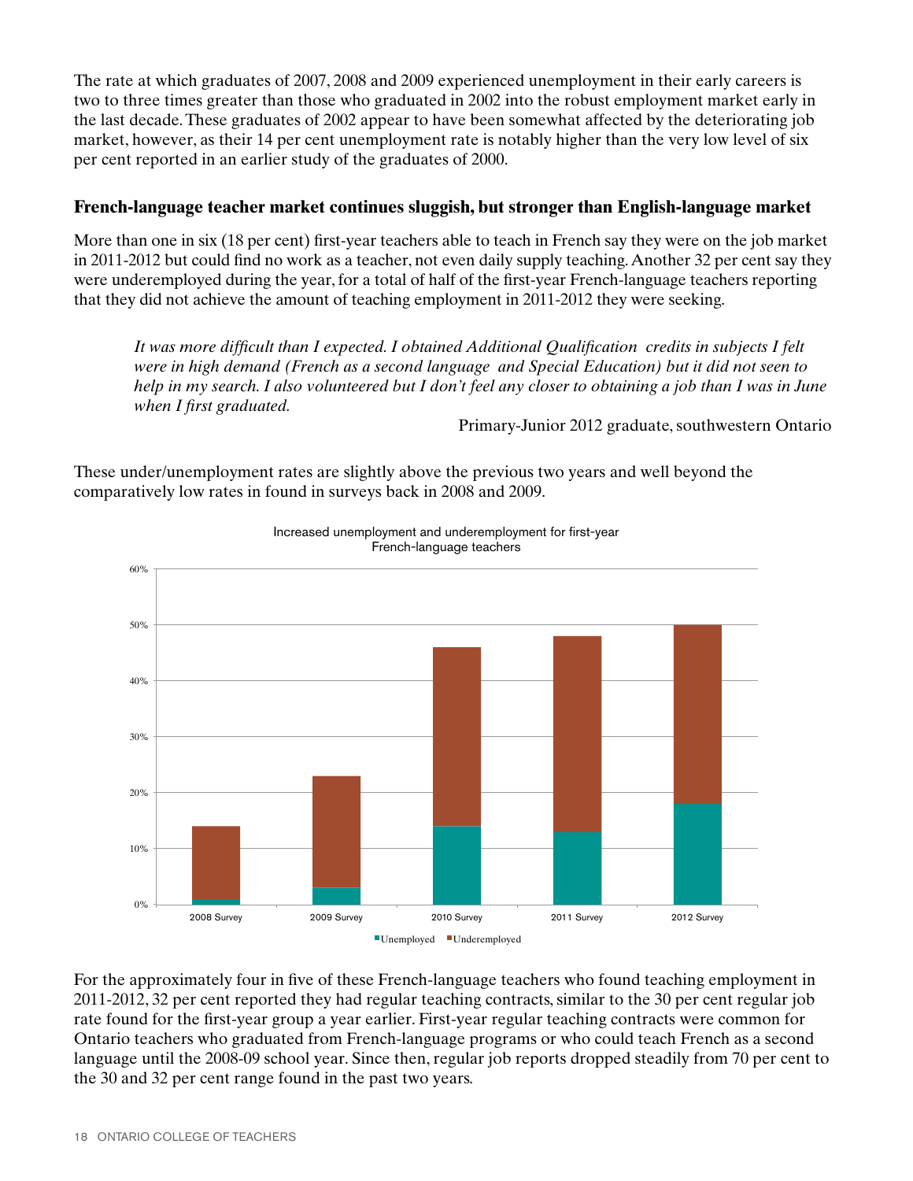The rate at which graduates of 2007, 2008 and 2009 experienced unemployment in their early careers is two to three times greater than those who graduated in 2002 into the robust employment market early in the last decade. These graduates of 2002 appear to have been somewhat affected by the deteriorating job market, however, as their 14 per cent unemployment rate is notably higher than the very low level of six per cent reported in an earlier study of the graduates of 2000.

### French-language teacher market continues sluggish, but stronger than English-language market

More than one in six (18 per cent) first-year teachers able to teach in French say they were on the job market in 2011-2012 but could find no work as a teacher, not even daily supply teaching. Another 32 per cent say they were underemployed during the year, for a total of half of the first-year French-language teachers reporting that they did not achieve the amount of teaching employment in 2011-2012 they were seeking.

> *It was more difficult than I expected. I obtained Additional Qualification credits in subjects I felt were in high demand (French as a second language and Special Education) but it did not seen to help in my search. I also volunteered but I don't feel any closer to obtaining a job than I was in June when I first graduated.*
>
> Primary-Junior 2012 graduate, southwestern Ontario

These under/unemployment rates are slightly above the previous two years and well beyond the comparatively low rates in found in surveys back in 2008 and 2009.

Increased unemployment and underemployment for first-year French-language teachers

| | Unemployed | Underemployed |
|---|---|---|
| 2008 Survey | 1% | 13% |
| 2009 Survey | 3% | 20% |
| 2010 Survey | 14% | 32% |
| 2011 Survey | 13% | 35% |
| 2012 Survey | 18% | 32% |

For the approximately four in five of these French-language teachers who found teaching employment in 2011-2012, 32 per cent reported they had regular teaching contracts, similar to the 30 per cent regular job rate found for the first-year group a year earlier. First-year regular teaching contracts were common for Ontario teachers who graduated from French-language programs or who could teach French as a second language until the 2008-09 school year. Since then, regular job reports dropped steadily from 70 per cent to the 30 and 32 per cent range found in the past two years.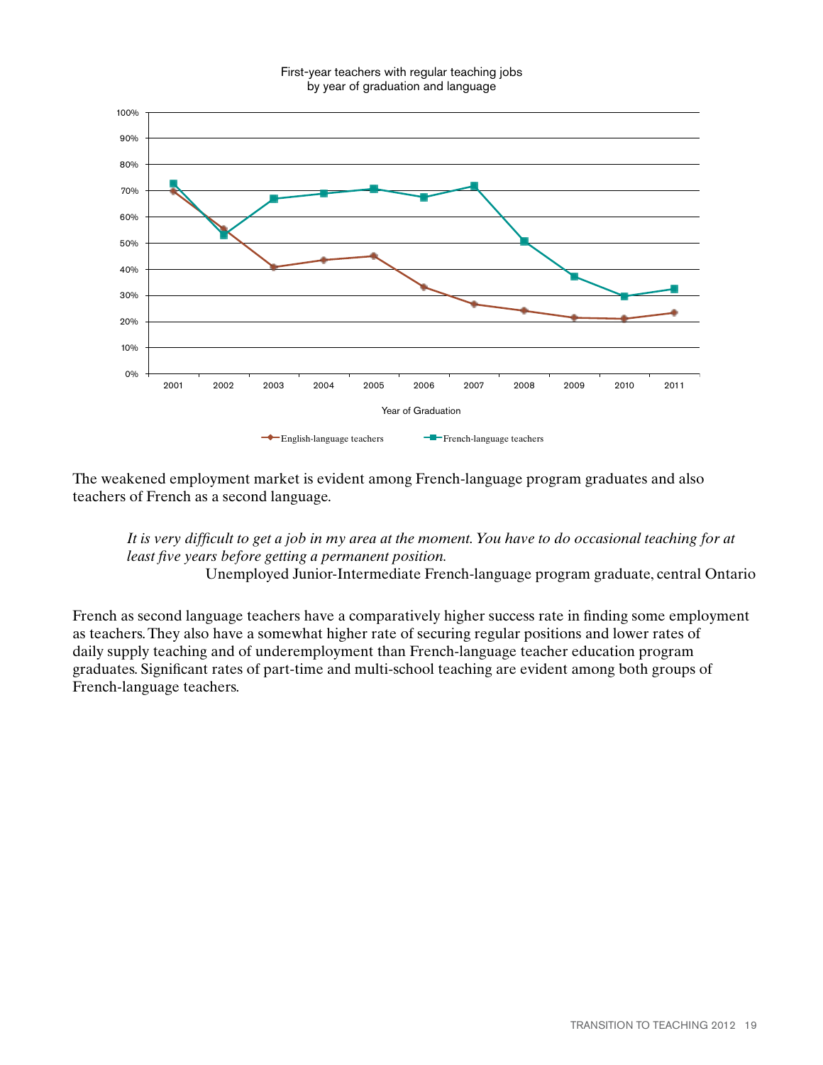First-year teachers with regular teaching jobs
by year of graduation and language

The weakened employment market is evident among French-language program graduates and also teachers of French as a second language.

> *It is very difficult to get a job in my area at the moment. You have to do occasional teaching for at least five years before getting a permanent position.*
>
> Unemployed Junior-Intermediate French-language program graduate, central Ontario

French as second language teachers have a comparatively higher success rate in finding some employment as teachers. They also have a somewhat higher rate of securing regular positions and lower rates of daily supply teaching and of underemployment than French-language teacher education program graduates. Significant rates of part-time and multi-school teaching are evident among both groups of French-language teachers.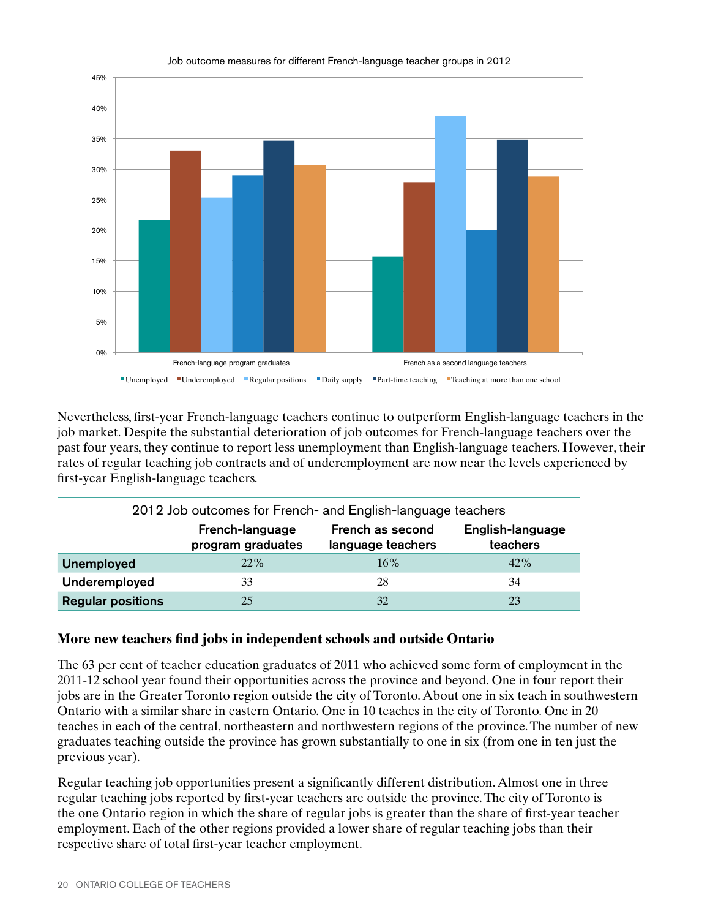Job outcome measures for different French-language teacher groups in 2012

Nevertheless, first-year French-language teachers continue to outperform English-language teachers in the job market. Despite the substantial deterioration of job outcomes for French-language teachers over the past four years, they continue to report less unemployment than English-language teachers. However, their rates of regular teaching job contracts and of underemployment are now near the levels experienced by first-year English-language teachers.

2012 Job outcomes for French- and English-language teachers

| | French-language program graduates | French as second language teachers | English-language teachers |
|---|---|---|---|
| **Unemployed** | 22% | 16% | 42% |
| **Underemployed** | 33 | 28 | 34 |
| **Regular positions** | 25 | 32 | 23 |

## More new teachers find jobs in independent schools and outside Ontario

The 63 per cent of teacher education graduates of 2011 who achieved some form of employment in the 2011-12 school year found their opportunities across the province and beyond. One in four report their jobs are in the Greater Toronto region outside the city of Toronto. About one in six teach in southwestern Ontario with a similar share in eastern Ontario. One in 10 teaches in the city of Toronto. One in 20 teaches in each of the central, northeastern and northwestern regions of the province. The number of new graduates teaching outside the province has grown substantially to one in six (from one in ten just the previous year).

Regular teaching job opportunities present a significantly different distribution. Almost one in three regular teaching jobs reported by first-year teachers are outside the province. The city of Toronto is the one Ontario region in which the share of regular jobs is greater than the share of first-year teacher employment. Each of the other regions provided a lower share of regular teaching jobs than their respective share of total first-year teacher employment.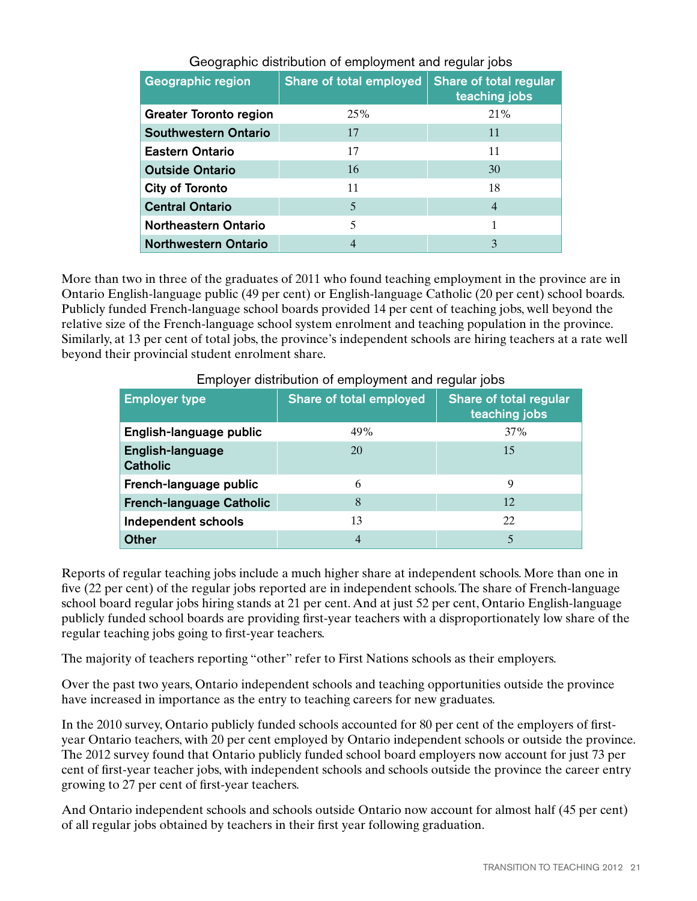Geographic distribution of employment and regular jobs

| Geographic region | Share of total employed | Share of total regular teaching jobs |
| --- | --- | --- |
| Greater Toronto region | 25% | 21% |
| Southwestern Ontario | 17 | 11 |
| Eastern Ontario | 17 | 11 |
| Outside Ontario | 16 | 30 |
| City of Toronto | 11 | 18 |
| Central Ontario | 5 | 4 |
| Northeastern Ontario | 5 | 1 |
| Northwestern Ontario | 4 | 3 |

More than two in three of the graduates of 2011 who found teaching employment in the province are in Ontario English-language public (49 per cent) or English-language Catholic (20 per cent) school boards. Publicly funded French-language school boards provided 14 per cent of teaching jobs, well beyond the relative size of the French-language school system enrolment and teaching population in the province. Similarly, at 13 per cent of total jobs, the province's independent schools are hiring teachers at a rate well beyond their provincial student enrolment share.

Employer distribution of employment and regular jobs

| Employer type | Share of total employed | Share of total regular teaching jobs |
| --- | --- | --- |
| English-language public | 49% | 37% |
| English-language Catholic | 20 | 15 |
| French-language public | 6 | 9 |
| French-language Catholic | 8 | 12 |
| Independent schools | 13 | 22 |
| Other | 4 | 5 |

Reports of regular teaching jobs include a much higher share at independent schools. More than one in five (22 per cent) of the regular jobs reported are in independent schools. The share of French-language school board regular jobs hiring stands at 21 per cent. And at just 52 per cent, Ontario English-language publicly funded school boards are providing first-year teachers with a disproportionately low share of the regular teaching jobs going to first-year teachers.

The majority of teachers reporting "other" refer to First Nations schools as their employers.

Over the past two years, Ontario independent schools and teaching opportunities outside the province have increased in importance as the entry to teaching careers for new graduates.

In the 2010 survey, Ontario publicly funded schools accounted for 80 per cent of the employers of first-year Ontario teachers, with 20 per cent employed by Ontario independent schools or outside the province. The 2012 survey found that Ontario publicly funded school board employers now account for just 73 per cent of first-year teacher jobs, with independent schools and schools outside the province the career entry growing to 27 per cent of first-year teachers.

And Ontario independent schools and schools outside Ontario now account for almost half (45 per cent) of all regular jobs obtained by teachers in their first year following graduation.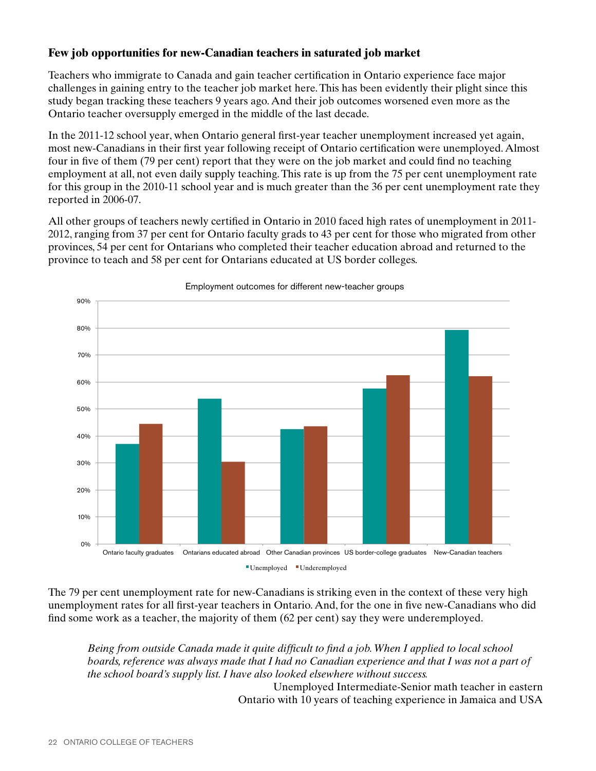### Few job opportunities for new-Canadian teachers in saturated job market

Teachers who immigrate to Canada and gain teacher certification in Ontario experience face major challenges in gaining entry to the teacher job market here. This has been evidently their plight since this study began tracking these teachers 9 years ago. And their job outcomes worsened even more as the Ontario teacher oversupply emerged in the middle of the last decade.

In the 2011-12 school year, when Ontario general first-year teacher unemployment increased yet again, most new-Canadians in their first year following receipt of Ontario certification were unemployed. Almost four in five of them (79 per cent) report that they were on the job market and could find no teaching employment at all, not even daily supply teaching. This rate is up from the 75 per cent unemployment rate for this group in the 2010-11 school year and is much greater than the 36 per cent unemployment rate they reported in 2006-07.

All other groups of teachers newly certified in Ontario in 2010 faced high rates of unemployment in 2011-2012, ranging from 37 per cent for Ontario faculty grads to 43 per cent for those who migrated from other provinces, 54 per cent for Ontarians who completed their teacher education abroad and returned to the province to teach and 58 per cent for Ontarians educated at US border colleges.

Employment outcomes for different new-teacher groups

| | Unemployed | Underemployed |
|---|---|---|
| Ontario faculty graduates | 37% | 44% |
| Ontarians educated abroad | 54% | 30% |
| Other Canadian provinces | 43% | 43% |
| US border-college graduates | 58% | 62% |
| New-Canadian teachers | 79% | 62% |

The 79 per cent unemployment rate for new-Canadians is striking even in the context of these very high unemployment rates for all first-year teachers in Ontario. And, for the one in five new-Canadians who did find some work as a teacher, the majority of them (62 per cent) say they were underemployed.

> *Being from outside Canada made it quite difficult to find a job. When I applied to local school boards, reference was always made that I had no Canadian experience and that I was not a part of the school board's supply list. I have also looked elsewhere without success.*
>
> Unemployed Intermediate-Senior math teacher in eastern Ontario with 10 years of teaching experience in Jamaica and USA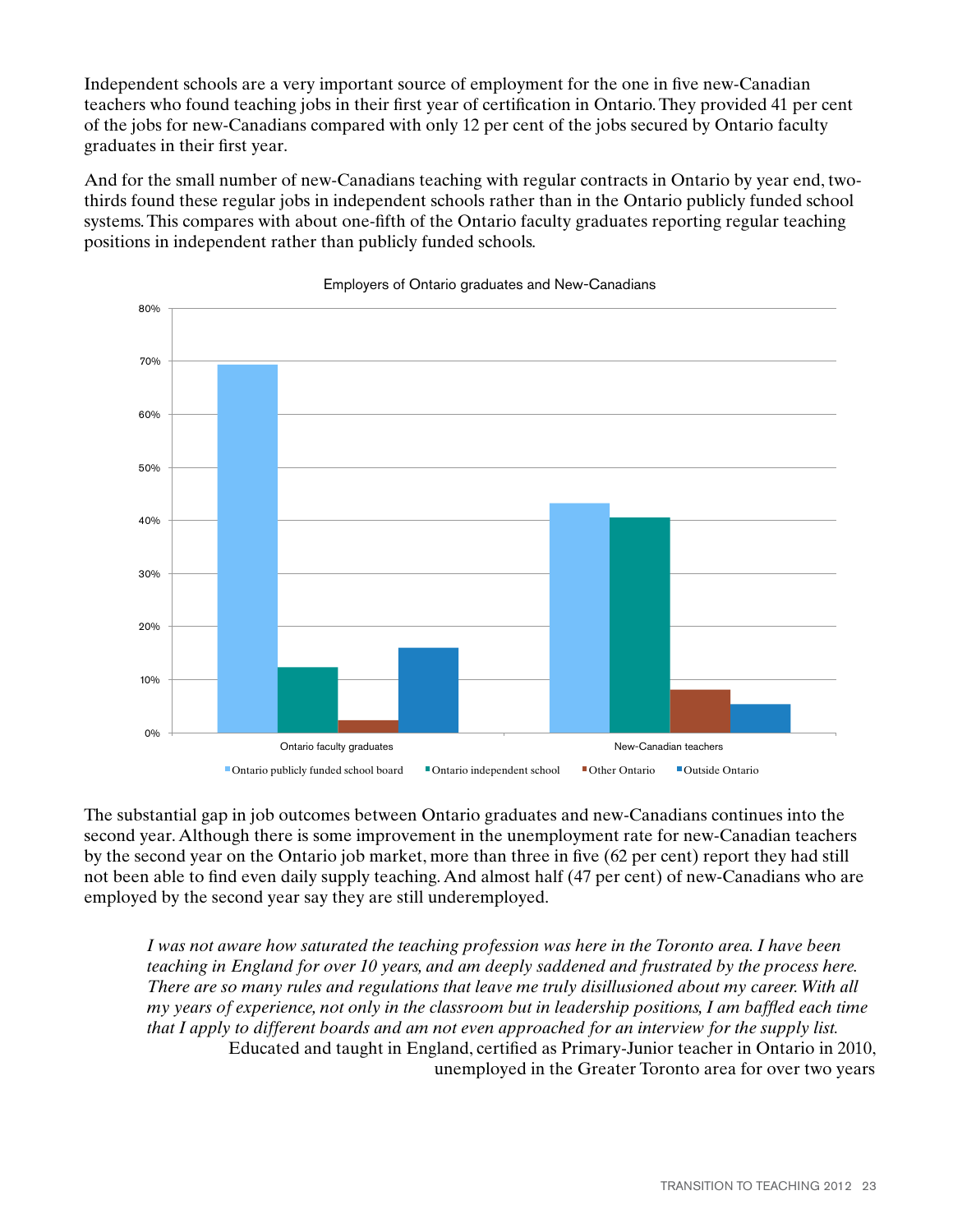Independent schools are a very important source of employment for the one in five new-Canadian teachers who found teaching jobs in their first year of certification in Ontario. They provided 41 per cent of the jobs for new-Canadians compared with only 12 per cent of the jobs secured by Ontario faculty graduates in their first year.

And for the small number of new-Canadians teaching with regular contracts in Ontario by year end, two-thirds found these regular jobs in independent schools rather than in the Ontario publicly funded school systems. This compares with about one-fifth of the Ontario faculty graduates reporting regular teaching positions in independent rather than publicly funded schools.

Employers of Ontario graduates and New-Canadians

The substantial gap in job outcomes between Ontario graduates and new-Canadians continues into the second year. Although there is some improvement in the unemployment rate for new-Canadian teachers by the second year on the Ontario job market, more than three in five (62 per cent) report they had still not been able to find even daily supply teaching. And almost half (47 per cent) of new-Canadians who are employed by the second year say they are still underemployed.

> *I was not aware how saturated the teaching profession was here in the Toronto area. I have been teaching in England for over 10 years, and am deeply saddened and frustrated by the process here. There are so many rules and regulations that leave me truly disillusioned about my career. With all my years of experience, not only in the classroom but in leadership positions, I am baffled each time that I apply to different boards and am not even approached for an interview for the supply list.*
>
> Educated and taught in England, certified as Primary-Junior teacher in Ontario in 2010, unemployed in the Greater Toronto area for over two years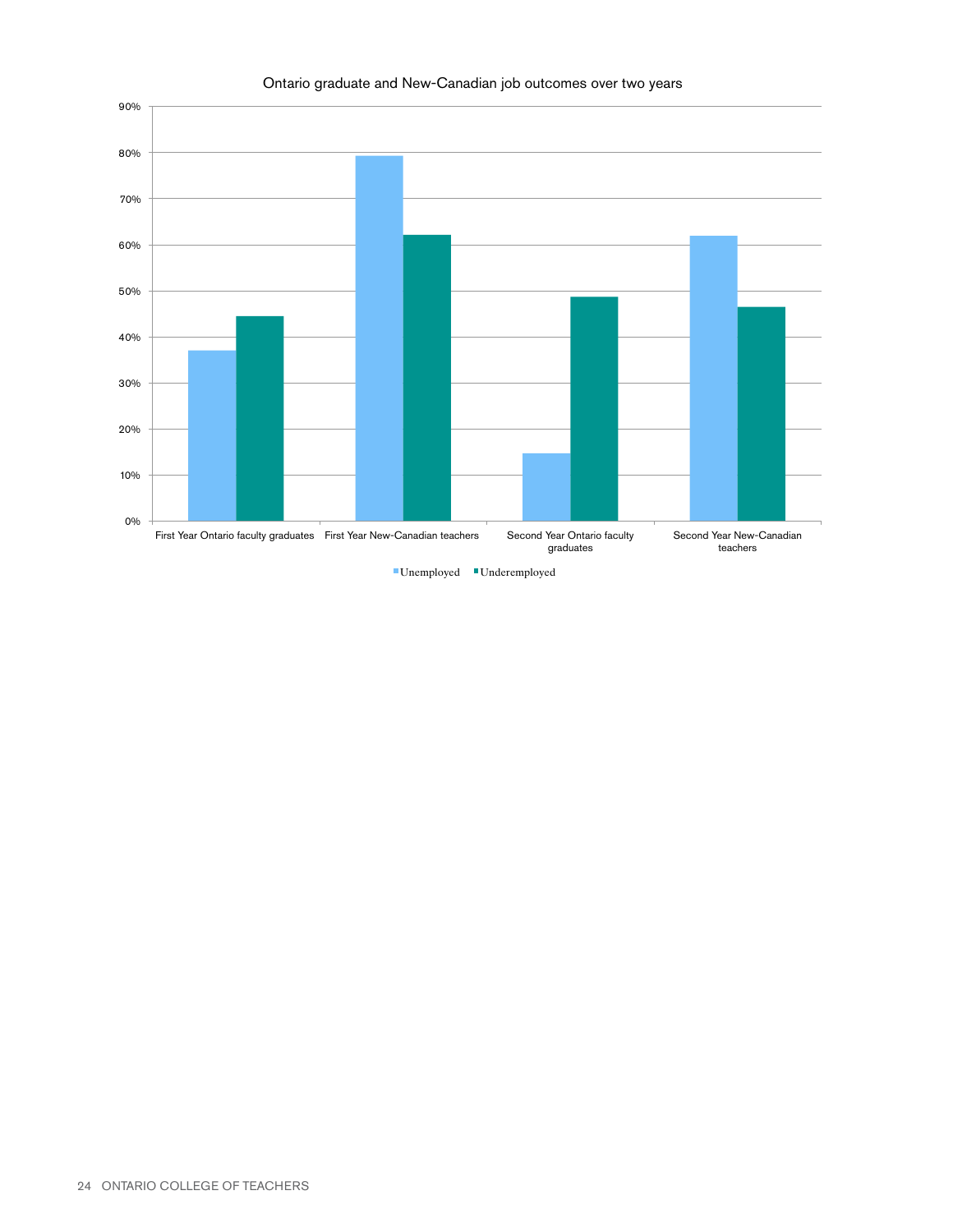Ontario graduate and New-Canadian job outcomes over two years

| | Unemployed | Underemployed |
|---|---|---|
| First Year Ontario faculty graduates | ~37% | ~44.5% |
| First Year New-Canadian teachers | ~79% | ~62% |
| Second Year Ontario faculty graduates | ~14.5% | ~48.5% |
| Second Year New-Canadian teachers | ~62% | ~46.5% |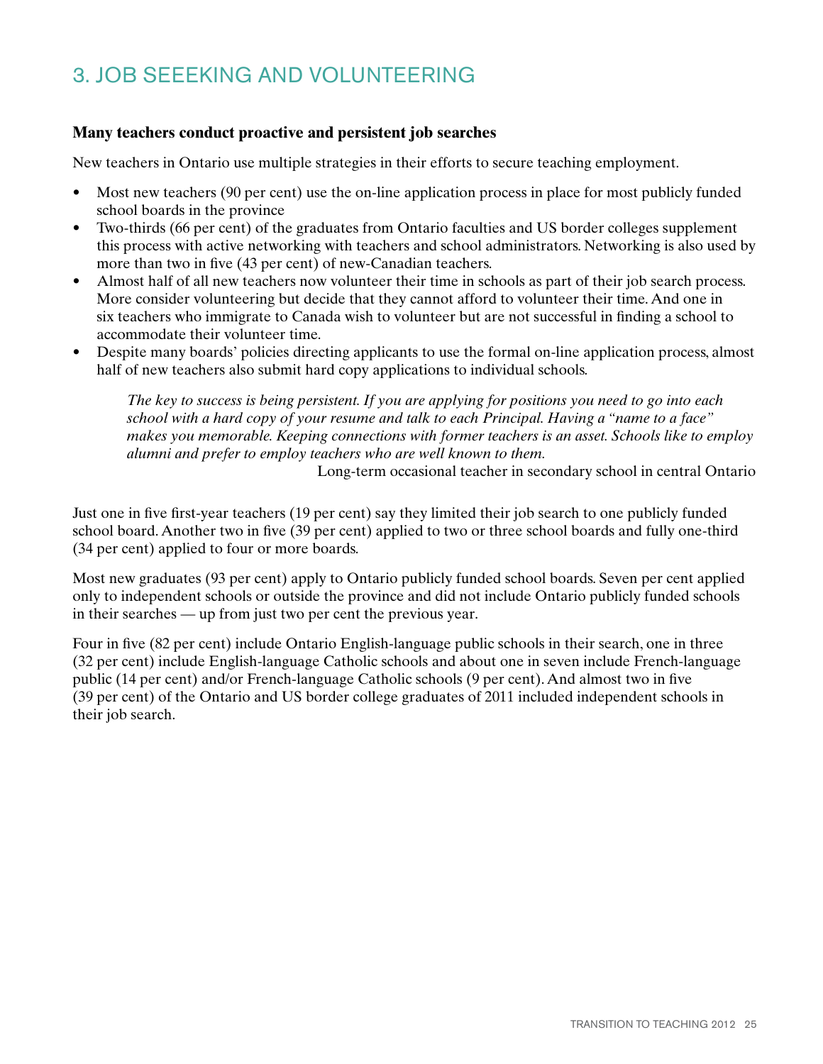# 3. JOB SEEEKING AND VOLUNTEERING

**Many teachers conduct proactive and persistent job searches**

New teachers in Ontario use multiple strategies in their efforts to secure teaching employment.

- Most new teachers (90 per cent) use the on-line application process in place for most publicly funded school boards in the province
- Two-thirds (66 per cent) of the graduates from Ontario faculties and US border colleges supplement this process with active networking with teachers and school administrators. Networking is also used by more than two in five (43 per cent) of new-Canadian teachers.
- Almost half of all new teachers now volunteer their time in schools as part of their job search process. More consider volunteering but decide that they cannot afford to volunteer their time. And one in six teachers who immigrate to Canada wish to volunteer but are not successful in finding a school to accommodate their volunteer time.
- Despite many boards' policies directing applicants to use the formal on-line application process, almost half of new teachers also submit hard copy applications to individual schools.

> *The key to success is being persistent. If you are applying for positions you need to go into each school with a hard copy of your resume and talk to each Principal. Having a "name to a face" makes you memorable. Keeping connections with former teachers is an asset. Schools like to employ alumni and prefer to employ teachers who are well known to them.*
>
> Long-term occasional teacher in secondary school in central Ontario

Just one in five first-year teachers (19 per cent) say they limited their job search to one publicly funded school board. Another two in five (39 per cent) applied to two or three school boards and fully one-third (34 per cent) applied to four or more boards.

Most new graduates (93 per cent) apply to Ontario publicly funded school boards. Seven per cent applied only to independent schools or outside the province and did not include Ontario publicly funded schools in their searches — up from just two per cent the previous year.

Four in five (82 per cent) include Ontario English-language public schools in their search, one in three (32 per cent) include English-language Catholic schools and about one in seven include French-language public (14 per cent) and/or French-language Catholic schools (9 per cent). And almost two in five (39 per cent) of the Ontario and US border college graduates of 2011 included independent schools in their job search.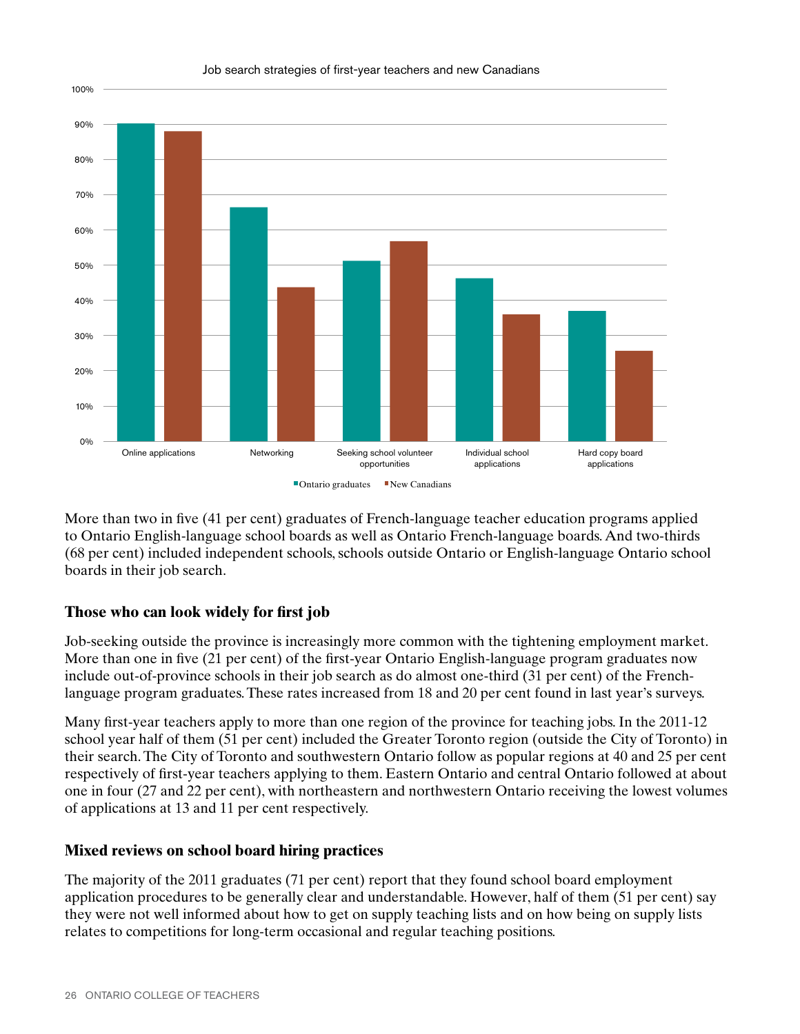Job search strategies of first-year teachers and new Canadians

More than two in five (41 per cent) graduates of French-language teacher education programs applied to Ontario English-language school boards as well as Ontario French-language boards. And two-thirds (68 per cent) included independent schools, schools outside Ontario or English-language Ontario school boards in their job search.

## Those who can look widely for first job

Job-seeking outside the province is increasingly more common with the tightening employment market. More than one in five (21 per cent) of the first-year Ontario English-language program graduates now include out-of-province schools in their job search as do almost one-third (31 per cent) of the French-language program graduates. These rates increased from 18 and 20 per cent found in last year's surveys.

Many first-year teachers apply to more than one region of the province for teaching jobs. In the 2011-12 school year half of them (51 per cent) included the Greater Toronto region (outside the City of Toronto) in their search. The City of Toronto and southwestern Ontario follow as popular regions at 40 and 25 per cent respectively of first-year teachers applying to them. Eastern Ontario and central Ontario followed at about one in four (27 and 22 per cent), with northeastern and northwestern Ontario receiving the lowest volumes of applications at 13 and 11 per cent respectively.

## Mixed reviews on school board hiring practices

The majority of the 2011 graduates (71 per cent) report that they found school board employment application procedures to be generally clear and understandable. However, half of them (51 per cent) say they were not well informed about how to get on supply teaching lists and on how being on supply lists relates to competitions for long-term occasional and regular teaching positions.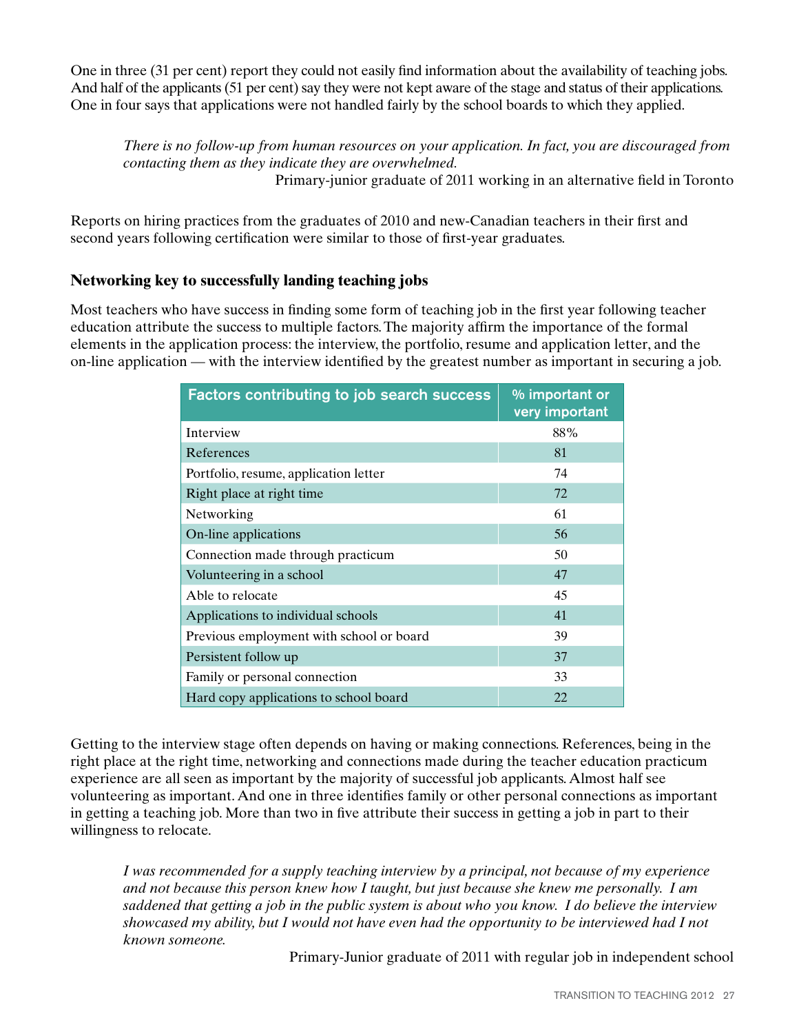One in three (31 per cent) report they could not easily find information about the availability of teaching jobs. And half of the applicants (51 per cent) say they were not kept aware of the stage and status of their applications. One in four says that applications were not handled fairly by the school boards to which they applied.

> *There is no follow-up from human resources on your application. In fact, you are discouraged from contacting them as they indicate they are overwhelmed.*
>
> Primary-junior graduate of 2011 working in an alternative field in Toronto

Reports on hiring practices from the graduates of 2010 and new-Canadian teachers in their first and second years following certification were similar to those of first-year graduates.

## Networking key to successfully landing teaching jobs

Most teachers who have success in finding some form of teaching job in the first year following teacher education attribute the success to multiple factors. The majority affirm the importance of the formal elements in the application process: the interview, the portfolio, resume and application letter, and the on-line application — with the interview identified by the greatest number as important in securing a job.

| Factors contributing to job search success | % important or very important |
|---|---|
| Interview | 88% |
| References | 81 |
| Portfolio, resume, application letter | 74 |
| Right place at right time | 72 |
| Networking | 61 |
| On-line applications | 56 |
| Connection made through practicum | 50 |
| Volunteering in a school | 47 |
| Able to relocate | 45 |
| Applications to individual schools | 41 |
| Previous employment with school or board | 39 |
| Persistent follow up | 37 |
| Family or personal connection | 33 |
| Hard copy applications to school board | 22 |

Getting to the interview stage often depends on having or making connections. References, being in the right place at the right time, networking and connections made during the teacher education practicum experience are all seen as important by the majority of successful job applicants. Almost half see volunteering as important. And one in three identifies family or other personal connections as important in getting a teaching job. More than two in five attribute their success in getting a job in part to their willingness to relocate.

> *I was recommended for a supply teaching interview by a principal, not because of my experience and not because this person knew how I taught, but just because she knew me personally. I am saddened that getting a job in the public system is about who you know. I do believe the interview showcased my ability, but I would not have even had the opportunity to be interviewed had I not known someone.*
>
> Primary-Junior graduate of 2011 with regular job in independent school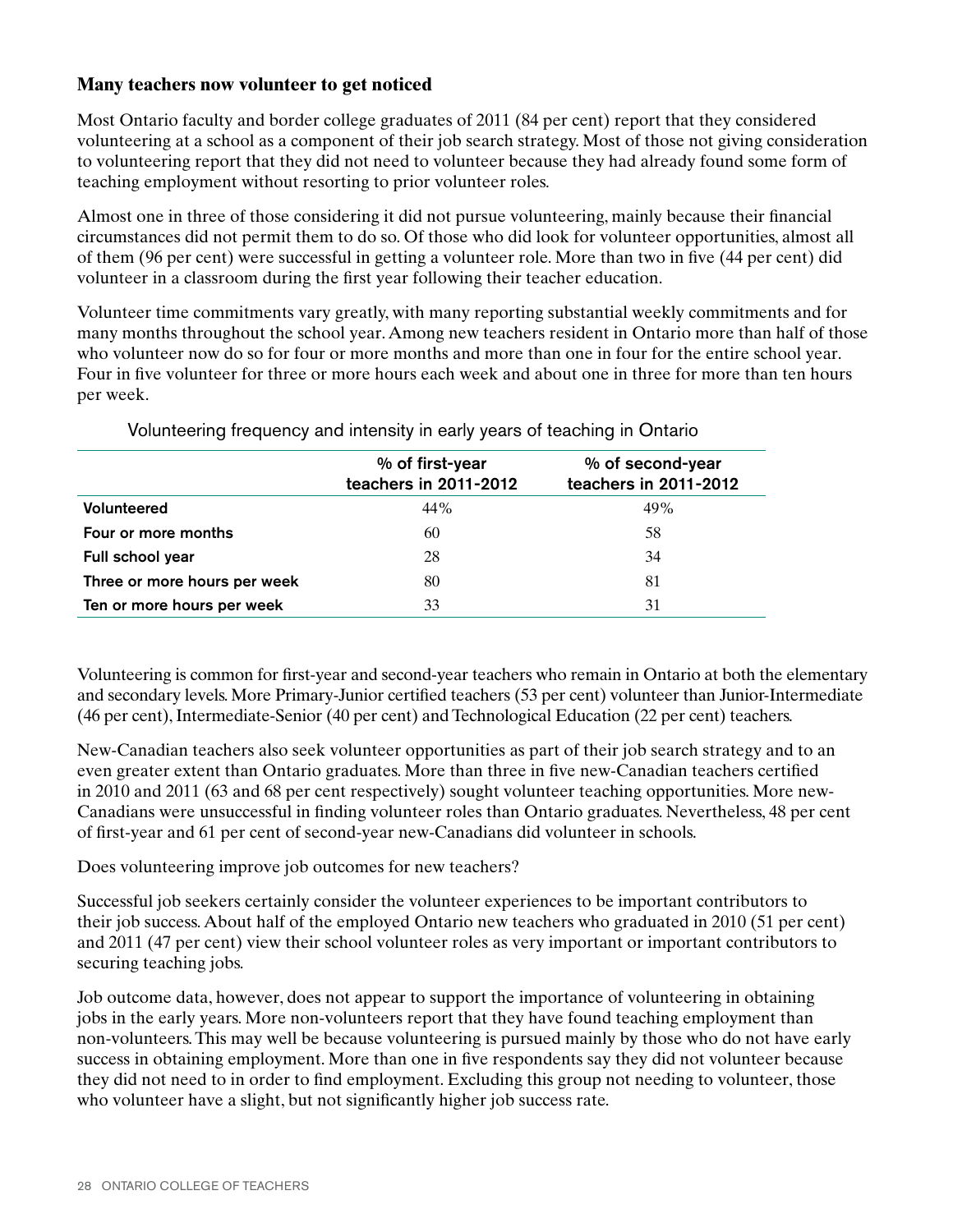## Many teachers now volunteer to get noticed

Most Ontario faculty and border college graduates of 2011 (84 per cent) report that they considered volunteering at a school as a component of their job search strategy. Most of those not giving consideration to volunteering report that they did not need to volunteer because they had already found some form of teaching employment without resorting to prior volunteer roles.

Almost one in three of those considering it did not pursue volunteering, mainly because their financial circumstances did not permit them to do so. Of those who did look for volunteer opportunities, almost all of them (96 per cent) were successful in getting a volunteer role. More than two in five (44 per cent) did volunteer in a classroom during the first year following their teacher education.

Volunteer time commitments vary greatly, with many reporting substantial weekly commitments and for many months throughout the school year. Among new teachers resident in Ontario more than half of those who volunteer now do so for four or more months and more than one in four for the entire school year. Four in five volunteer for three or more hours each week and about one in three for more than ten hours per week.

Volunteering frequency and intensity in early years of teaching in Ontario

| | % of first-year teachers in 2011-2012 | % of second-year teachers in 2011-2012 |
|---|---|---|
| **Volunteered** | 44% | 49% |
| **Four or more months** | 60 | 58 |
| **Full school year** | 28 | 34 |
| **Three or more hours per week** | 80 | 81 |
| **Ten or more hours per week** | 33 | 31 |

Volunteering is common for first-year and second-year teachers who remain in Ontario at both the elementary and secondary levels. More Primary-Junior certified teachers (53 per cent) volunteer than Junior-Intermediate (46 per cent), Intermediate-Senior (40 per cent) and Technological Education (22 per cent) teachers.

New-Canadian teachers also seek volunteer opportunities as part of their job search strategy and to an even greater extent than Ontario graduates. More than three in five new-Canadian teachers certified in 2010 and 2011 (63 and 68 per cent respectively) sought volunteer teaching opportunities. More new-Canadians were unsuccessful in finding volunteer roles than Ontario graduates. Nevertheless, 48 per cent of first-year and 61 per cent of second-year new-Canadians did volunteer in schools.

Does volunteering improve job outcomes for new teachers?

Successful job seekers certainly consider the volunteer experiences to be important contributors to their job success. About half of the employed Ontario new teachers who graduated in 2010 (51 per cent) and 2011 (47 per cent) view their school volunteer roles as very important or important contributors to securing teaching jobs.

Job outcome data, however, does not appear to support the importance of volunteering in obtaining jobs in the early years. More non-volunteers report that they have found teaching employment than non-volunteers. This may well be because volunteering is pursued mainly by those who do not have early success in obtaining employment. More than one in five respondents say they did not volunteer because they did not need to in order to find employment. Excluding this group not needing to volunteer, those who volunteer have a slight, but not significantly higher job success rate.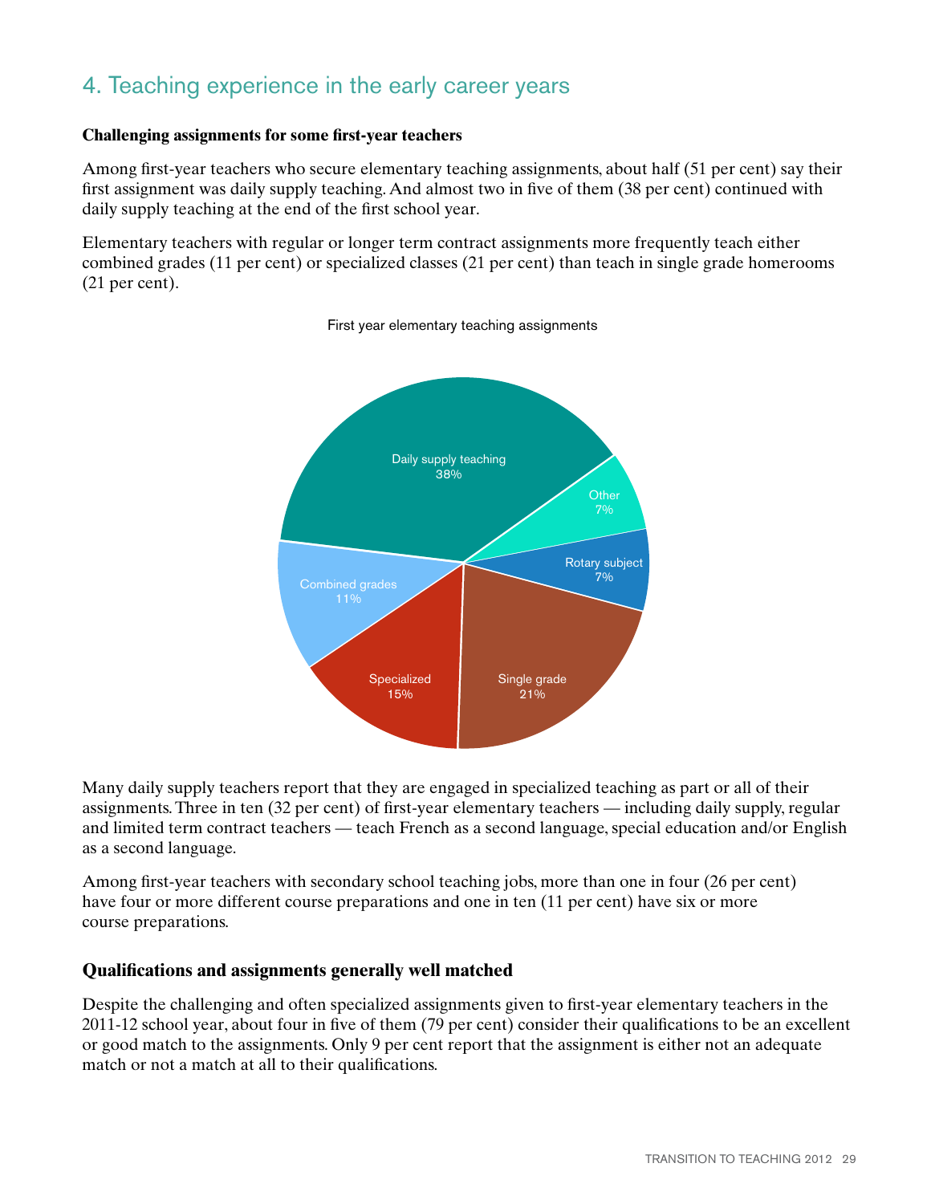## 4. Teaching experience in the early career years

**Challenging assignments for some first-year teachers**

Among first-year teachers who secure elementary teaching assignments, about half (51 per cent) say their first assignment was daily supply teaching. And almost two in five of them (38 per cent) continued with daily supply teaching at the end of the first school year.

Elementary teachers with regular or longer term contract assignments more frequently teach either combined grades (11 per cent) or specialized classes (21 per cent) than teach in single grade homerooms (21 per cent).

First year elementary teaching assignments

| Assignment | Per cent |
| --- | --- |
| Daily supply teaching | 38% |
| Other | 7% |
| Rotary subject | 7% |
| Single grade | 21% |
| Specialized | 15% |
| Combined grades | 11% |

Many daily supply teachers report that they are engaged in specialized teaching as part or all of their assignments. Three in ten (32 per cent) of first-year elementary teachers — including daily supply, regular and limited term contract teachers — teach French as a second language, special education and/or English as a second language.

Among first-year teachers with secondary school teaching jobs, more than one in four (26 per cent) have four or more different course preparations and one in ten (11 per cent) have six or more course preparations.

### Qualifications and assignments generally well matched

Despite the challenging and often specialized assignments given to first-year elementary teachers in the 2011-12 school year, about four in five of them (79 per cent) consider their qualifications to be an excellent or good match to the assignments. Only 9 per cent report that the assignment is either not an adequate match or not a match at all to their qualifications.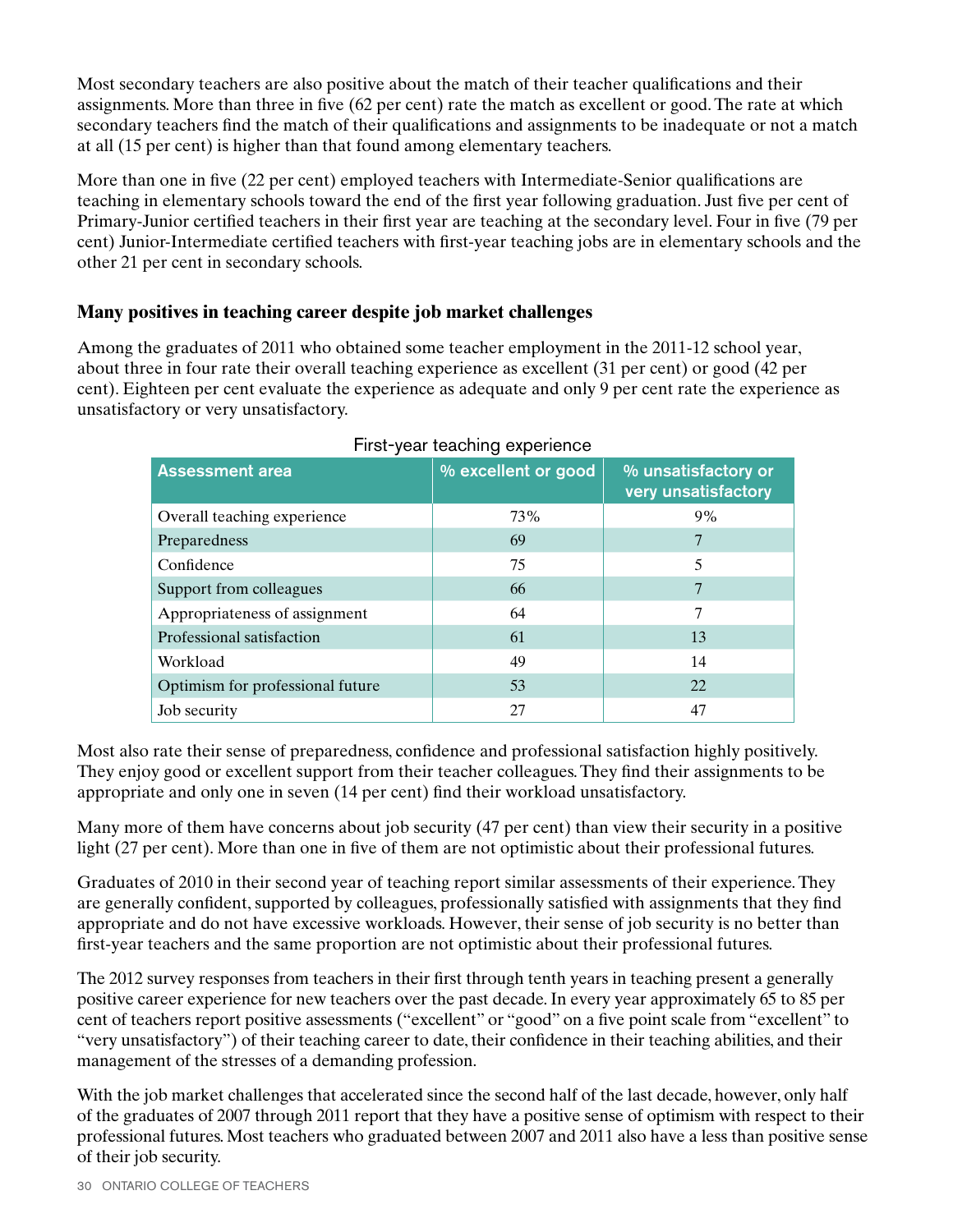Most secondary teachers are also positive about the match of their teacher qualifications and their assignments. More than three in five (62 per cent) rate the match as excellent or good. The rate at which secondary teachers find the match of their qualifications and assignments to be inadequate or not a match at all (15 per cent) is higher than that found among elementary teachers.

More than one in five (22 per cent) employed teachers with Intermediate-Senior qualifications are teaching in elementary schools toward the end of the first year following graduation. Just five per cent of Primary-Junior certified teachers in their first year are teaching at the secondary level. Four in five (79 per cent) Junior-Intermediate certified teachers with first-year teaching jobs are in elementary schools and the other 21 per cent in secondary schools.

### Many positives in teaching career despite job market challenges

Among the graduates of 2011 who obtained some teacher employment in the 2011-12 school year, about three in four rate their overall teaching experience as excellent (31 per cent) or good (42 per cent). Eighteen per cent evaluate the experience as adequate and only 9 per cent rate the experience as unsatisfactory or very unsatisfactory.

First-year teaching experience

| Assessment area | % excellent or good | % unsatisfactory or very unsatisfactory |
|---|---|---|
| Overall teaching experience | 73% | 9% |
| Preparedness | 69 | 7 |
| Confidence | 75 | 5 |
| Support from colleagues | 66 | 7 |
| Appropriateness of assignment | 64 | 7 |
| Professional satisfaction | 61 | 13 |
| Workload | 49 | 14 |
| Optimism for professional future | 53 | 22 |
| Job security | 27 | 47 |

Most also rate their sense of preparedness, confidence and professional satisfaction highly positively. They enjoy good or excellent support from their teacher colleagues. They find their assignments to be appropriate and only one in seven (14 per cent) find their workload unsatisfactory.

Many more of them have concerns about job security (47 per cent) than view their security in a positive light (27 per cent). More than one in five of them are not optimistic about their professional futures.

Graduates of 2010 in their second year of teaching report similar assessments of their experience. They are generally confident, supported by colleagues, professionally satisfied with assignments that they find appropriate and do not have excessive workloads. However, their sense of job security is no better than first-year teachers and the same proportion are not optimistic about their professional futures.

The 2012 survey responses from teachers in their first through tenth years in teaching present a generally positive career experience for new teachers over the past decade. In every year approximately 65 to 85 per cent of teachers report positive assessments ("excellent" or "good" on a five point scale from "excellent" to "very unsatisfactory") of their teaching career to date, their confidence in their teaching abilities, and their management of the stresses of a demanding profession.

With the job market challenges that accelerated since the second half of the last decade, however, only half of the graduates of 2007 through 2011 report that they have a positive sense of optimism with respect to their professional futures. Most teachers who graduated between 2007 and 2011 also have a less than positive sense of their job security.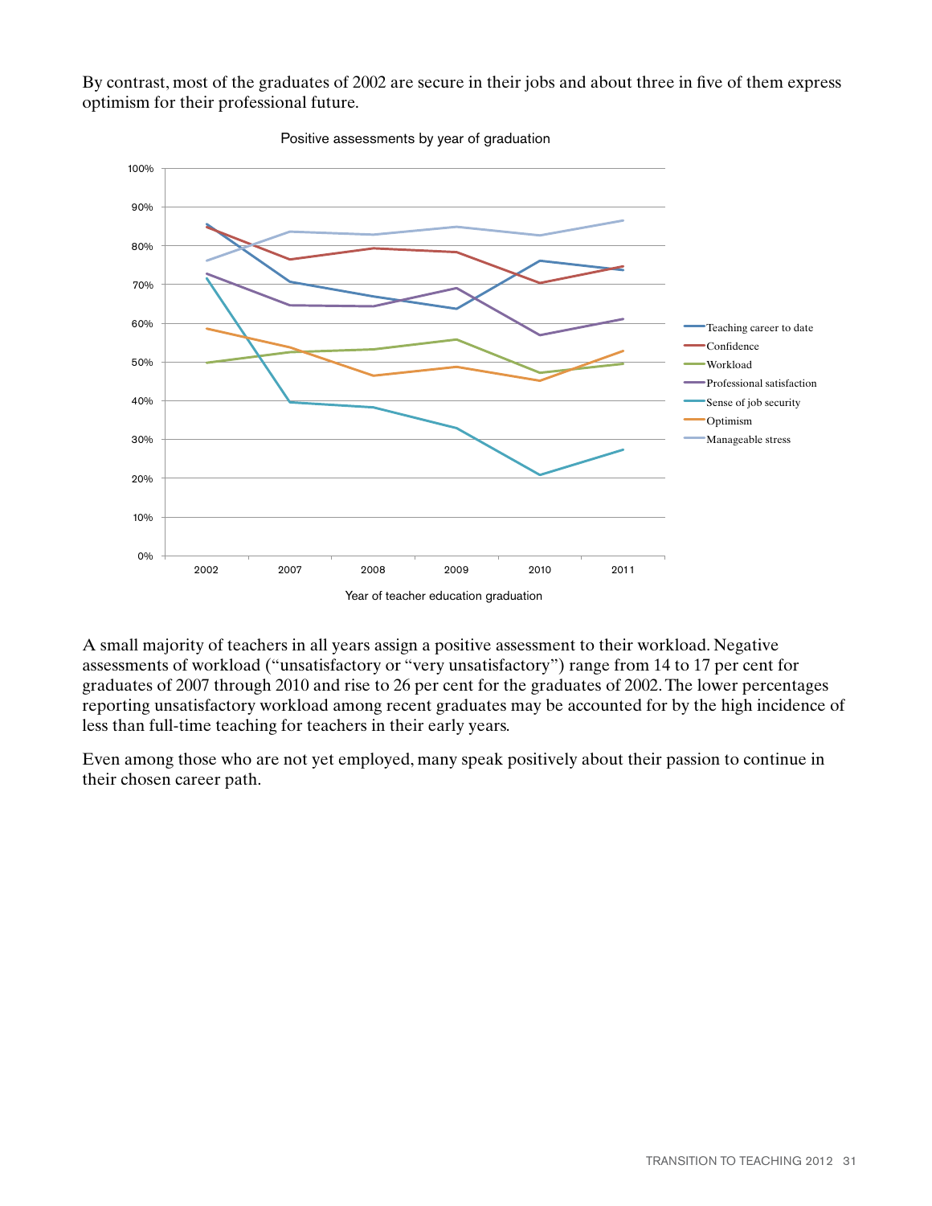By contrast, most of the graduates of 2002 are secure in their jobs and about three in five of them express optimism for their professional future.

A small majority of teachers in all years assign a positive assessment to their workload. Negative assessments of workload ("unsatisfactory or "very unsatisfactory") range from 14 to 17 per cent for graduates of 2007 through 2010 and rise to 26 per cent for the graduates of 2002. The lower percentages reporting unsatisfactory workload among recent graduates may be accounted for by the high incidence of less than full-time teaching for teachers in their early years.

Even among those who are not yet employed, many speak positively about their passion to continue in their chosen career path.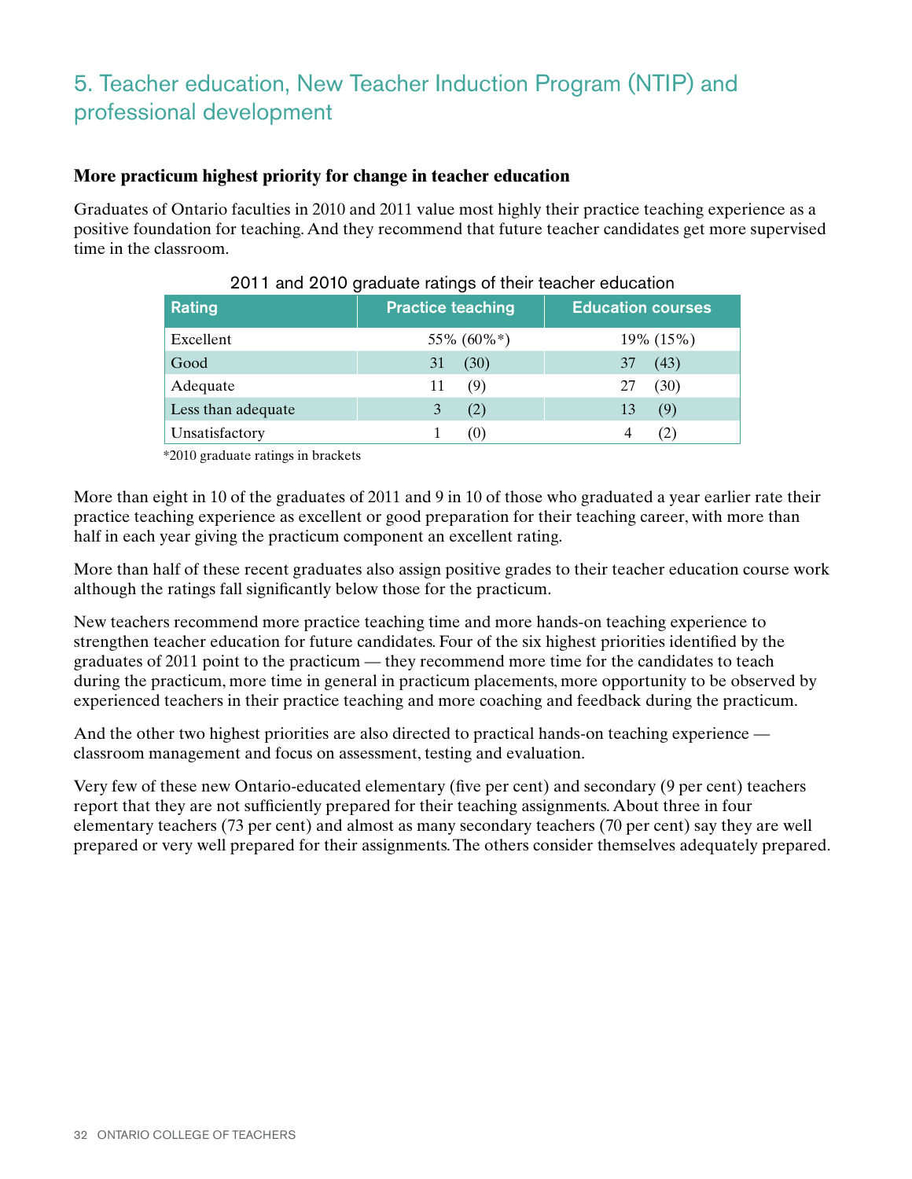## 5. Teacher education, New Teacher Induction Program (NTIP) and professional development

### More practicum highest priority for change in teacher education

Graduates of Ontario faculties in 2010 and 2011 value most highly their practice teaching experience as a positive foundation for teaching. And they recommend that future teacher candidates get more supervised time in the classroom.

2011 and 2010 graduate ratings of their teacher education

| Rating | Practice teaching | Education courses |
|---|---|---|
| Excellent | 55% (60%*) | 19% (15%) |
| Good | 31 (30) | 37 (43) |
| Adequate | 11 (9) | 27 (30) |
| Less than adequate | 3 (2) | 13 (9) |
| Unsatisfactory | 1 (0) | 4 (2) |

*2010 graduate ratings in brackets

More than eight in 10 of the graduates of 2011 and 9 in 10 of those who graduated a year earlier rate their practice teaching experience as excellent or good preparation for their teaching career, with more than half in each year giving the practicum component an excellent rating.

More than half of these recent graduates also assign positive grades to their teacher education course work although the ratings fall significantly below those for the practicum.

New teachers recommend more practice teaching time and more hands-on teaching experience to strengthen teacher education for future candidates. Four of the six highest priorities identified by the graduates of 2011 point to the practicum — they recommend more time for the candidates to teach during the practicum, more time in general in practicum placements, more opportunity to be observed by experienced teachers in their practice teaching and more coaching and feedback during the practicum.

And the other two highest priorities are also directed to practical hands-on teaching experience — classroom management and focus on assessment, testing and evaluation.

Very few of these new Ontario-educated elementary (five per cent) and secondary (9 per cent) teachers report that they are not sufficiently prepared for their teaching assignments. About three in four elementary teachers (73 per cent) and almost as many secondary teachers (70 per cent) say they are well prepared or very well prepared for their assignments. The others consider themselves adequately prepared.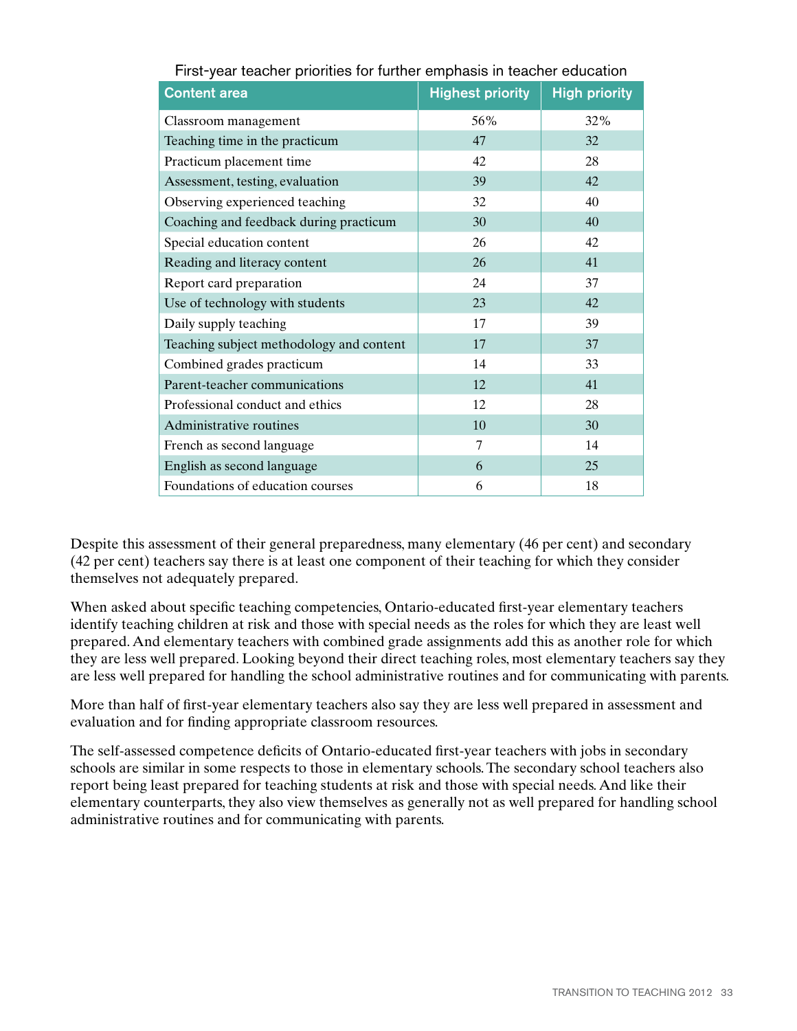First-year teacher priorities for further emphasis in teacher education

| Content area | Highest priority | High priority |
|---|---|---|
| Classroom management | 56% | 32% |
| Teaching time in the practicum | 47 | 32 |
| Practicum placement time | 42 | 28 |
| Assessment, testing, evaluation | 39 | 42 |
| Observing experienced teaching | 32 | 40 |
| Coaching and feedback during practicum | 30 | 40 |
| Special education content | 26 | 42 |
| Reading and literacy content | 26 | 41 |
| Report card preparation | 24 | 37 |
| Use of technology with students | 23 | 42 |
| Daily supply teaching | 17 | 39 |
| Teaching subject methodology and content | 17 | 37 |
| Combined grades practicum | 14 | 33 |
| Parent-teacher communications | 12 | 41 |
| Professional conduct and ethics | 12 | 28 |
| Administrative routines | 10 | 30 |
| French as second language | 7 | 14 |
| English as second language | 6 | 25 |
| Foundations of education courses | 6 | 18 |

Despite this assessment of their general preparedness, many elementary (46 per cent) and secondary (42 per cent) teachers say there is at least one component of their teaching for which they consider themselves not adequately prepared.

When asked about specific teaching competencies, Ontario-educated first-year elementary teachers identify teaching children at risk and those with special needs as the roles for which they are least well prepared. And elementary teachers with combined grade assignments add this as another role for which they are less well prepared. Looking beyond their direct teaching roles, most elementary teachers say they are less well prepared for handling the school administrative routines and for communicating with parents.

More than half of first-year elementary teachers also say they are less well prepared in assessment and evaluation and for finding appropriate classroom resources.

The self-assessed competence deficits of Ontario-educated first-year teachers with jobs in secondary schools are similar in some respects to those in elementary schools. The secondary school teachers also report being least prepared for teaching students at risk and those with special needs. And like their elementary counterparts, they also view themselves as generally not as well prepared for handling school administrative routines and for communicating with parents.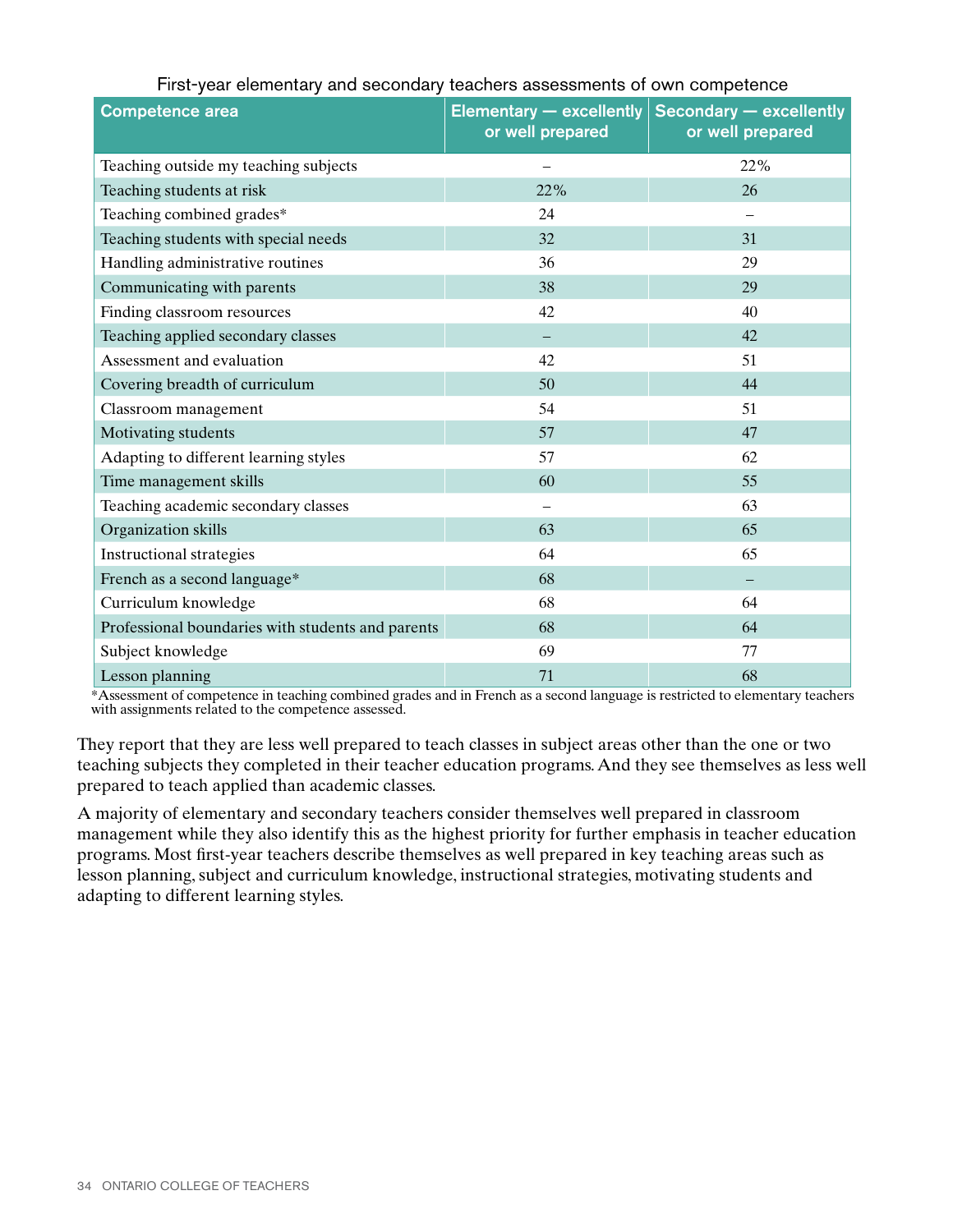First-year elementary and secondary teachers assessments of own competence

| Competence area | Elementary — excellently or well prepared | Secondary — excellently or well prepared |
|---|---|---|
| Teaching outside my teaching subjects | – | 22% |
| Teaching students at risk | 22% | 26 |
| Teaching combined grades* | 24 | – |
| Teaching students with special needs | 32 | 31 |
| Handling administrative routines | 36 | 29 |
| Communicating with parents | 38 | 29 |
| Finding classroom resources | 42 | 40 |
| Teaching applied secondary classes | – | 42 |
| Assessment and evaluation | 42 | 51 |
| Covering breadth of curriculum | 50 | 44 |
| Classroom management | 54 | 51 |
| Motivating students | 57 | 47 |
| Adapting to different learning styles | 57 | 62 |
| Time management skills | 60 | 55 |
| Teaching academic secondary classes | – | 63 |
| Organization skills | 63 | 65 |
| Instructional strategies | 64 | 65 |
| French as a second language* | 68 | – |
| Curriculum knowledge | 68 | 64 |
| Professional boundaries with students and parents | 68 | 64 |
| Subject knowledge | 69 | 77 |
| Lesson planning | 71 | 68 |

*Assessment of competence in teaching combined grades and in French as a second language is restricted to elementary teachers with assignments related to the competence assessed.

They report that they are less well prepared to teach classes in subject areas other than the one or two teaching subjects they completed in their teacher education programs. And they see themselves as less well prepared to teach applied than academic classes.

A majority of elementary and secondary teachers consider themselves well prepared in classroom management while they also identify this as the highest priority for further emphasis in teacher education programs. Most first-year teachers describe themselves as well prepared in key teaching areas such as lesson planning, subject and curriculum knowledge, instructional strategies, motivating students and adapting to different learning styles.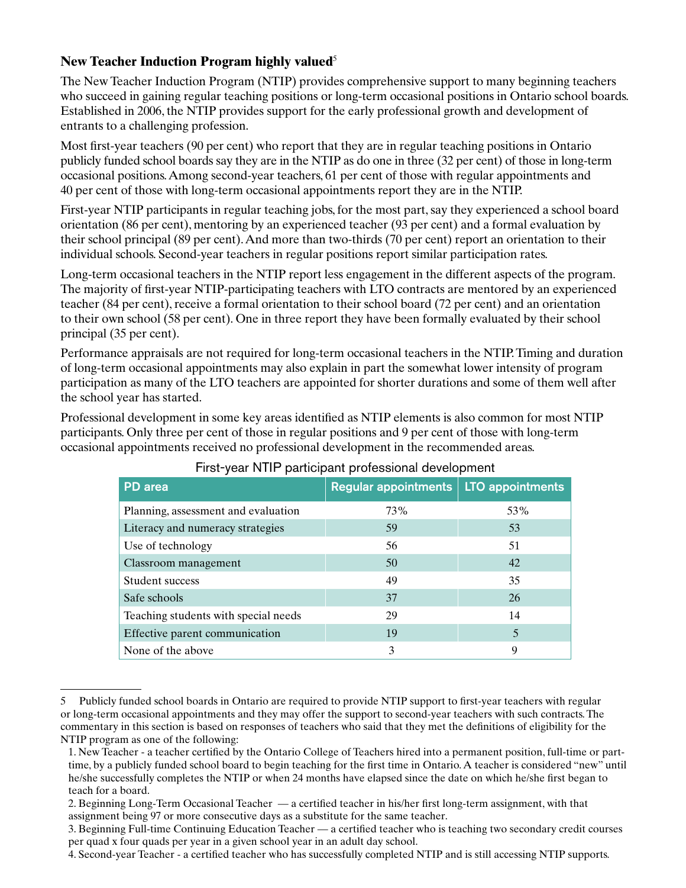### New Teacher Induction Program highly valued[5]

The New Teacher Induction Program (NTIP) provides comprehensive support to many beginning teachers who succeed in gaining regular teaching positions or long-term occasional positions in Ontario school boards. Established in 2006, the NTIP provides support for the early professional growth and development of entrants to a challenging profession.

Most first-year teachers (90 per cent) who report that they are in regular teaching positions in Ontario publicly funded school boards say they are in the NTIP as do one in three (32 per cent) of those in long-term occasional positions. Among second-year teachers, 61 per cent of those with regular appointments and 40 per cent of those with long-term occasional appointments report they are in the NTIP.

First-year NTIP participants in regular teaching jobs, for the most part, say they experienced a school board orientation (86 per cent), mentoring by an experienced teacher (93 per cent) and a formal evaluation by their school principal (89 per cent). And more than two-thirds (70 per cent) report an orientation to their individual schools. Second-year teachers in regular positions report similar participation rates.

Long-term occasional teachers in the NTIP report less engagement in the different aspects of the program. The majority of first-year NTIP-participating teachers with LTO contracts are mentored by an experienced teacher (84 per cent), receive a formal orientation to their school board (72 per cent) and an orientation to their own school (58 per cent). One in three report they have been formally evaluated by their school principal (35 per cent).

Performance appraisals are not required for long-term occasional teachers in the NTIP. Timing and duration of long-term occasional appointments may also explain in part the somewhat lower intensity of program participation as many of the LTO teachers are appointed for shorter durations and some of them well after the school year has started.

Professional development in some key areas identified as NTIP elements is also common for most NTIP participants. Only three per cent of those in regular positions and 9 per cent of those with long-term occasional appointments received no professional development in the recommended areas.

First-year NTIP participant professional development

| PD area | Regular appointments | LTO appointments |
|---|---|---|
| Planning, assessment and evaluation | 73% | 53% |
| Literacy and numeracy strategies | 59 | 53 |
| Use of technology | 56 | 51 |
| Classroom management | 50 | 42 |
| Student success | 49 | 35 |
| Safe schools | 37 | 26 |
| Teaching students with special needs | 29 | 14 |
| Effective parent communication | 19 | 5 |
| None of the above | 3 | 9 |

---

5 Publicly funded school boards in Ontario are required to provide NTIP support to first-year teachers with regular or long-term occasional appointments and they may offer the support to second-year teachers with such contracts. The commentary in this section is based on responses of teachers who said that they met the definitions of eligibility for the NTIP program as one of the following:

1. New Teacher - a teacher certified by the Ontario College of Teachers hired into a permanent position, full-time or part-time, by a publicly funded school board to begin teaching for the first time in Ontario. A teacher is considered "new" until he/she successfully completes the NTIP or when 24 months have elapsed since the date on which he/she first began to teach for a board.
2. Beginning Long-Term Occasional Teacher — a certified teacher in his/her first long-term assignment, with that assignment being 97 or more consecutive days as a substitute for the same teacher.
3. Beginning Full-time Continuing Education Teacher — a certified teacher who is teaching two secondary credit courses per quad x four quads per year in a given school year in an adult day school.
4. Second-year Teacher - a certified teacher who has successfully completed NTIP and is still accessing NTIP supports.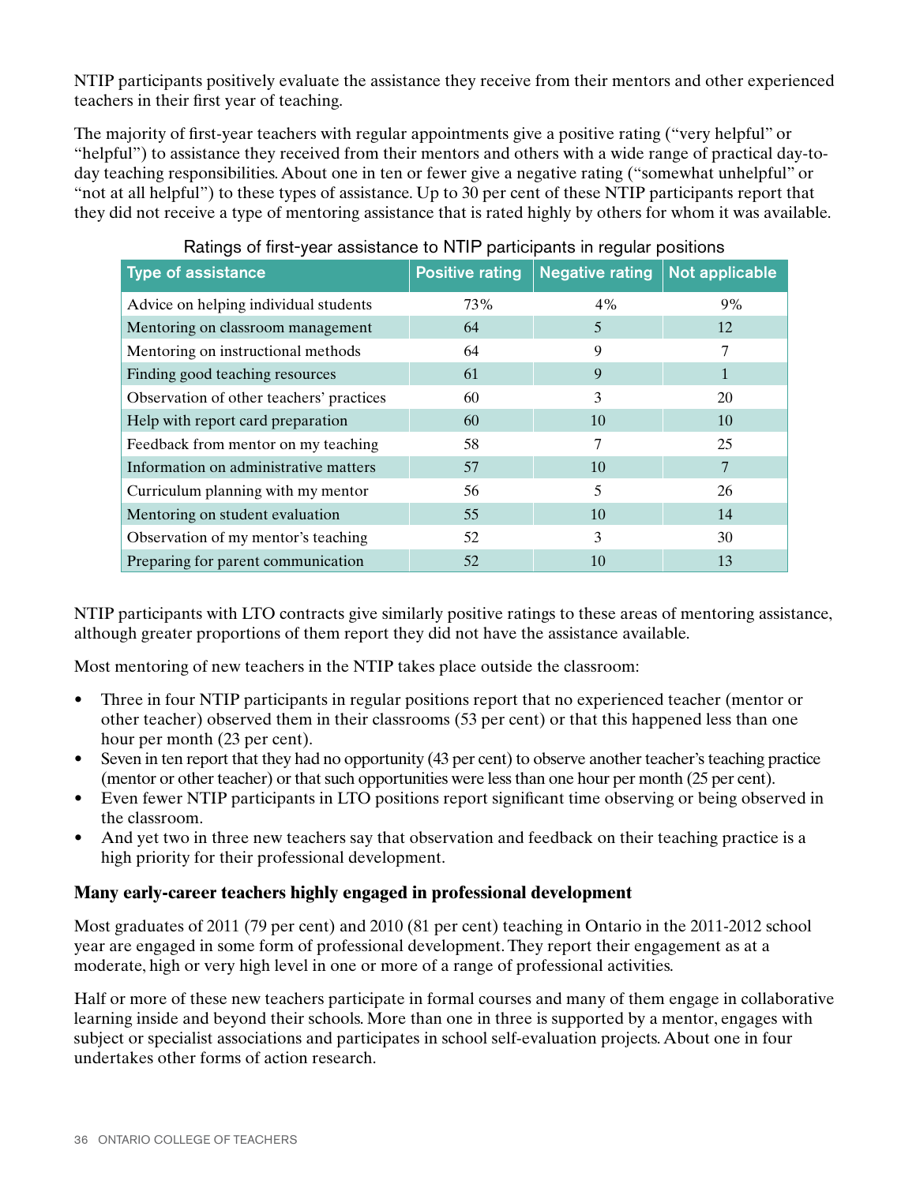NTIP participants positively evaluate the assistance they receive from their mentors and other experienced teachers in their first year of teaching.

The majority of first-year teachers with regular appointments give a positive rating ("very helpful" or "helpful") to assistance they received from their mentors and others with a wide range of practical day-to-day teaching responsibilities. About one in ten or fewer give a negative rating ("somewhat unhelpful" or "not at all helpful") to these types of assistance. Up to 30 per cent of these NTIP participants report that they did not receive a type of mentoring assistance that is rated highly by others for whom it was available.

Ratings of first-year assistance to NTIP participants in regular positions

| Type of assistance | Positive rating | Negative rating | Not applicable |
|---|---|---|---|
| Advice on helping individual students | 73% | 4% | 9% |
| Mentoring on classroom management | 64 | 5 | 12 |
| Mentoring on instructional methods | 64 | 9 | 7 |
| Finding good teaching resources | 61 | 9 | 1 |
| Observation of other teachers' practices | 60 | 3 | 20 |
| Help with report card preparation | 60 | 10 | 10 |
| Feedback from mentor on my teaching | 58 | 7 | 25 |
| Information on administrative matters | 57 | 10 | 7 |
| Curriculum planning with my mentor | 56 | 5 | 26 |
| Mentoring on student evaluation | 55 | 10 | 14 |
| Observation of my mentor's teaching | 52 | 3 | 30 |
| Preparing for parent communication | 52 | 10 | 13 |

NTIP participants with LTO contracts give similarly positive ratings to these areas of mentoring assistance, although greater proportions of them report they did not have the assistance available.

Most mentoring of new teachers in the NTIP takes place outside the classroom:

- Three in four NTIP participants in regular positions report that no experienced teacher (mentor or other teacher) observed them in their classrooms (53 per cent) or that this happened less than one hour per month (23 per cent).
- Seven in ten report that they had no opportunity (43 per cent) to observe another teacher's teaching practice (mentor or other teacher) or that such opportunities were less than one hour per month (25 per cent).
- Even fewer NTIP participants in LTO positions report significant time observing or being observed in the classroom.
- And yet two in three new teachers say that observation and feedback on their teaching practice is a high priority for their professional development.

### Many early-career teachers highly engaged in professional development

Most graduates of 2011 (79 per cent) and 2010 (81 per cent) teaching in Ontario in the 2011-2012 school year are engaged in some form of professional development. They report their engagement as at a moderate, high or very high level in one or more of a range of professional activities.

Half or more of these new teachers participate in formal courses and many of them engage in collaborative learning inside and beyond their schools. More than one in three is supported by a mentor, engages with subject or specialist associations and participates in school self-evaluation projects. About one in four undertakes other forms of action research.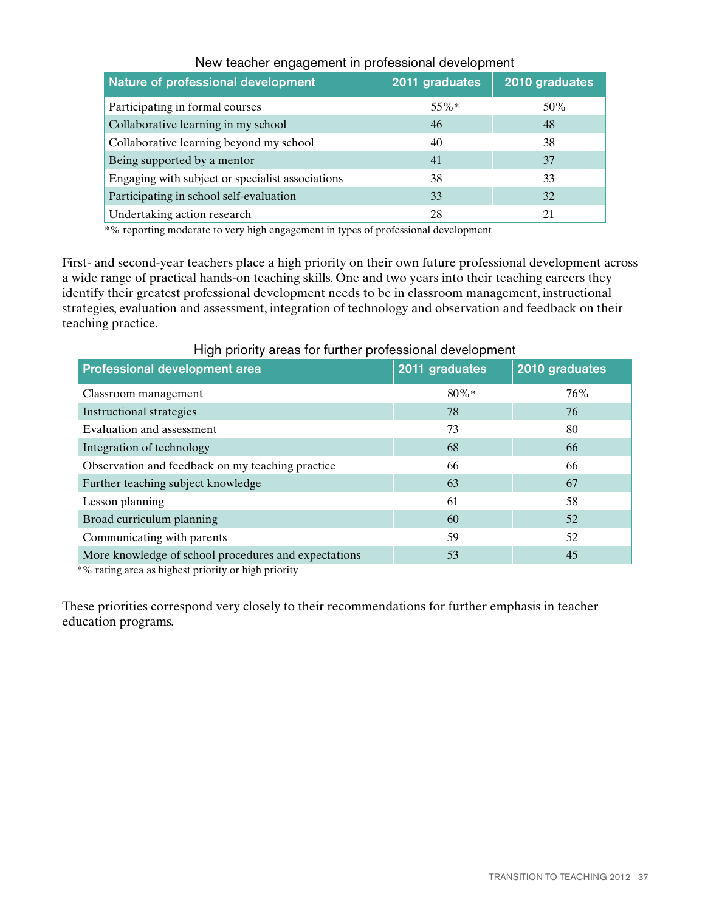New teacher engagement in professional development

| Nature of professional development | 2011 graduates | 2010 graduates |
|---|---|---|
| Participating in formal courses | 55%* | 50% |
| Collaborative learning in my school | 46 | 48 |
| Collaborative learning beyond my school | 40 | 38 |
| Being supported by a mentor | 41 | 37 |
| Engaging with subject or specialist associations | 38 | 33 |
| Participating in school self-evaluation | 33 | 32 |
| Undertaking action research | 28 | 21 |

*% reporting moderate to very high engagement in types of professional development

First- and second-year teachers place a high priority on their own future professional development across a wide range of practical hands-on teaching skills. One and two years into their teaching careers they identify their greatest professional development needs to be in classroom management, instructional strategies, evaluation and assessment, integration of technology and observation and feedback on their teaching practice.

High priority areas for further professional development

| Professional development area | 2011 graduates | 2010 graduates |
|---|---|---|
| Classroom management | 80%* | 76% |
| Instructional strategies | 78 | 76 |
| Evaluation and assessment | 73 | 80 |
| Integration of technology | 68 | 66 |
| Observation and feedback on my teaching practice | 66 | 66 |
| Further teaching subject knowledge | 63 | 67 |
| Lesson planning | 61 | 58 |
| Broad curriculum planning | 60 | 52 |
| Communicating with parents | 59 | 52 |
| More knowledge of school procedures and expectations | 53 | 45 |

*% rating area as highest priority or high priority

These priorities correspond very closely to their recommendations for further emphasis in teacher education programs.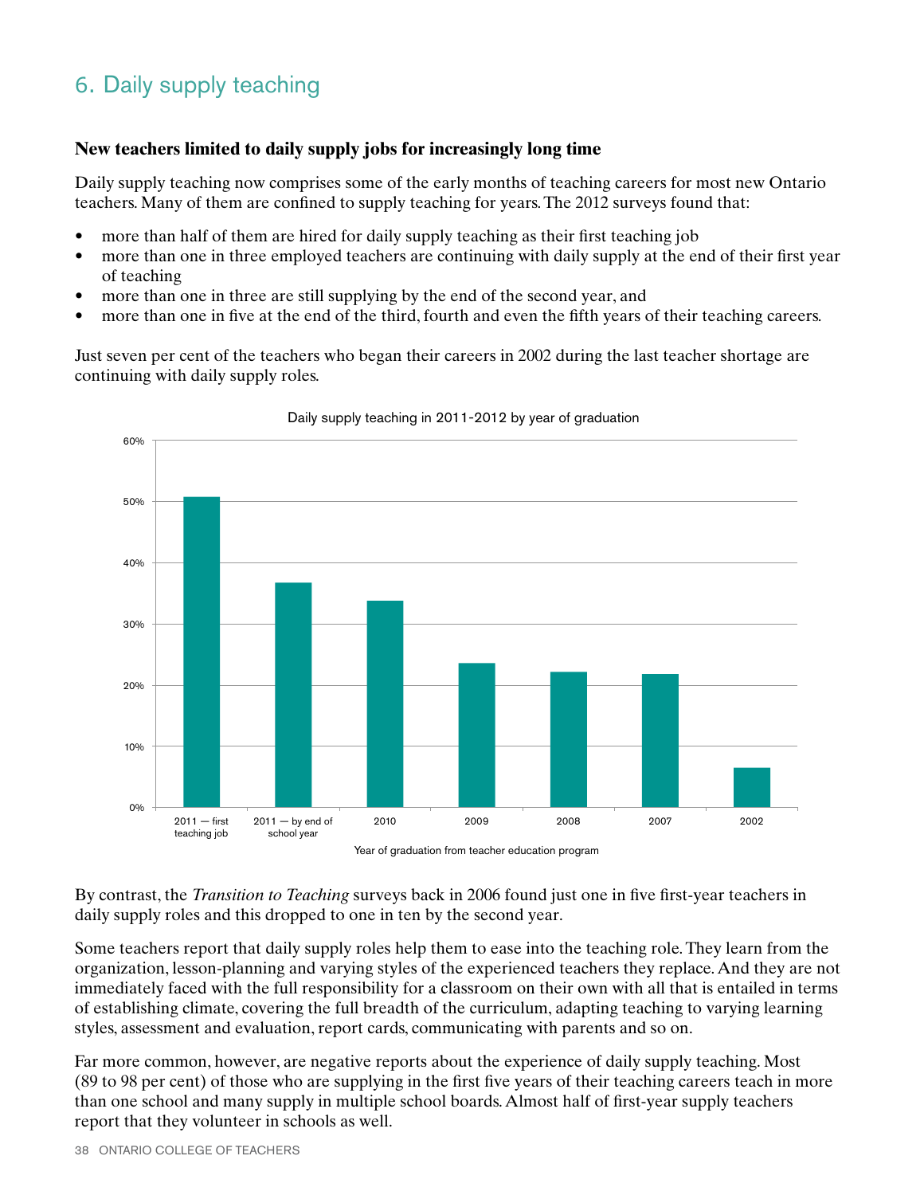## 6. Daily supply teaching

### New teachers limited to daily supply jobs for increasingly long time

Daily supply teaching now comprises some of the early months of teaching careers for most new Ontario teachers. Many of them are confined to supply teaching for years. The 2012 surveys found that:

- more than half of them are hired for daily supply teaching as their first teaching job
- more than one in three employed teachers are continuing with daily supply at the end of their first year of teaching
- more than one in three are still supplying by the end of the second year, and
- more than one in five at the end of the third, fourth and even the fifth years of their teaching careers.

Just seven per cent of the teachers who began their careers in 2002 during the last teacher shortage are continuing with daily supply roles.

Daily supply teaching in 2011-2012 by year of graduation

| Year of graduation from teacher education program | Daily supply teaching |
|---|---|
| 2011 — first teaching job | 51% |
| 2011 — by end of school year | 37% |
| 2010 | 34% |
| 2009 | 24% |
| 2008 | 22% |
| 2007 | 22% |
| 2002 | 7% |

By contrast, the *Transition to Teaching* surveys back in 2006 found just one in five first-year teachers in daily supply roles and this dropped to one in ten by the second year.

Some teachers report that daily supply roles help them to ease into the teaching role. They learn from the organization, lesson-planning and varying styles of the experienced teachers they replace. And they are not immediately faced with the full responsibility for a classroom on their own with all that is entailed in terms of establishing climate, covering the full breadth of the curriculum, adapting teaching to varying learning styles, assessment and evaluation, report cards, communicating with parents and so on.

Far more common, however, are negative reports about the experience of daily supply teaching. Most (89 to 98 per cent) of those who are supplying in the first five years of their teaching careers teach in more than one school and many supply in multiple school boards. Almost half of first-year supply teachers report that they volunteer in schools as well.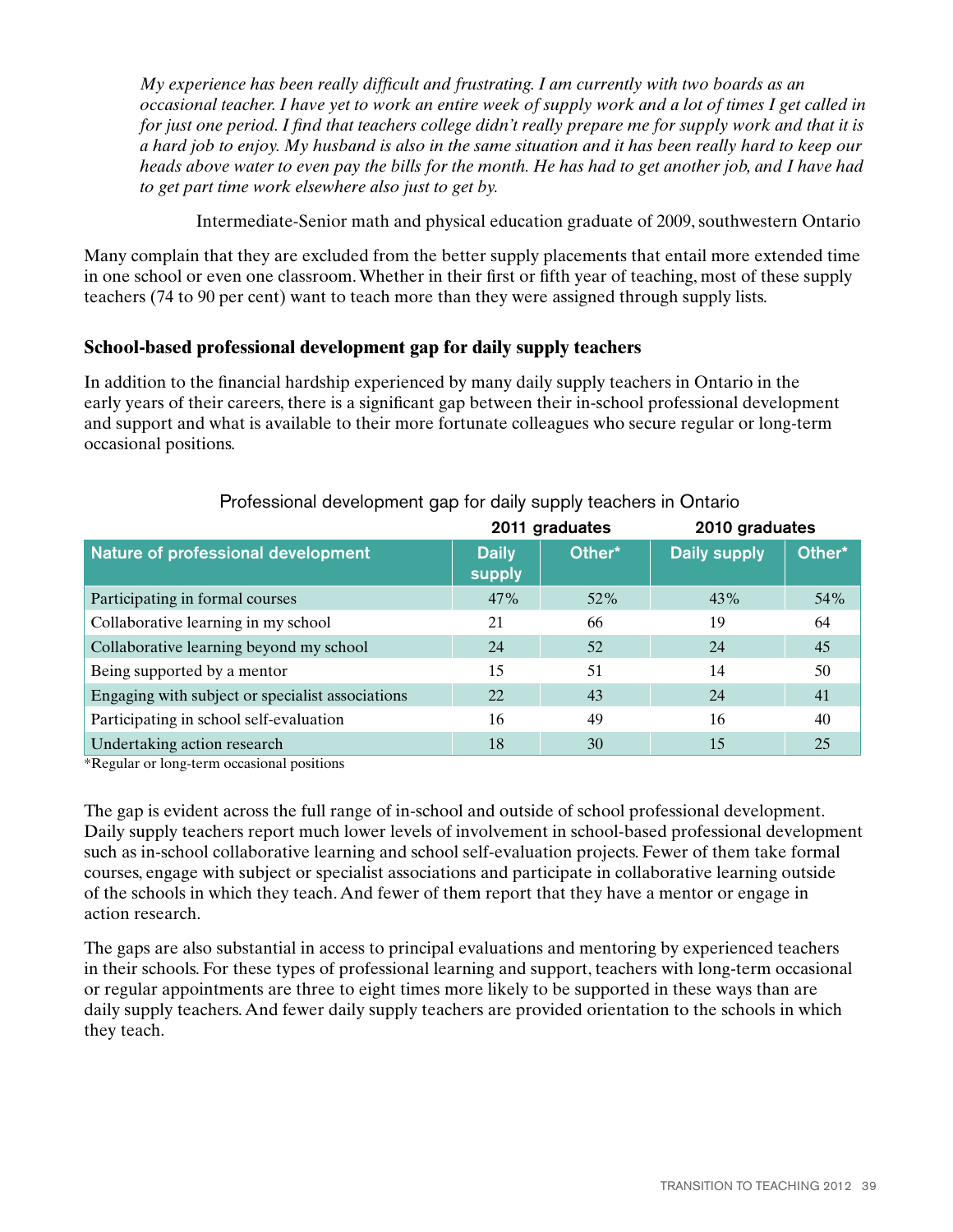*My experience has been really difficult and frustrating. I am currently with two boards as an occasional teacher. I have yet to work an entire week of supply work and a lot of times I get called in for just one period. I find that teachers college didn't really prepare me for supply work and that it is a hard job to enjoy. My husband is also in the same situation and it has been really hard to keep our heads above water to even pay the bills for the month. He has had to get another job, and I have had to get part time work elsewhere also just to get by.*

Intermediate-Senior math and physical education graduate of 2009, southwestern Ontario

Many complain that they are excluded from the better supply placements that entail more extended time in one school or even one classroom. Whether in their first or fifth year of teaching, most of these supply teachers (74 to 90 per cent) want to teach more than they were assigned through supply lists.

### School-based professional development gap for daily supply teachers

In addition to the financial hardship experienced by many daily supply teachers in Ontario in the early years of their careers, there is a significant gap between their in-school professional development and support and what is available to their more fortunate colleagues who secure regular or long-term occasional positions.

Professional development gap for daily supply teachers in Ontario

| | 2011 graduates | | 2010 graduates | |
|---|---|---|---|---|
| **Nature of professional development** | **Daily supply** | **Other*** | **Daily supply** | **Other*** |
| Participating in formal courses | 47% | 52% | 43% | 54% |
| Collaborative learning in my school | 21 | 66 | 19 | 64 |
| Collaborative learning beyond my school | 24 | 52 | 24 | 45 |
| Being supported by a mentor | 15 | 51 | 14 | 50 |
| Engaging with subject or specialist associations | 22 | 43 | 24 | 41 |
| Participating in school self-evaluation | 16 | 49 | 16 | 40 |
| Undertaking action research | 18 | 30 | 15 | 25 |

*Regular or long-term occasional positions

The gap is evident across the full range of in-school and outside of school professional development. Daily supply teachers report much lower levels of involvement in school-based professional development such as in-school collaborative learning and school self-evaluation projects. Fewer of them take formal courses, engage with subject or specialist associations and participate in collaborative learning outside of the schools in which they teach. And fewer of them report that they have a mentor or engage in action research.

The gaps are also substantial in access to principal evaluations and mentoring by experienced teachers in their schools. For these types of professional learning and support, teachers with long-term occasional or regular appointments are three to eight times more likely to be supported in these ways than are daily supply teachers. And fewer daily supply teachers are provided orientation to the schools in which they teach.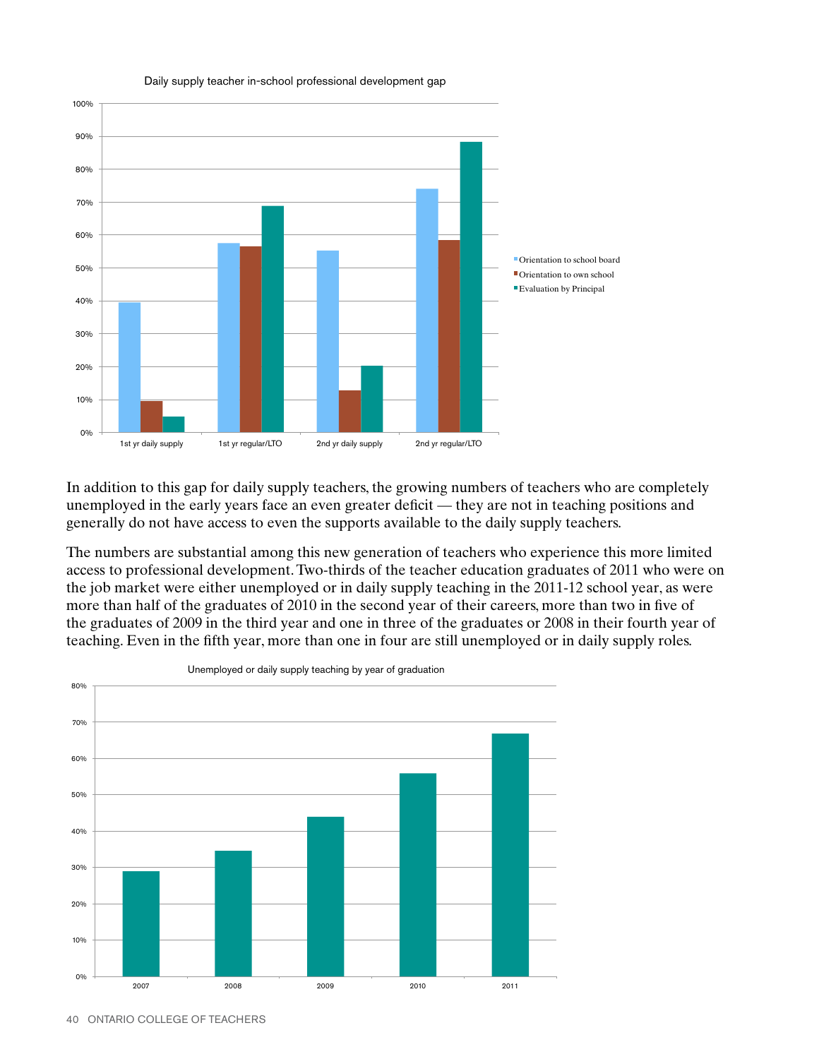Daily supply teacher in-school professional development gap

In addition to this gap for daily supply teachers, the growing numbers of teachers who are completely unemployed in the early years face an even greater deficit — they are not in teaching positions and generally do not have access to even the supports available to the daily supply teachers.

The numbers are substantial among this new generation of teachers who experience this more limited access to professional development. Two-thirds of the teacher education graduates of 2011 who were on the job market were either unemployed or in daily supply teaching in the 2011-12 school year, as were more than half of the graduates of 2010 in the second year of their careers, more than two in five of the graduates of 2009 in the third year and one in three of the graduates or 2008 in their fourth year of teaching. Even in the fifth year, more than one in four are still unemployed or in daily supply roles.

Unemployed or daily supply teaching by year of graduation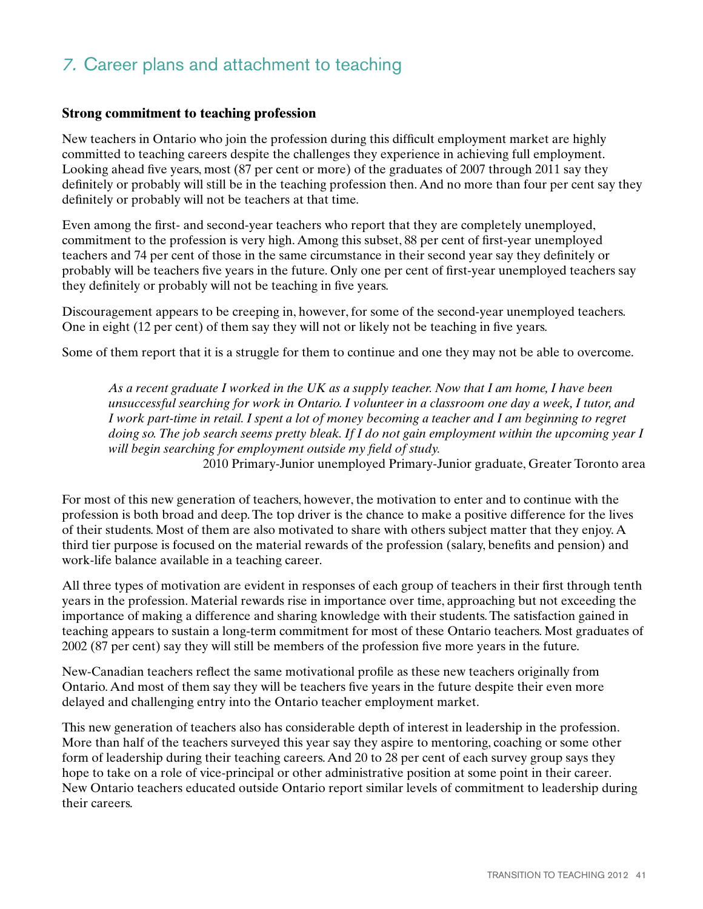# 7. Career plans and attachment to teaching

### Strong commitment to teaching profession

New teachers in Ontario who join the profession during this difficult employment market are highly committed to teaching careers despite the challenges they experience in achieving full employment. Looking ahead five years, most (87 per cent or more) of the graduates of 2007 through 2011 say they definitely or probably will still be in the teaching profession then. And no more than four per cent say they definitely or probably will not be teachers at that time.

Even among the first- and second-year teachers who report that they are completely unemployed, commitment to the profession is very high. Among this subset, 88 per cent of first-year unemployed teachers and 74 per cent of those in the same circumstance in their second year say they definitely or probably will be teachers five years in the future. Only one per cent of first-year unemployed teachers say they definitely or probably will not be teaching in five years.

Discouragement appears to be creeping in, however, for some of the second-year unemployed teachers. One in eight (12 per cent) of them say they will not or likely not be teaching in five years.

Some of them report that it is a struggle for them to continue and one they may not be able to overcome.

> *As a recent graduate I worked in the UK as a supply teacher. Now that I am home, I have been unsuccessful searching for work in Ontario. I volunteer in a classroom one day a week, I tutor, and I work part-time in retail. I spent a lot of money becoming a teacher and I am beginning to regret doing so. The job search seems pretty bleak. If I do not gain employment within the upcoming year I will begin searching for employment outside my field of study.*
>
> 2010 Primary-Junior unemployed Primary-Junior graduate, Greater Toronto area

For most of this new generation of teachers, however, the motivation to enter and to continue with the profession is both broad and deep. The top driver is the chance to make a positive difference for the lives of their students. Most of them are also motivated to share with others subject matter that they enjoy. A third tier purpose is focused on the material rewards of the profession (salary, benefits and pension) and work-life balance available in a teaching career.

All three types of motivation are evident in responses of each group of teachers in their first through tenth years in the profession. Material rewards rise in importance over time, approaching but not exceeding the importance of making a difference and sharing knowledge with their students. The satisfaction gained in teaching appears to sustain a long-term commitment for most of these Ontario teachers. Most graduates of 2002 (87 per cent) say they will still be members of the profession five more years in the future.

New-Canadian teachers reflect the same motivational profile as these new teachers originally from Ontario. And most of them say they will be teachers five years in the future despite their even more delayed and challenging entry into the Ontario teacher employment market.

This new generation of teachers also has considerable depth of interest in leadership in the profession. More than half of the teachers surveyed this year say they aspire to mentoring, coaching or some other form of leadership during their teaching careers. And 20 to 28 per cent of each survey group says they hope to take on a role of vice-principal or other administrative position at some point in their career. New Ontario teachers educated outside Ontario report similar levels of commitment to leadership during their careers.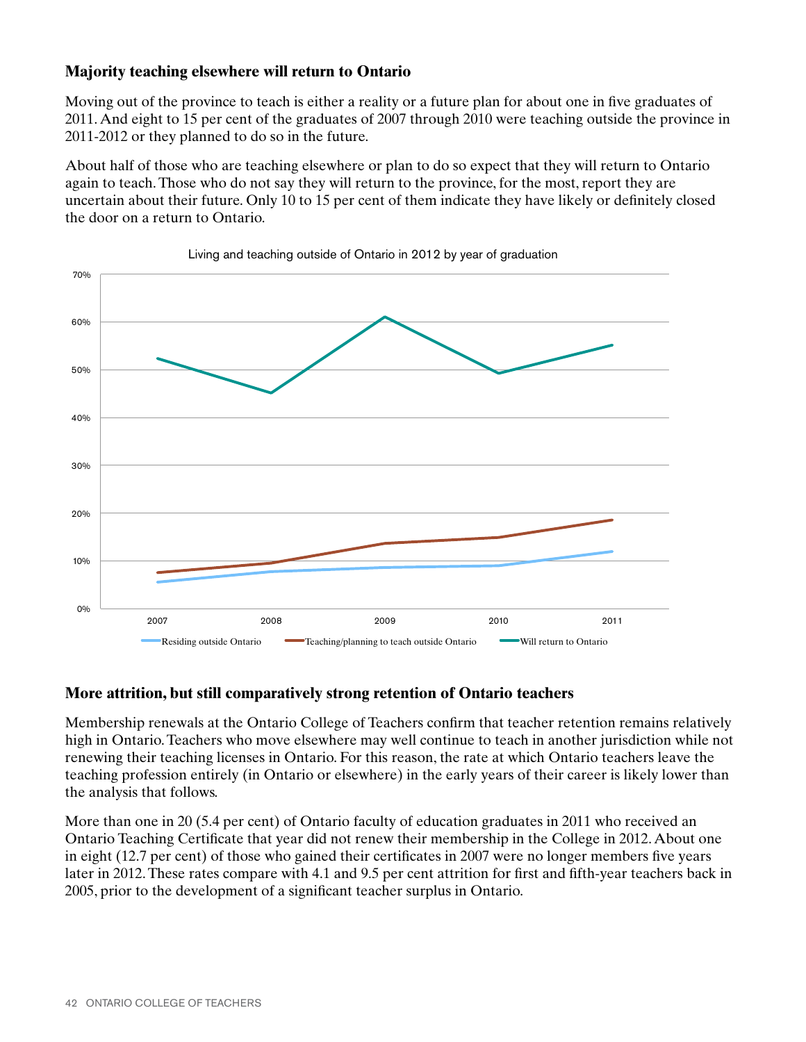## Majority teaching elsewhere will return to Ontario

Moving out of the province to teach is either a reality or a future plan for about one in five graduates of 2011. And eight to 15 per cent of the graduates of 2007 through 2010 were teaching outside the province in 2011-2012 or they planned to do so in the future.

About half of those who are teaching elsewhere or plan to do so expect that they will return to Ontario again to teach. Those who do not say they will return to the province, for the most, report they are uncertain about their future. Only 10 to 15 per cent of them indicate they have likely or definitely closed the door on a return to Ontario.

Living and teaching outside of Ontario in 2012 by year of graduation

## More attrition, but still comparatively strong retention of Ontario teachers

Membership renewals at the Ontario College of Teachers confirm that teacher retention remains relatively high in Ontario. Teachers who move elsewhere may well continue to teach in another jurisdiction while not renewing their teaching licenses in Ontario. For this reason, the rate at which Ontario teachers leave the teaching profession entirely (in Ontario or elsewhere) in the early years of their career is likely lower than the analysis that follows.

More than one in 20 (5.4 per cent) of Ontario faculty of education graduates in 2011 who received an Ontario Teaching Certificate that year did not renew their membership in the College in 2012. About one in eight (12.7 per cent) of those who gained their certificates in 2007 were no longer members five years later in 2012. These rates compare with 4.1 and 9.5 per cent attrition for first and fifth-year teachers back in 2005, prior to the development of a significant teacher surplus in Ontario.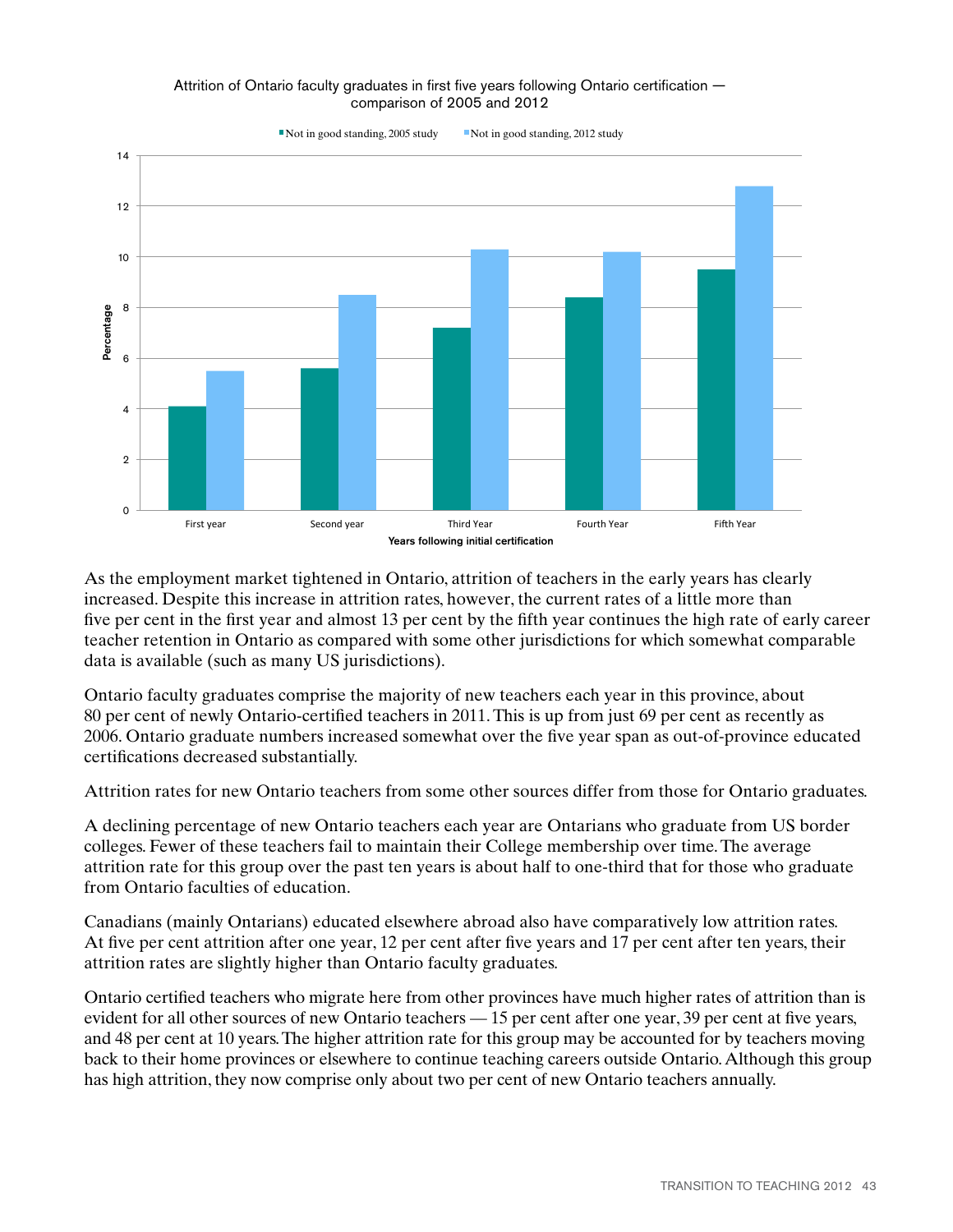Attrition of Ontario faculty graduates in first five years following Ontario certification — comparison of 2005 and 2012

As the employment market tightened in Ontario, attrition of teachers in the early years has clearly increased. Despite this increase in attrition rates, however, the current rates of a little more than five per cent in the first year and almost 13 per cent by the fifth year continues the high rate of early career teacher retention in Ontario as compared with some other jurisdictions for which somewhat comparable data is available (such as many US jurisdictions).

Ontario faculty graduates comprise the majority of new teachers each year in this province, about 80 per cent of newly Ontario-certified teachers in 2011. This is up from just 69 per cent as recently as 2006. Ontario graduate numbers increased somewhat over the five year span as out-of-province educated certifications decreased substantially.

Attrition rates for new Ontario teachers from some other sources differ from those for Ontario graduates.

A declining percentage of new Ontario teachers each year are Ontarians who graduate from US border colleges. Fewer of these teachers fail to maintain their College membership over time. The average attrition rate for this group over the past ten years is about half to one-third that for those who graduate from Ontario faculties of education.

Canadians (mainly Ontarians) educated elsewhere abroad also have comparatively low attrition rates. At five per cent attrition after one year, 12 per cent after five years and 17 per cent after ten years, their attrition rates are slightly higher than Ontario faculty graduates.

Ontario certified teachers who migrate here from other provinces have much higher rates of attrition than is evident for all other sources of new Ontario teachers — 15 per cent after one year, 39 per cent at five years, and 48 per cent at 10 years. The higher attrition rate for this group may be accounted for by teachers moving back to their home provinces or elsewhere to continue teaching careers outside Ontario. Although this group has high attrition, they now comprise only about two per cent of new Ontario teachers annually.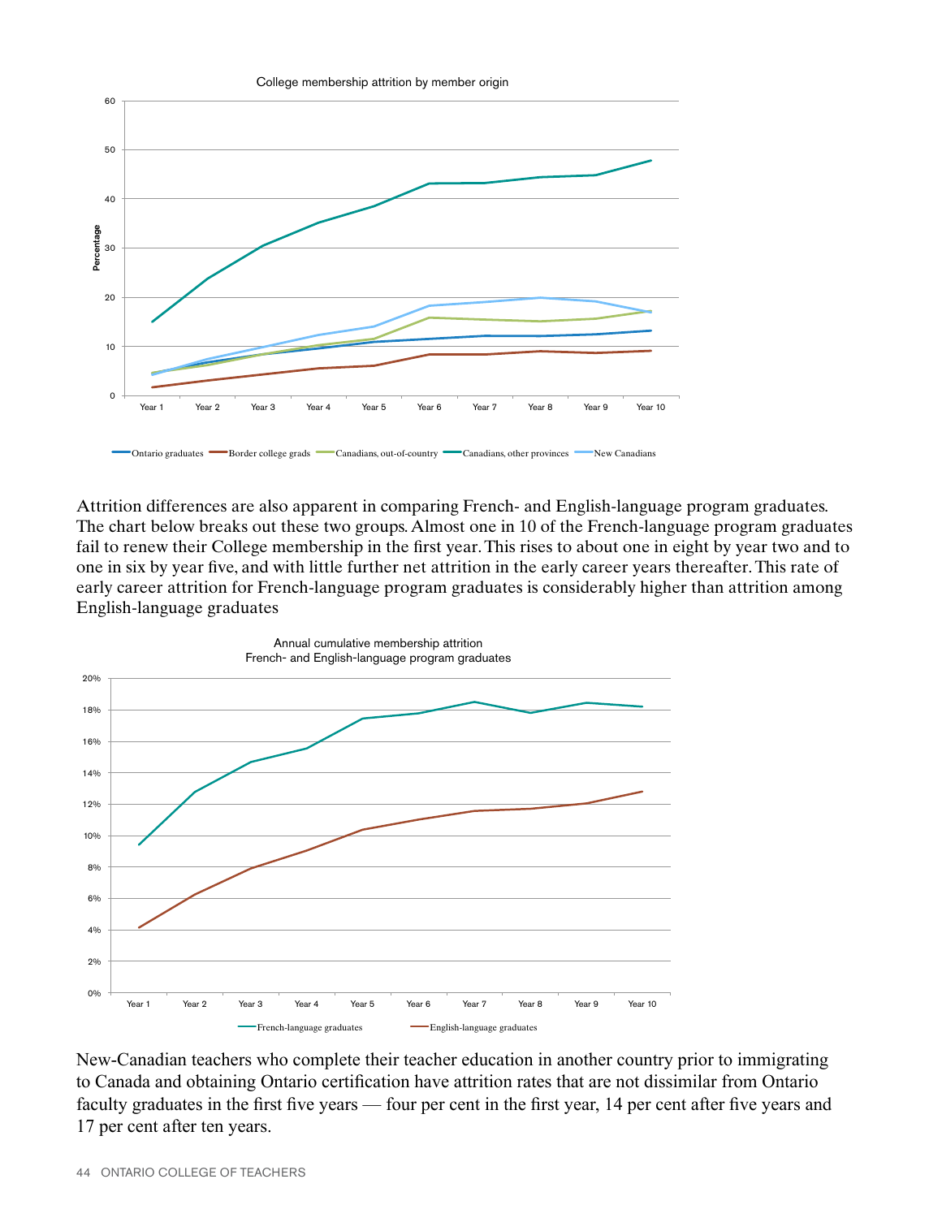College membership attrition by member origin

Attrition differences are also apparent in comparing French- and English-language program graduates. The chart below breaks out these two groups. Almost one in 10 of the French-language program graduates fail to renew their College membership in the first year. This rises to about one in eight by year two and to one in six by year five, and with little further net attrition in the early career years thereafter. This rate of early career attrition for French-language program graduates is considerably higher than attrition among English-language graduates

Annual cumulative membership attrition
French- and English-language program graduates

New-Canadian teachers who complete their teacher education in another country prior to immigrating to Canada and obtaining Ontario certification have attrition rates that are not dissimilar from Ontario faculty graduates in the first five years — four per cent in the first year, 14 per cent after five years and 17 per cent after ten years.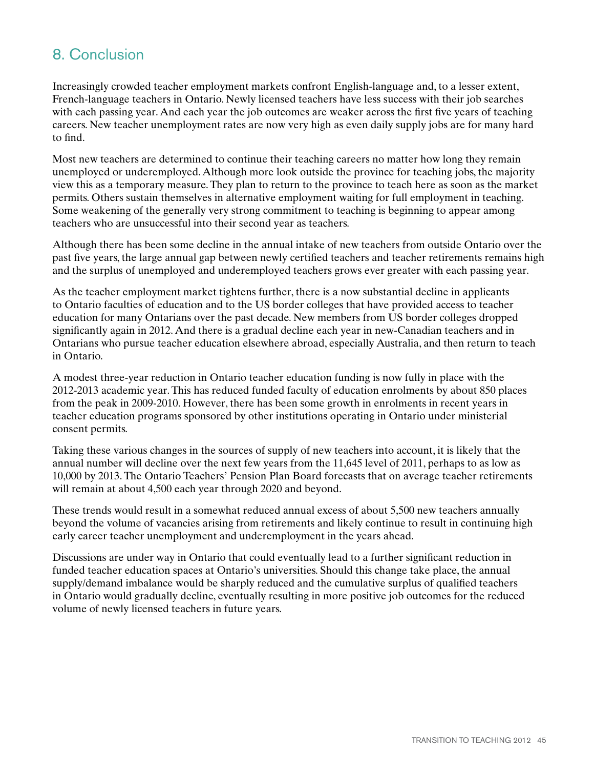## 8. Conclusion

Increasingly crowded teacher employment markets confront English-language and, to a lesser extent, French-language teachers in Ontario. Newly licensed teachers have less success with their job searches with each passing year. And each year the job outcomes are weaker across the first five years of teaching careers. New teacher unemployment rates are now very high as even daily supply jobs are for many hard to find.

Most new teachers are determined to continue their teaching careers no matter how long they remain unemployed or underemployed. Although more look outside the province for teaching jobs, the majority view this as a temporary measure. They plan to return to the province to teach here as soon as the market permits. Others sustain themselves in alternative employment waiting for full employment in teaching. Some weakening of the generally very strong commitment to teaching is beginning to appear among teachers who are unsuccessful into their second year as teachers.

Although there has been some decline in the annual intake of new teachers from outside Ontario over the past five years, the large annual gap between newly certified teachers and teacher retirements remains high and the surplus of unemployed and underemployed teachers grows ever greater with each passing year.

As the teacher employment market tightens further, there is a now substantial decline in applicants to Ontario faculties of education and to the US border colleges that have provided access to teacher education for many Ontarians over the past decade. New members from US border colleges dropped significantly again in 2012. And there is a gradual decline each year in new-Canadian teachers and in Ontarians who pursue teacher education elsewhere abroad, especially Australia, and then return to teach in Ontario.

A modest three-year reduction in Ontario teacher education funding is now fully in place with the 2012-2013 academic year. This has reduced funded faculty of education enrolments by about 850 places from the peak in 2009-2010. However, there has been some growth in enrolments in recent years in teacher education programs sponsored by other institutions operating in Ontario under ministerial consent permits.

Taking these various changes in the sources of supply of new teachers into account, it is likely that the annual number will decline over the next few years from the 11,645 level of 2011, perhaps to as low as 10,000 by 2013. The Ontario Teachers' Pension Plan Board forecasts that on average teacher retirements will remain at about 4,500 each year through 2020 and beyond.

These trends would result in a somewhat reduced annual excess of about 5,500 new teachers annually beyond the volume of vacancies arising from retirements and likely continue to result in continuing high early career teacher unemployment and underemployment in the years ahead.

Discussions are under way in Ontario that could eventually lead to a further significant reduction in funded teacher education spaces at Ontario's universities. Should this change take place, the annual supply/demand imbalance would be sharply reduced and the cumulative surplus of qualified teachers in Ontario would gradually decline, eventually resulting in more positive job outcomes for the reduced volume of newly licensed teachers in future years.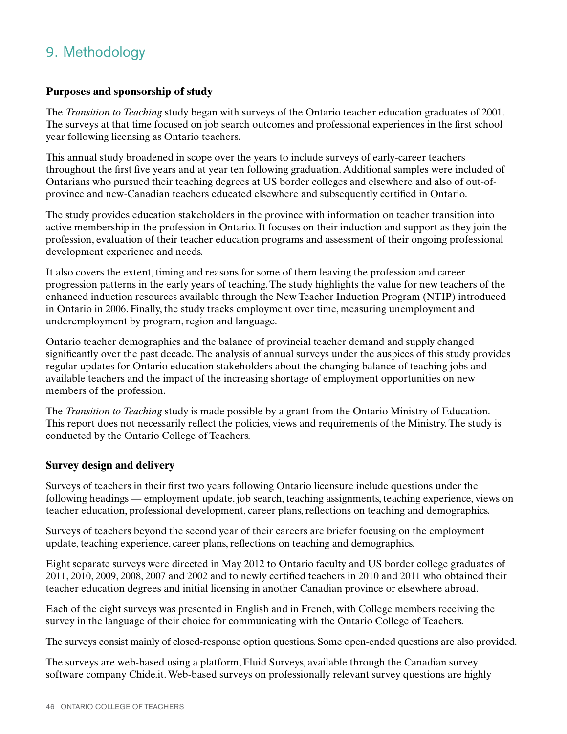# 9. Methodology

## Purposes and sponsorship of study

The *Transition to Teaching* study began with surveys of the Ontario teacher education graduates of 2001. The surveys at that time focused on job search outcomes and professional experiences in the first school year following licensing as Ontario teachers.

This annual study broadened in scope over the years to include surveys of early-career teachers throughout the first five years and at year ten following graduation. Additional samples were included of Ontarians who pursued their teaching degrees at US border colleges and elsewhere and also of out-of-province and new-Canadian teachers educated elsewhere and subsequently certified in Ontario.

The study provides education stakeholders in the province with information on teacher transition into active membership in the profession in Ontario. It focuses on their induction and support as they join the profession, evaluation of their teacher education programs and assessment of their ongoing professional development experience and needs.

It also covers the extent, timing and reasons for some of them leaving the profession and career progression patterns in the early years of teaching. The study highlights the value for new teachers of the enhanced induction resources available through the New Teacher Induction Program (NTIP) introduced in Ontario in 2006. Finally, the study tracks employment over time, measuring unemployment and underemployment by program, region and language.

Ontario teacher demographics and the balance of provincial teacher demand and supply changed significantly over the past decade. The analysis of annual surveys under the auspices of this study provides regular updates for Ontario education stakeholders about the changing balance of teaching jobs and available teachers and the impact of the increasing shortage of employment opportunities on new members of the profession.

The *Transition to Teaching* study is made possible by a grant from the Ontario Ministry of Education. This report does not necessarily reflect the policies, views and requirements of the Ministry. The study is conducted by the Ontario College of Teachers.

## Survey design and delivery

Surveys of teachers in their first two years following Ontario licensure include questions under the following headings — employment update, job search, teaching assignments, teaching experience, views on teacher education, professional development, career plans, reflections on teaching and demographics.

Surveys of teachers beyond the second year of their careers are briefer focusing on the employment update, teaching experience, career plans, reflections on teaching and demographics.

Eight separate surveys were directed in May 2012 to Ontario faculty and US border college graduates of 2011, 2010, 2009, 2008, 2007 and 2002 and to newly certified teachers in 2010 and 2011 who obtained their teacher education degrees and initial licensing in another Canadian province or elsewhere abroad.

Each of the eight surveys was presented in English and in French, with College members receiving the survey in the language of their choice for communicating with the Ontario College of Teachers.

The surveys consist mainly of closed-response option questions. Some open-ended questions are also provided.

The surveys are web-based using a platform, Fluid Surveys, available through the Canadian survey software company Chide.it. Web-based surveys on professionally relevant survey questions are highly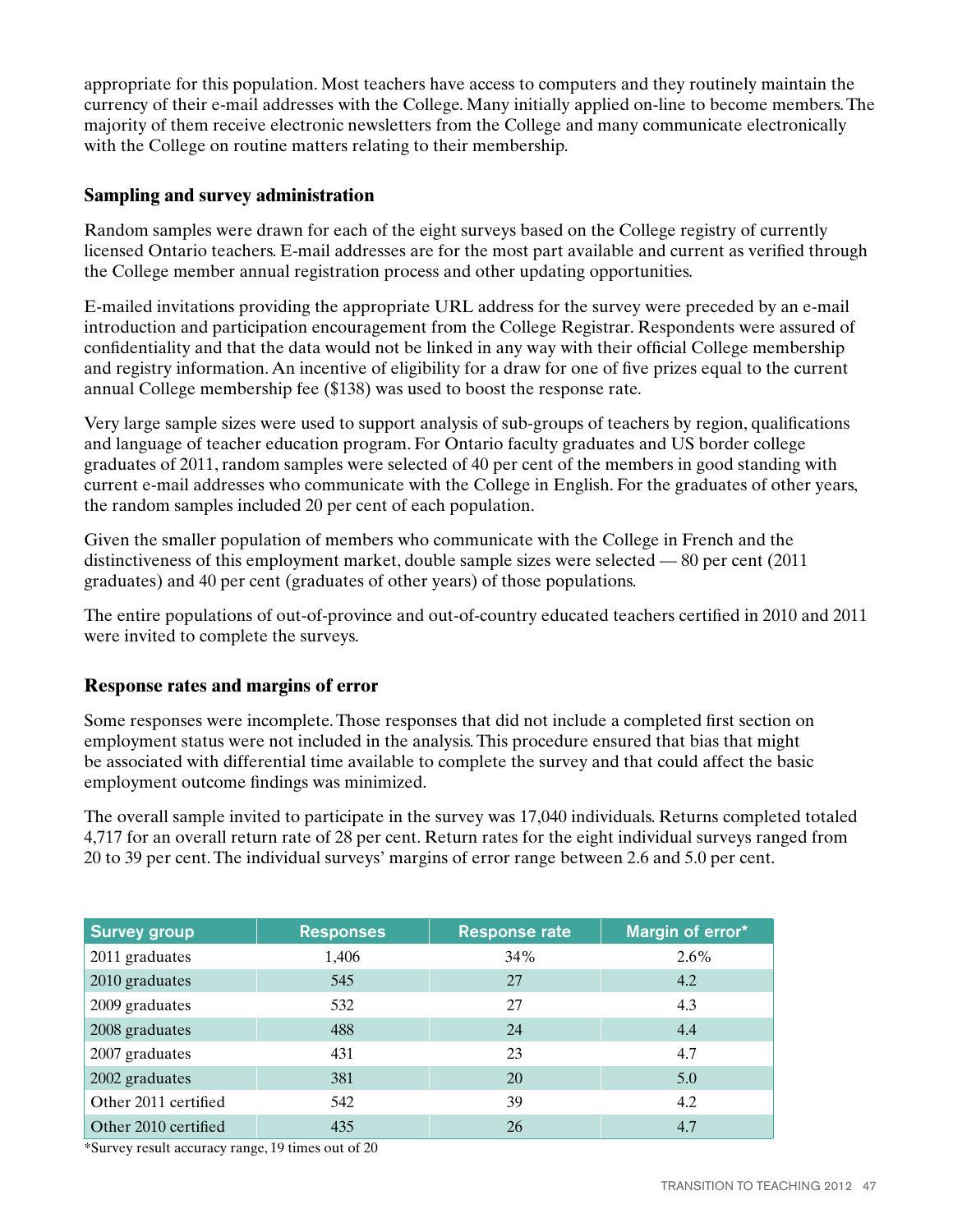appropriate for this population. Most teachers have access to computers and they routinely maintain the currency of their e-mail addresses with the College. Many initially applied on-line to become members. The majority of them receive electronic newsletters from the College and many communicate electronically with the College on routine matters relating to their membership.

### Sampling and survey administration

Random samples were drawn for each of the eight surveys based on the College registry of currently licensed Ontario teachers. E-mail addresses are for the most part available and current as verified through the College member annual registration process and other updating opportunities.

E-mailed invitations providing the appropriate URL address for the survey were preceded by an e-mail introduction and participation encouragement from the College Registrar. Respondents were assured of confidentiality and that the data would not be linked in any way with their official College membership and registry information. An incentive of eligibility for a draw for one of five prizes equal to the current annual College membership fee ($138) was used to boost the response rate.

Very large sample sizes were used to support analysis of sub-groups of teachers by region, qualifications and language of teacher education program. For Ontario faculty graduates and US border college graduates of 2011, random samples were selected of 40 per cent of the members in good standing with current e-mail addresses who communicate with the College in English. For the graduates of other years, the random samples included 20 per cent of each population.

Given the smaller population of members who communicate with the College in French and the distinctiveness of this employment market, double sample sizes were selected — 80 per cent (2011 graduates) and 40 per cent (graduates of other years) of those populations.

The entire populations of out-of-province and out-of-country educated teachers certified in 2010 and 2011 were invited to complete the surveys.

### Response rates and margins of error

Some responses were incomplete. Those responses that did not include a completed first section on employment status were not included in the analysis. This procedure ensured that bias that might be associated with differential time available to complete the survey and that could affect the basic employment outcome findings was minimized.

The overall sample invited to participate in the survey was 17,040 individuals. Returns completed totaled 4,717 for an overall return rate of 28 per cent. Return rates for the eight individual surveys ranged from 20 to 39 per cent. The individual surveys' margins of error range between 2.6 and 5.0 per cent.

| Survey group | Responses | Response rate | Margin of error* |
|---|---|---|---|
| 2011 graduates | 1,406 | 34% | 2.6% |
| 2010 graduates | 545 | 27 | 4.2 |
| 2009 graduates | 532 | 27 | 4.3 |
| 2008 graduates | 488 | 24 | 4.4 |
| 2007 graduates | 431 | 23 | 4.7 |
| 2002 graduates | 381 | 20 | 5.0 |
| Other 2011 certified | 542 | 39 | 4.2 |
| Other 2010 certified | 435 | 26 | 4.7 |

*Survey result accuracy range, 19 times out of 20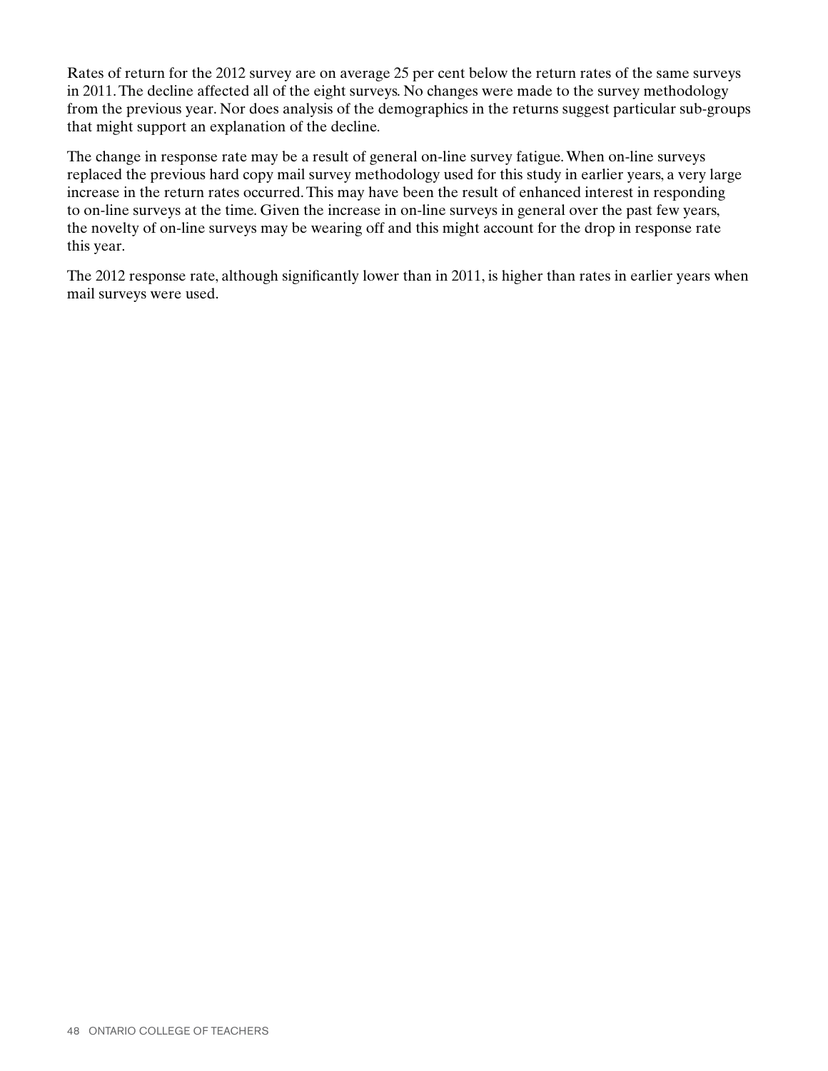Rates of return for the 2012 survey are on average 25 per cent below the return rates of the same surveys in 2011. The decline affected all of the eight surveys. No changes were made to the survey methodology from the previous year. Nor does analysis of the demographics in the returns suggest particular sub-groups that might support an explanation of the decline.

The change in response rate may be a result of general on-line survey fatigue. When on-line surveys replaced the previous hard copy mail survey methodology used for this study in earlier years, a very large increase in the return rates occurred. This may have been the result of enhanced interest in responding to on-line surveys at the time. Given the increase in on-line surveys in general over the past few years, the novelty of on-line surveys may be wearing off and this might account for the drop in response rate this year.

The 2012 response rate, although significantly lower than in 2011, is higher than rates in earlier years when mail surveys were used.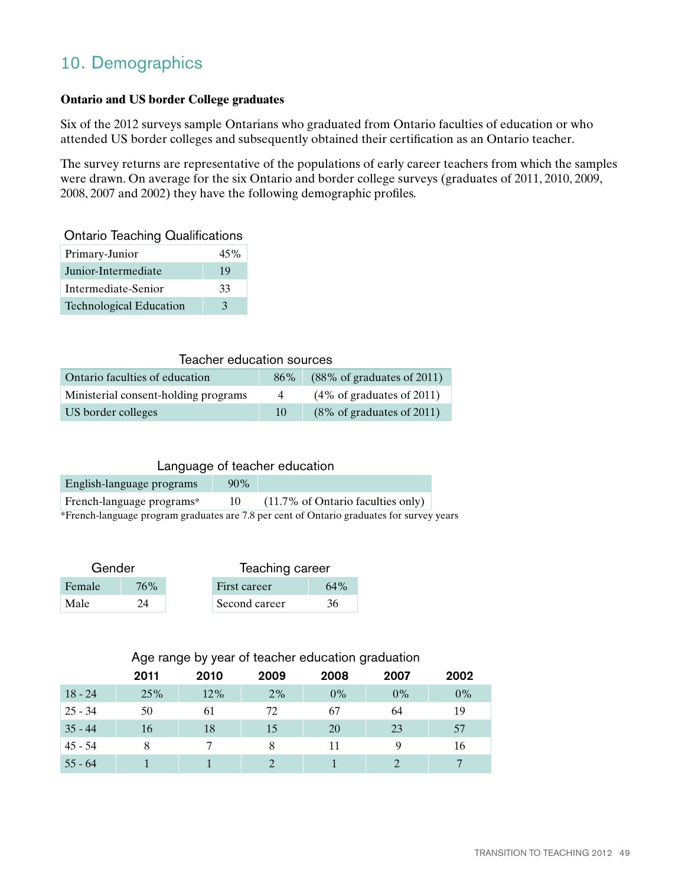## 10. Demographics

**Ontario and US border College graduates**

Six of the 2012 surveys sample Ontarians who graduated from Ontario faculties of education or who attended US border colleges and subsequently obtained their certification as an Ontario teacher.

The survey returns are representative of the populations of early career teachers from which the samples were drawn. On average for the six Ontario and border college surveys (graduates of 2011, 2010, 2009, 2008, 2007 and 2002) they have the following demographic profiles.

Ontario Teaching Qualifications

| | |
|---|---|
| Primary-Junior | 45% |
| Junior-Intermediate | 19 |
| Intermediate-Senior | 33 |
| Technological Education | 3 |

Teacher education sources

| | | |
|---|---|---|
| Ontario faculties of education | 86% | (88% of graduates of 2011) |
| Ministerial consent-holding programs | 4 | (4% of graduates of 2011) |
| US border colleges | 10 | (8% of graduates of 2011) |

Language of teacher education

| | | |
|---|---|---|
| English-language programs | 90% | |
| French-language programs* | 10 | (11.7% of Ontario faculties only) |

*French-language program graduates are 7.8 per cent of Ontario graduates for survey years

Gender

| | |
|---|---|
| Female | 76% |
| Male | 24 |

Teaching career

| | |
|---|---|
| First career | 64% |
| Second career | 36 |

Age range by year of teacher education graduation

| | 2011 | 2010 | 2009 | 2008 | 2007 | 2002 |
|---|---|---|---|---|---|---|
| 18 - 24 | 25% | 12% | 2% | 0% | 0% | 0% |
| 25 - 34 | 50 | 61 | 72 | 67 | 64 | 19 |
| 35 - 44 | 16 | 18 | 15 | 20 | 23 | 57 |
| 45 - 54 | 8 | 7 | 8 | 11 | 9 | 16 |
| 55 - 64 | 1 | 1 | 2 | 1 | 2 | 7 |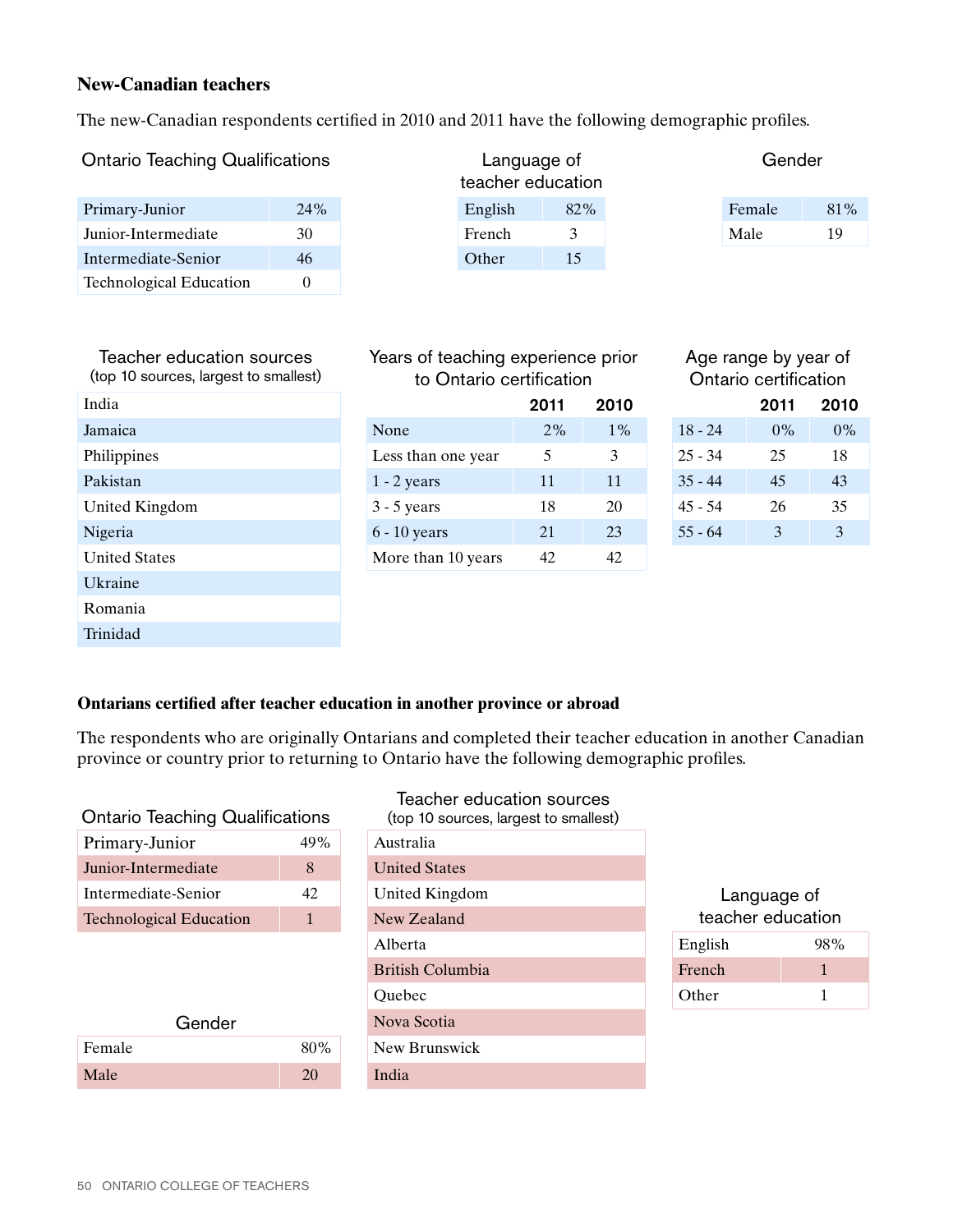## New-Canadian teachers

The new-Canadian respondents certified in 2010 and 2011 have the following demographic profiles.

**Ontario Teaching Qualifications**

| | |
|---|---|
| Primary-Junior | 24% |
| Junior-Intermediate | 30 |
| Intermediate-Senior | 46 |
| Technological Education | 0 |

**Language of teacher education**

| | |
|---|---|
| English | 82% |
| French | 3 |
| Other | 15 |

**Gender**

| | |
|---|---|
| Female | 81% |
| Male | 19 |

**Teacher education sources** (top 10 sources, largest to smallest)

| |
|---|
| India |
| Jamaica |
| Philippines |
| Pakistan |
| United Kingdom |
| Nigeria |
| United States |
| Ukraine |
| Romania |
| Trinidad |

**Years of teaching experience prior to Ontario certification**

| | 2011 | 2010 |
|---|---|---|
| None | 2% | 1% |
| Less than one year | 5 | 3 |
| 1 - 2 years | 11 | 11 |
| 3 - 5 years | 18 | 20 |
| 6 - 10 years | 21 | 23 |
| More than 10 years | 42 | 42 |

**Age range by year of Ontario certification**

| | 2011 | 2010 |
|---|---|---|
| 18 - 24 | 0% | 0% |
| 25 - 34 | 25 | 18 |
| 35 - 44 | 45 | 43 |
| 45 - 54 | 26 | 35 |
| 55 - 64 | 3 | 3 |

### Ontarians certified after teacher education in another province or abroad

The respondents who are originally Ontarians and completed their teacher education in another Canadian province or country prior to returning to Ontario have the following demographic profiles.

**Ontario Teaching Qualifications**

| | |
|---|---|
| Primary-Junior | 49% |
| Junior-Intermediate | 8 |
| Intermediate-Senior | 42 |
| Technological Education | 1 |

**Teacher education sources** (top 10 sources, largest to smallest)

| |
|---|
| Australia |
| United States |
| United Kingdom |
| New Zealand |
| Alberta |
| British Columbia |
| Quebec |
| Nova Scotia |
| New Brunswick |
| India |

**Language of teacher education**

| | |
|---|---|
| English | 98% |
| French | 1 |
| Other | 1 |

**Gender**

| | |
|---|---|
| Female | 80% |
| Male | 20 |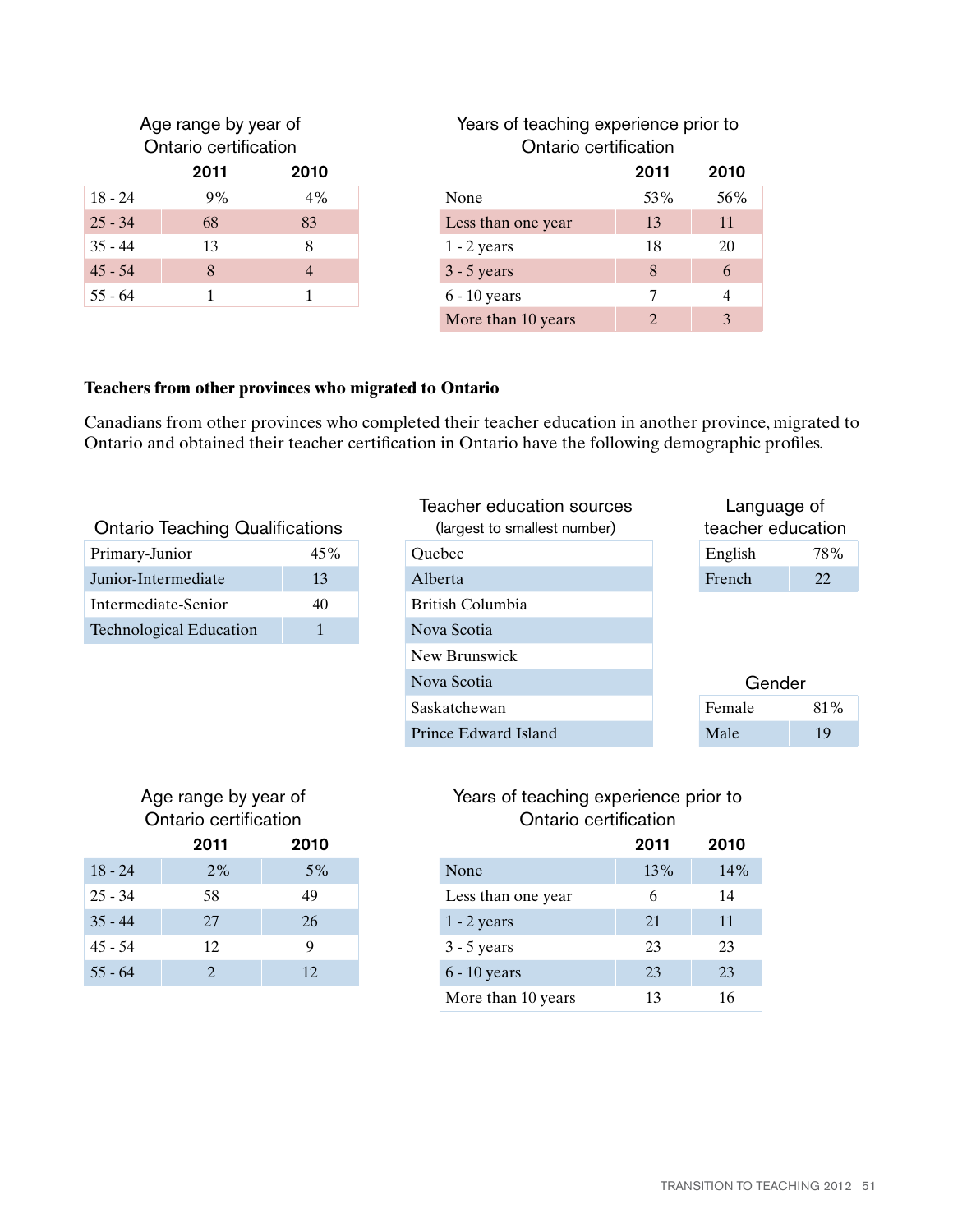Age range by year of Ontario certification

| | 2011 | 2010 |
|---|---|---|
| 18 - 24 | 9% | 4% |
| 25 - 34 | 68 | 83 |
| 35 - 44 | 13 | 8 |
| 45 - 54 | 8 | 4 |
| 55 - 64 | 1 | 1 |

Years of teaching experience prior to Ontario certification

| | 2011 | 2010 |
|---|---|---|
| None | 53% | 56% |
| Less than one year | 13 | 11 |
| 1 - 2 years | 18 | 20 |
| 3 - 5 years | 8 | 6 |
| 6 - 10 years | 7 | 4 |
| More than 10 years | 2 | 3 |

**Teachers from other provinces who migrated to Ontario**

Canadians from other provinces who completed their teacher education in another province, migrated to Ontario and obtained their teacher certification in Ontario have the following demographic profiles.

Ontario Teaching Qualifications

| | |
|---|---|
| Primary-Junior | 45% |
| Junior-Intermediate | 13 |
| Intermediate-Senior | 40 |
| Technological Education | 1 |

Teacher education sources (largest to smallest number)

| |
|---|
| Quebec |
| Alberta |
| British Columbia |
| Nova Scotia |
| New Brunswick |
| Nova Scotia |
| Saskatchewan |
| Prince Edward Island |

Language of teacher education

| | |
|---|---|
| English | 78% |
| French | 22 |

Gender

| | |
|---|---|
| Female | 81% |
| Male | 19 |

Age range by year of Ontario certification

| | 2011 | 2010 |
|---|---|---|
| 18 - 24 | 2% | 5% |
| 25 - 34 | 58 | 49 |
| 35 - 44 | 27 | 26 |
| 45 - 54 | 12 | 9 |
| 55 - 64 | 2 | 12 |

Years of teaching experience prior to Ontario certification

| | 2011 | 2010 |
|---|---|---|
| None | 13% | 14% |
| Less than one year | 6 | 14 |
| 1 - 2 years | 21 | 11 |
| 3 - 5 years | 23 | 23 |
| 6 - 10 years | 23 | 23 |
| More than 10 years | 13 | 16 |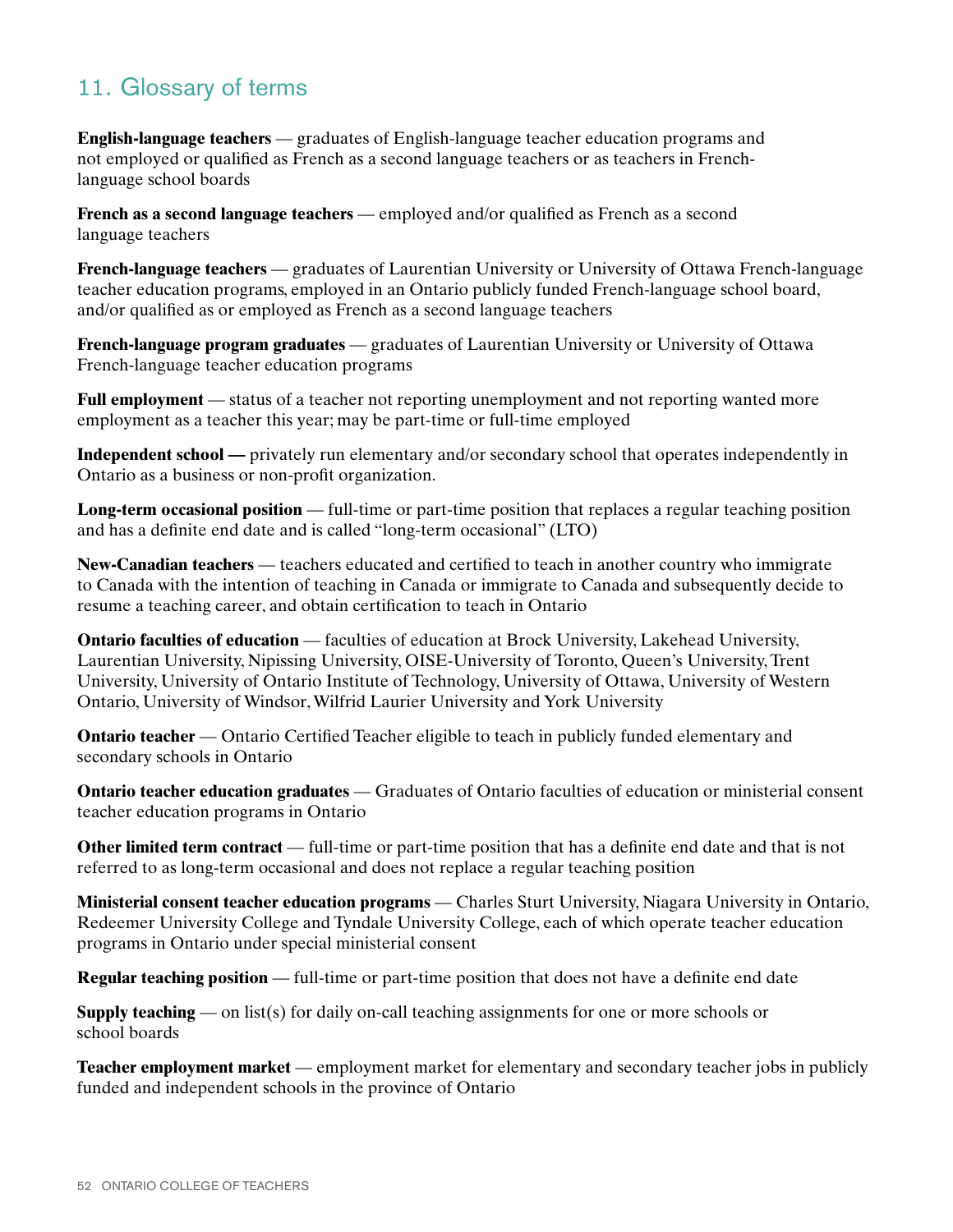## 11. Glossary of terms

**English-language teachers** — graduates of English-language teacher education programs and not employed or qualified as French as a second language teachers or as teachers in French-language school boards

**French as a second language teachers** — employed and/or qualified as French as a second language teachers

**French-language teachers** — graduates of Laurentian University or University of Ottawa French-language teacher education programs, employed in an Ontario publicly funded French-language school board, and/or qualified as or employed as French as a second language teachers

**French-language program graduates** — graduates of Laurentian University or University of Ottawa French-language teacher education programs

**Full employment** — status of a teacher not reporting unemployment and not reporting wanted more employment as a teacher this year; may be part-time or full-time employed

**Independent school —** privately run elementary and/or secondary school that operates independently in Ontario as a business or non-profit organization.

**Long-term occasional position** — full-time or part-time position that replaces a regular teaching position and has a definite end date and is called "long-term occasional" (LTO)

**New-Canadian teachers** — teachers educated and certified to teach in another country who immigrate to Canada with the intention of teaching in Canada or immigrate to Canada and subsequently decide to resume a teaching career, and obtain certification to teach in Ontario

**Ontario faculties of education** — faculties of education at Brock University, Lakehead University, Laurentian University, Nipissing University, OISE-University of Toronto, Queen's University, Trent University, University of Ontario Institute of Technology, University of Ottawa, University of Western Ontario, University of Windsor, Wilfrid Laurier University and York University

**Ontario teacher** — Ontario Certified Teacher eligible to teach in publicly funded elementary and secondary schools in Ontario

**Ontario teacher education graduates** — Graduates of Ontario faculties of education or ministerial consent teacher education programs in Ontario

**Other limited term contract** — full-time or part-time position that has a definite end date and that is not referred to as long-term occasional and does not replace a regular teaching position

**Ministerial consent teacher education programs** — Charles Sturt University, Niagara University in Ontario, Redeemer University College and Tyndale University College, each of which operate teacher education programs in Ontario under special ministerial consent

**Regular teaching position** — full-time or part-time position that does not have a definite end date

**Supply teaching** — on list(s) for daily on-call teaching assignments for one or more schools or school boards

**Teacher employment market** — employment market for elementary and secondary teacher jobs in publicly funded and independent schools in the province of Ontario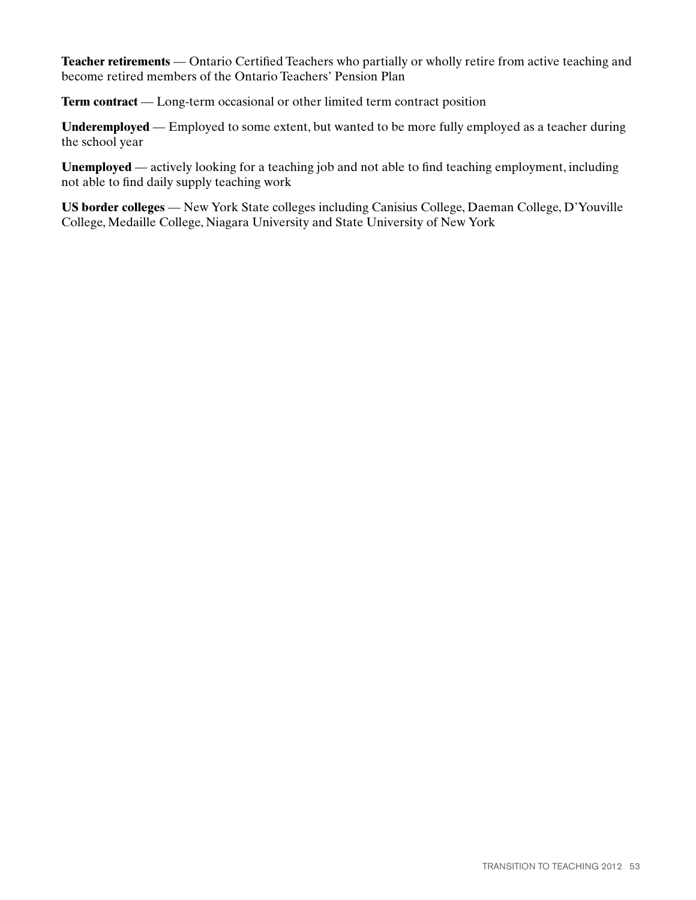**Teacher retirements** — Ontario Certified Teachers who partially or wholly retire from active teaching and become retired members of the Ontario Teachers' Pension Plan

**Term contract** — Long-term occasional or other limited term contract position

**Underemployed** — Employed to some extent, but wanted to be more fully employed as a teacher during the school year

**Unemployed** — actively looking for a teaching job and not able to find teaching employment, including not able to find daily supply teaching work

**US border colleges** — New York State colleges including Canisius College, Daeman College, D'Youville College, Medaille College, Niagara University and State University of New York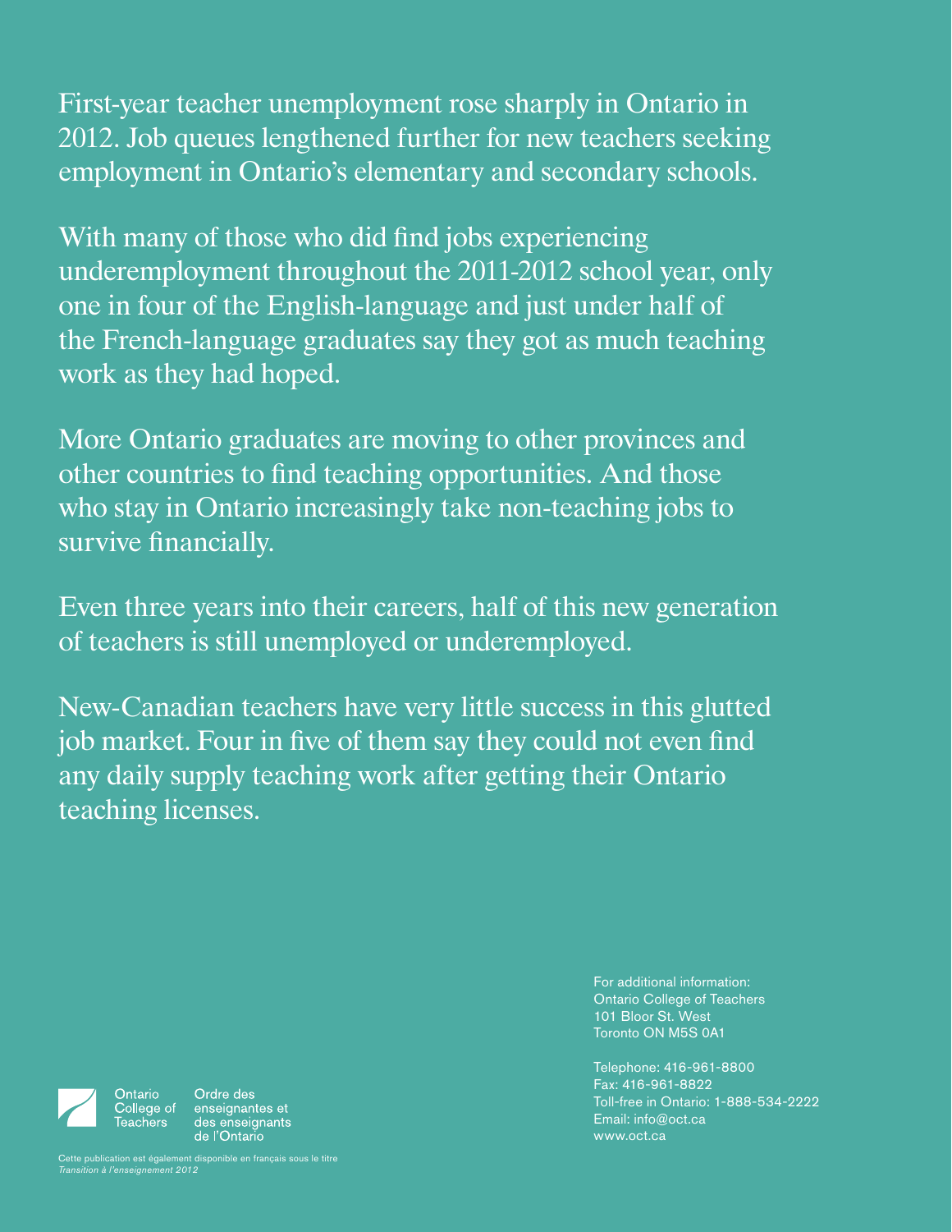First-year teacher unemployment rose sharply in Ontario in 2012. Job queues lengthened further for new teachers seeking employment in Ontario's elementary and secondary schools.

With many of those who did find jobs experiencing underemployment throughout the 2011-2012 school year, only one in four of the English-language and just under half of the French-language graduates say they got as much teaching work as they had hoped.

More Ontario graduates are moving to other provinces and other countries to find teaching opportunities. And those who stay in Ontario increasingly take non-teaching jobs to survive financially.

Even three years into their careers, half of this new generation of teachers is still unemployed or underemployed.

New-Canadian teachers have very little success in this glutted job market. Four in five of them say they could not even find any daily supply teaching work after getting their Ontario teaching licenses.

For additional information:
Ontario College of Teachers
101 Bloor St. West
Toronto ON M5S 0A1

Telephone: 416-961-8800
Fax: 416-961-8822
Toll-free in Ontario: 1-888-534-2222
Email: info@oct.ca
www.oct.ca

Ontario College of Teachers
Ordre des enseignantes et des enseignants de l'Ontario

Cette publication est également disponible en français sous le titre *Transition à l'enseignement 2012*